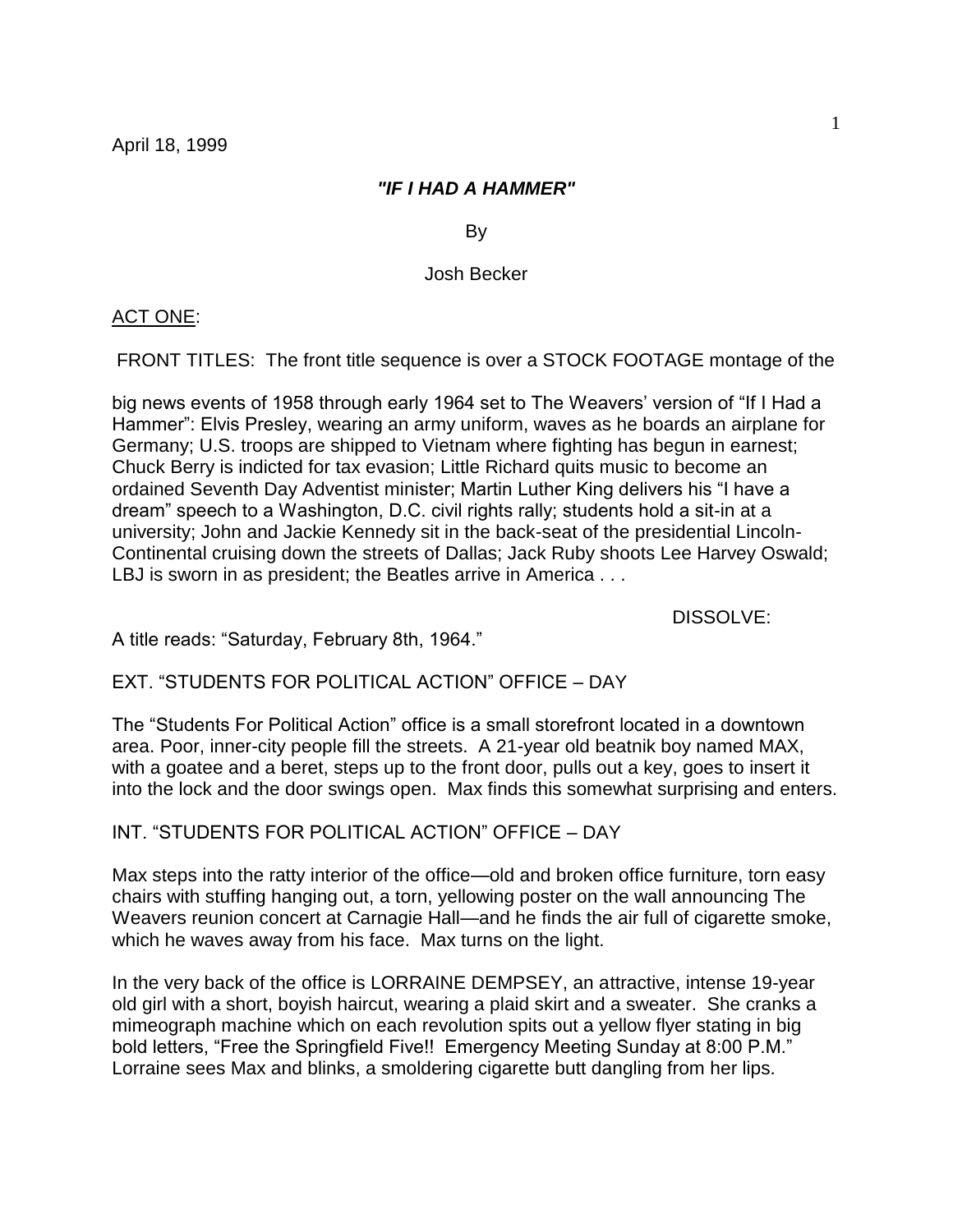April 18, 1999

***"IF I HAD A HAMMER"***

By

Josh Becker

ACT ONE:

FRONT TITLES: The front title sequence is over a STOCK FOOTAGE montage of the big news events of 1958 through early 1964 set to The Weavers' version of "If I Had a Hammer": Elvis Presley, wearing an army uniform, waves as he boards an airplane for Germany; U.S. troops are shipped to Vietnam where fighting has begun in earnest; Chuck Berry is indicted for tax evasion; Little Richard quits music to become an ordained Seventh Day Adventist minister; Martin Luther King delivers his "I have a dream" speech to a Washington, D.C. civil rights rally; students hold a sit-in at a university; John and Jackie Kennedy sit in the back-seat of the presidential Lincoln-Continental cruising down the streets of Dallas; Jack Ruby shoots Lee Harvey Oswald; LBJ is sworn in as president; the Beatles arrive in America . . .

DISSOLVE:

A title reads: "Saturday, February 8th, 1964."

EXT. "STUDENTS FOR POLITICAL ACTION" OFFICE – DAY

The "Students For Political Action" office is a small storefront located in a downtown area. Poor, inner-city people fill the streets. A 21-year old beatnik boy named MAX, with a goatee and a beret, steps up to the front door, pulls out a key, goes to insert it into the lock and the door swings open. Max finds this somewhat surprising and enters.

INT. "STUDENTS FOR POLITICAL ACTION" OFFICE – DAY

Max steps into the ratty interior of the office—old and broken office furniture, torn easy chairs with stuffing hanging out, a torn, yellowing poster on the wall announcing The Weavers reunion concert at Carnagie Hall—and he finds the air full of cigarette smoke, which he waves away from his face. Max turns on the light.

In the very back of the office is LORRAINE DEMPSEY, an attractive, intense 19-year old girl with a short, boyish haircut, wearing a plaid skirt and a sweater. She cranks a mimeograph machine which on each revolution spits out a yellow flyer stating in big bold letters, "Free the Springfield Five!! Emergency Meeting Sunday at 8:00 P.M." Lorraine sees Max and blinks, a smoldering cigarette butt dangling from her lips.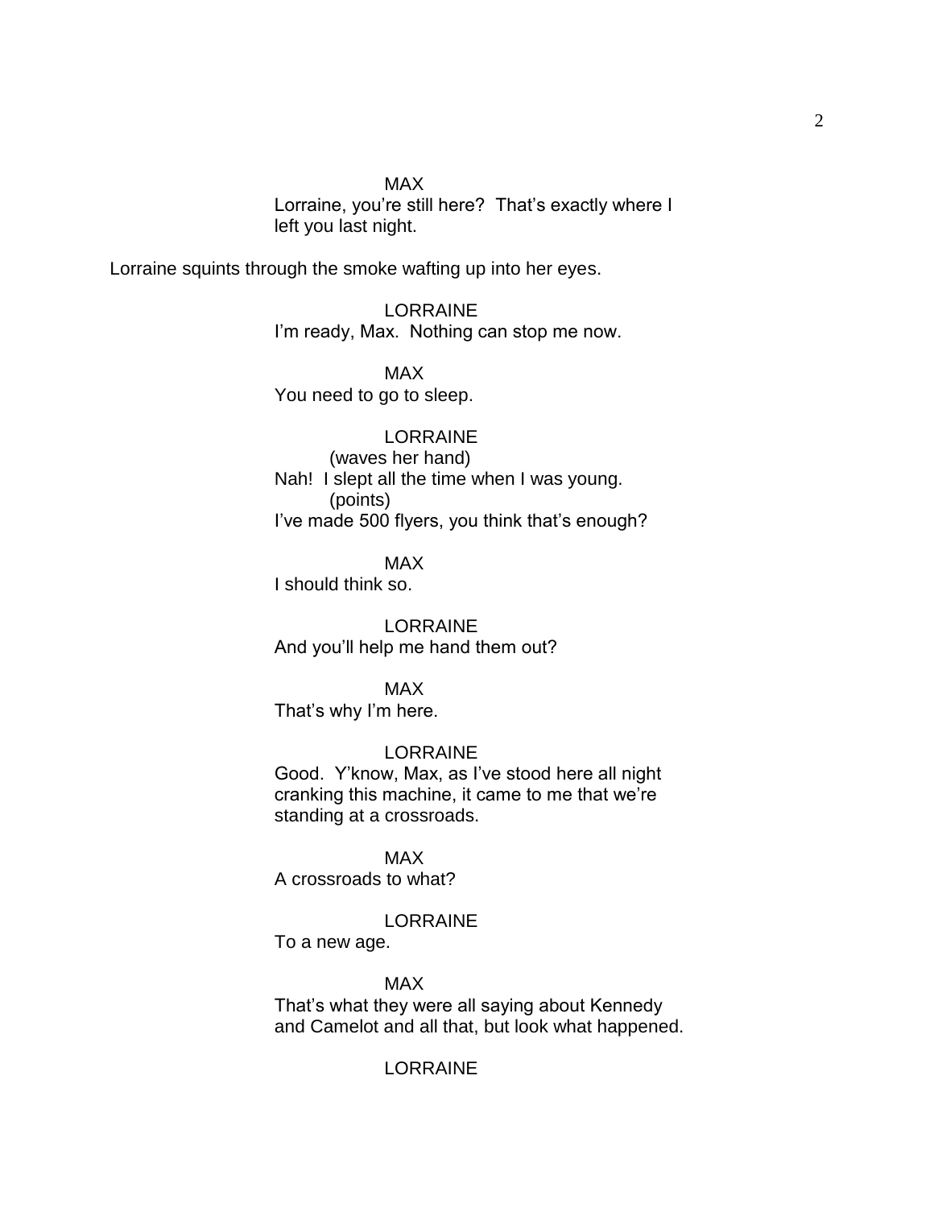MAX

Lorraine, you're still here? That's exactly where I left you last night.

Lorraine squints through the smoke wafting up into her eyes.

LORRAINE

I'm ready, Max. Nothing can stop me now.

MAX

You need to go to sleep.

LORRAINE

(waves her hand)

Nah! I slept all the time when I was young.

(points)

I've made 500 flyers, you think that's enough?

MAX

I should think so.

LORRAINE

And you'll help me hand them out?

MAX

That's why I'm here.

LORRAINE

Good. Y'know, Max, as I've stood here all night cranking this machine, it came to me that we're standing at a crossroads.

MAX

A crossroads to what?

LORRAINE

To a new age.

MAX

That's what they were all saying about Kennedy and Camelot and all that, but look what happened.

LORRAINE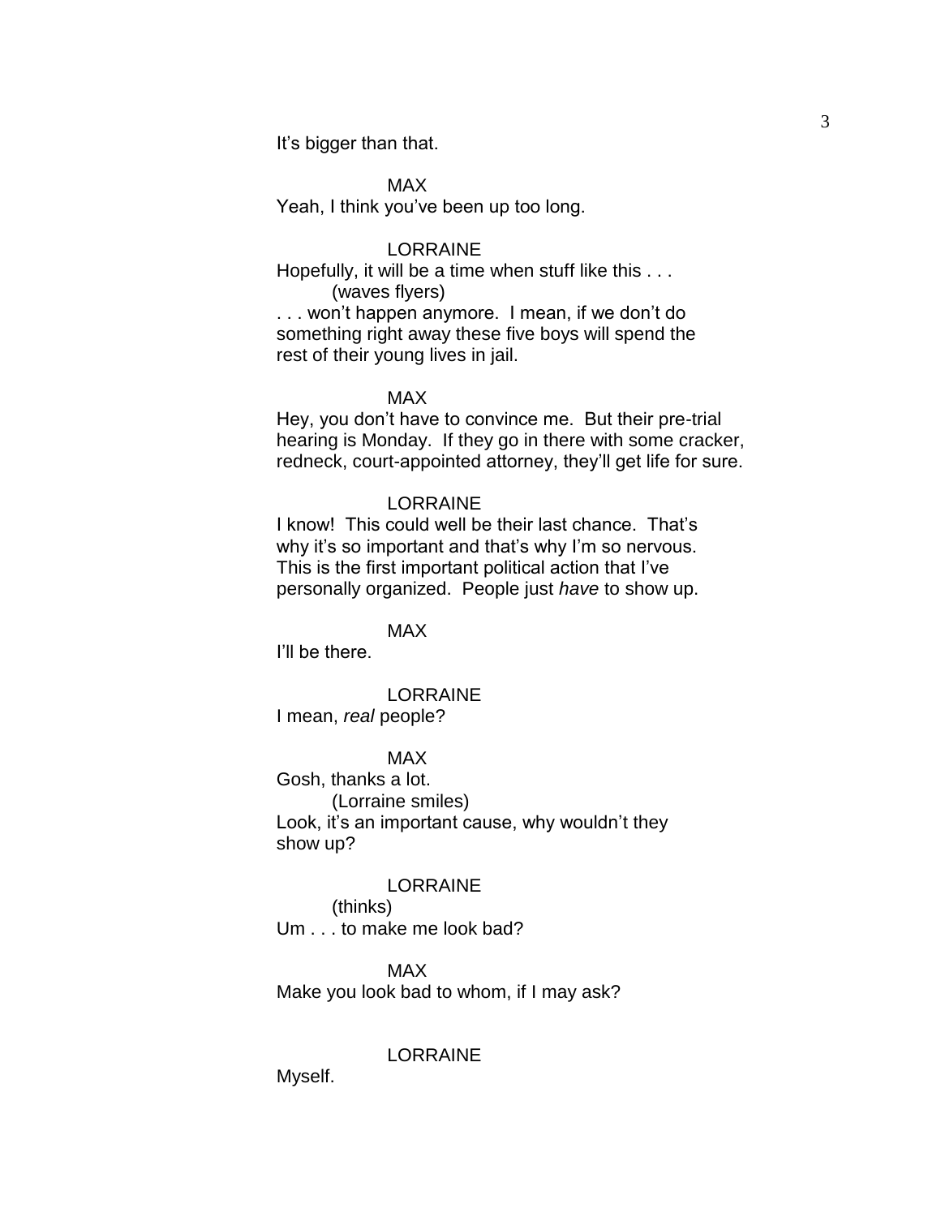It's bigger than that.

MAX

Yeah, I think you've been up too long.

LORRAINE

Hopefully, it will be a time when stuff like this . . .

(waves flyers)

. . . won't happen anymore. I mean, if we don't do something right away these five boys will spend the rest of their young lives in jail.

MAX

Hey, you don't have to convince me. But their pre-trial hearing is Monday. If they go in there with some cracker, redneck, court-appointed attorney, they'll get life for sure.

LORRAINE

I know! This could well be their last chance. That's why it's so important and that's why I'm so nervous. This is the first important political action that I've personally organized. People just *have* to show up.

MAX

I'll be there.

LORRAINE

I mean, *real* people?

MAX

Gosh, thanks a lot.

(Lorraine smiles)

Look, it's an important cause, why wouldn't they show up?

LORRAINE

(thinks)

Um . . . to make me look bad?

MAX

Make you look bad to whom, if I may ask?

LORRAINE

Myself.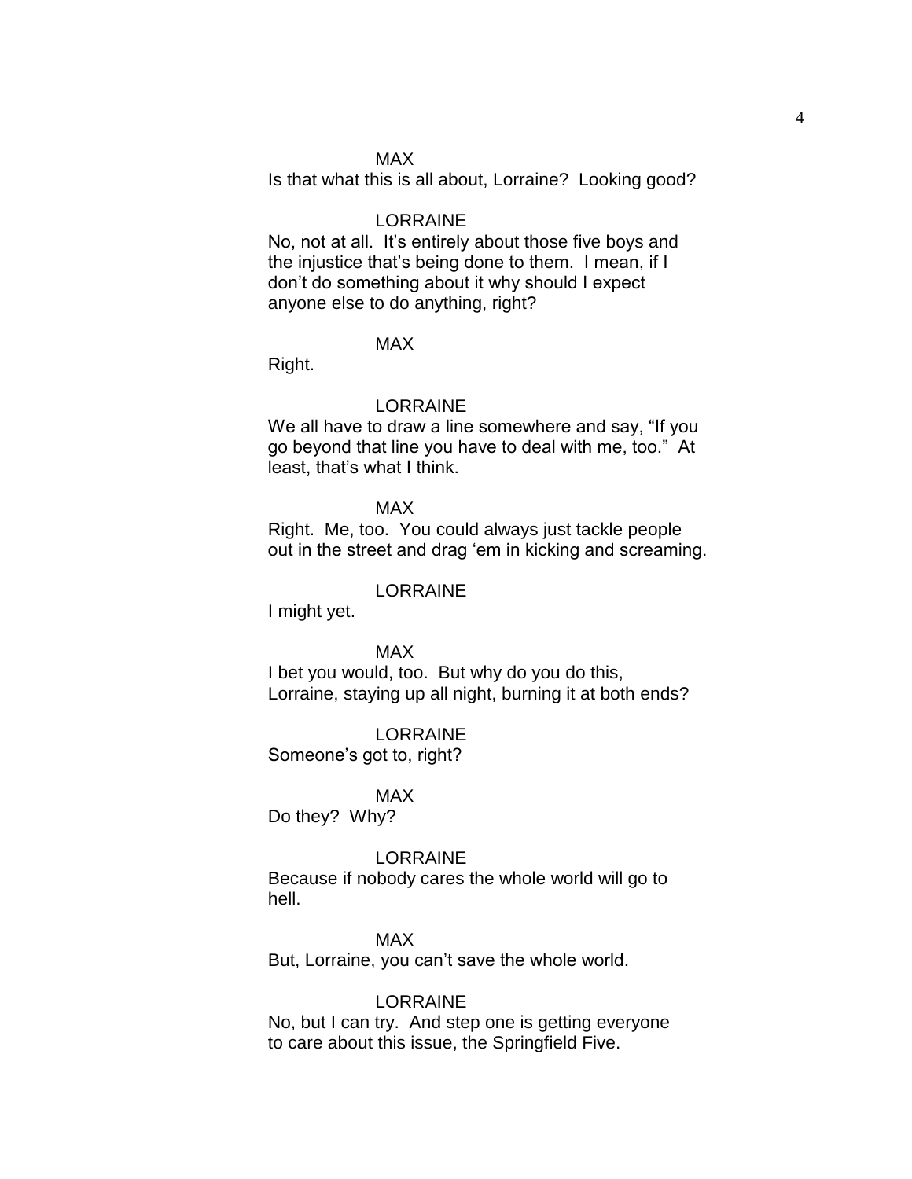MAX

Is that what this is all about, Lorraine? Looking good?

LORRAINE

No, not at all. It's entirely about those five boys and the injustice that's being done to them. I mean, if I don't do something about it why should I expect anyone else to do anything, right?

MAX

Right.

LORRAINE

We all have to draw a line somewhere and say, "If you go beyond that line you have to deal with me, too." At least, that's what I think.

MAX

Right. Me, too. You could always just tackle people out in the street and drag 'em in kicking and screaming.

LORRAINE

I might yet.

MAX

I bet you would, too. But why do you do this, Lorraine, staying up all night, burning it at both ends?

LORRAINE

Someone's got to, right?

MAX

Do they? Why?

LORRAINE

Because if nobody cares the whole world will go to hell.

MAX

But, Lorraine, you can't save the whole world.

LORRAINE

No, but I can try. And step one is getting everyone to care about this issue, the Springfield Five.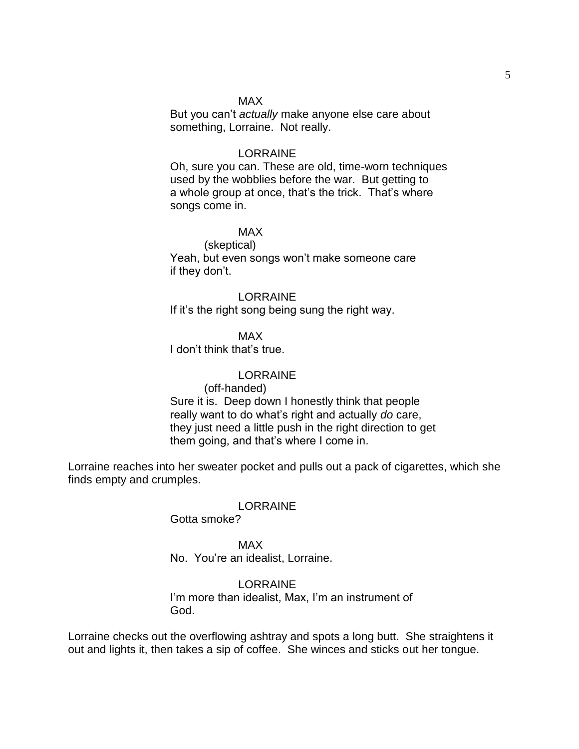MAX

But you can't *actually* make anyone else care about something, Lorraine. Not really.

LORRAINE

Oh, sure you can. These are old, time-worn techniques used by the wobblies before the war. But getting to a whole group at once, that's the trick. That's where songs come in.

MAX

(skeptical)

Yeah, but even songs won't make someone care if they don't.

LORRAINE

If it's the right song being sung the right way.

MAX

I don't think that's true.

LORRAINE

(off-handed)

Sure it is. Deep down I honestly think that people really want to do what's right and actually *do* care, they just need a little push in the right direction to get them going, and that's where I come in.

Lorraine reaches into her sweater pocket and pulls out a pack of cigarettes, which she finds empty and crumples.

LORRAINE

Gotta smoke?

MAX

No. You're an idealist, Lorraine.

LORRAINE

I'm more than idealist, Max, I'm an instrument of God.

Lorraine checks out the overflowing ashtray and spots a long butt. She straightens it out and lights it, then takes a sip of coffee. She winces and sticks out her tongue.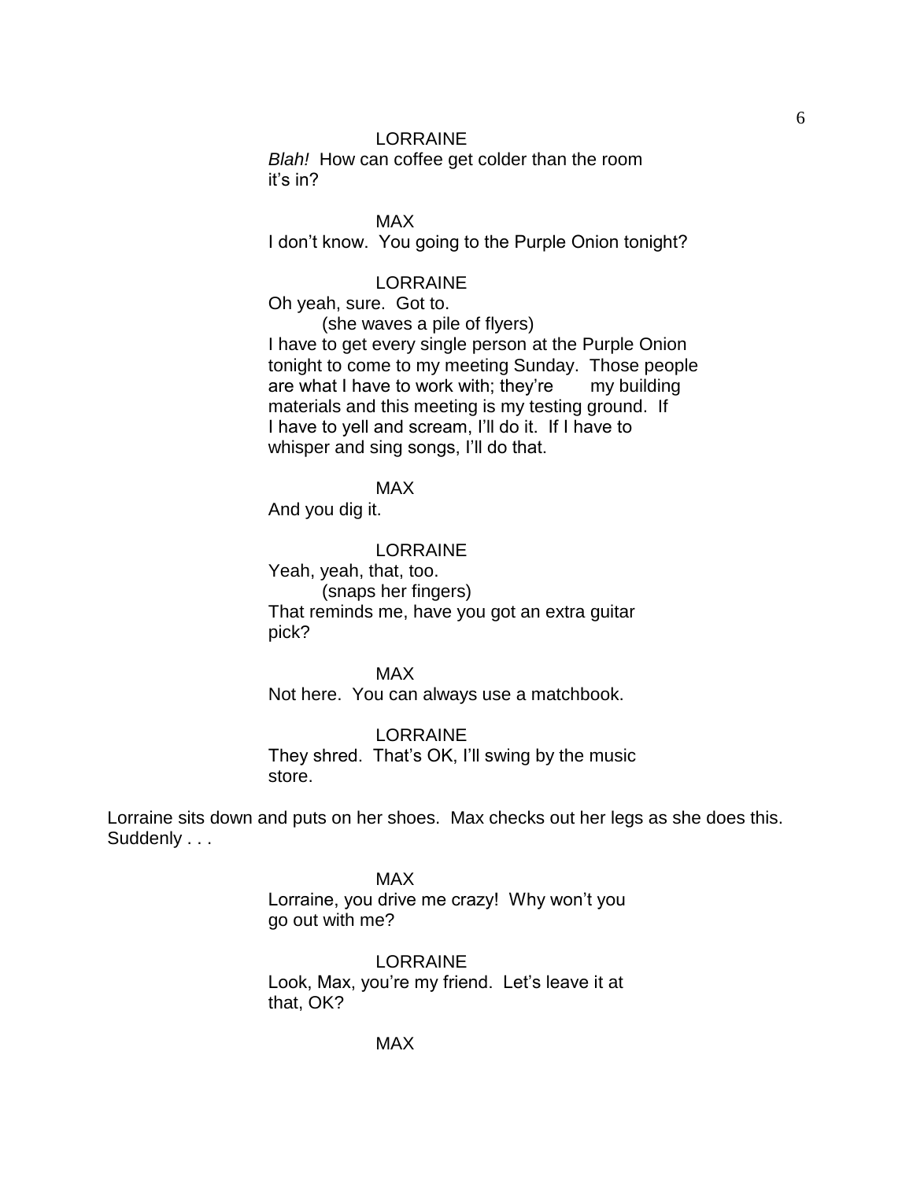LORRAINE

*Blah!* How can coffee get colder than the room it's in?

MAX

I don't know. You going to the Purple Onion tonight?

LORRAINE

Oh yeah, sure. Got to.

(she waves a pile of flyers)

I have to get every single person at the Purple Onion tonight to come to my meeting Sunday. Those people are what I have to work with; they're my building materials and this meeting is my testing ground. If I have to yell and scream, I'll do it. If I have to whisper and sing songs, I'll do that.

MAX

And you dig it.

LORRAINE

Yeah, yeah, that, too.

(snaps her fingers)

That reminds me, have you got an extra guitar pick?

MAX

Not here. You can always use a matchbook.

LORRAINE

They shred. That's OK, I'll swing by the music store.

Lorraine sits down and puts on her shoes. Max checks out her legs as she does this. Suddenly . . .

MAX

Lorraine, you drive me crazy! Why won't you go out with me?

LORRAINE

Look, Max, you're my friend. Let's leave it at that, OK?

MAX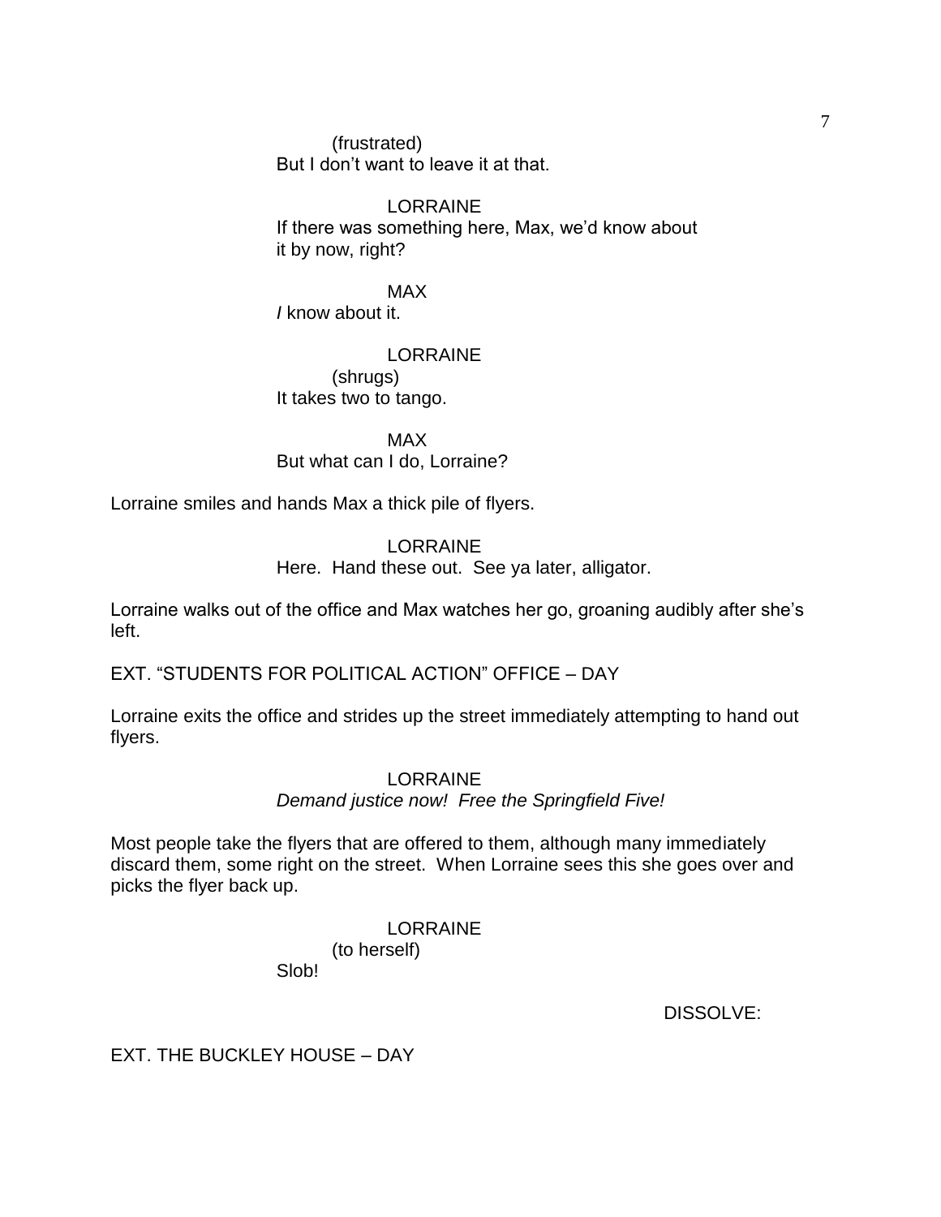(frustrated)
But I don't want to leave it at that.

LORRAINE
If there was something here, Max, we'd know about it by now, right?

MAX
*I* know about it.

LORRAINE
(shrugs)
It takes two to tango.

MAX
But what can I do, Lorraine?

Lorraine smiles and hands Max a thick pile of flyers.

LORRAINE
Here. Hand these out. See ya later, alligator.

Lorraine walks out of the office and Max watches her go, groaning audibly after she's left.

EXT. "STUDENTS FOR POLITICAL ACTION" OFFICE – DAY

Lorraine exits the office and strides up the street immediately attempting to hand out flyers.

LORRAINE
*Demand justice now! Free the Springfield Five!*

Most people take the flyers that are offered to them, although many immediately discard them, some right on the street. When Lorraine sees this she goes over and picks the flyer back up.

LORRAINE
(to herself)
Slob!

DISSOLVE:

EXT. THE BUCKLEY HOUSE – DAY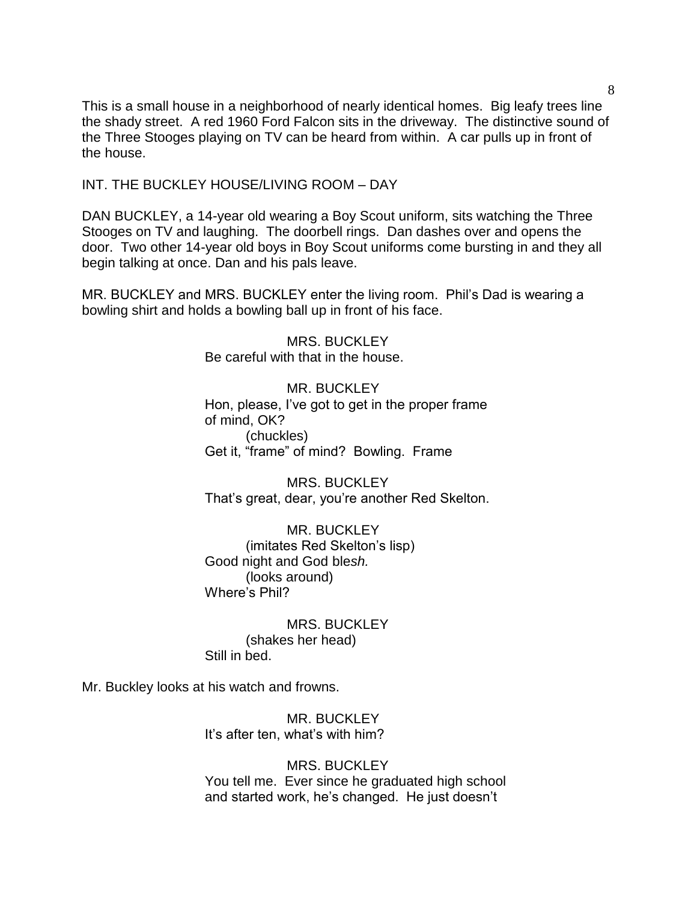This is a small house in a neighborhood of nearly identical homes. Big leafy trees line the shady street. A red 1960 Ford Falcon sits in the driveway. The distinctive sound of the Three Stooges playing on TV can be heard from within. A car pulls up in front of the house.

INT. THE BUCKLEY HOUSE/LIVING ROOM – DAY

DAN BUCKLEY, a 14-year old wearing a Boy Scout uniform, sits watching the Three Stooges on TV and laughing. The doorbell rings. Dan dashes over and opens the door. Two other 14-year old boys in Boy Scout uniforms come bursting in and they all begin talking at once. Dan and his pals leave.

MR. BUCKLEY and MRS. BUCKLEY enter the living room. Phil's Dad is wearing a bowling shirt and holds a bowling ball up in front of his face.

MRS. BUCKLEY
Be careful with that in the house.

MR. BUCKLEY
Hon, please, I've got to get in the proper frame of mind, OK?
(chuckles)
Get it, "frame" of mind? Bowling. Frame

MRS. BUCKLEY
That's great, dear, you're another Red Skelton.

MR. BUCKLEY
(imitates Red Skelton's lisp)
Good night and God bl*esh.*
(looks around)
Where's Phil?

MRS. BUCKLEY
(shakes her head)
Still in bed.

Mr. Buckley looks at his watch and frowns.

MR. BUCKLEY
It's after ten, what's with him?

MRS. BUCKLEY
You tell me. Ever since he graduated high school and started work, he's changed. He just doesn't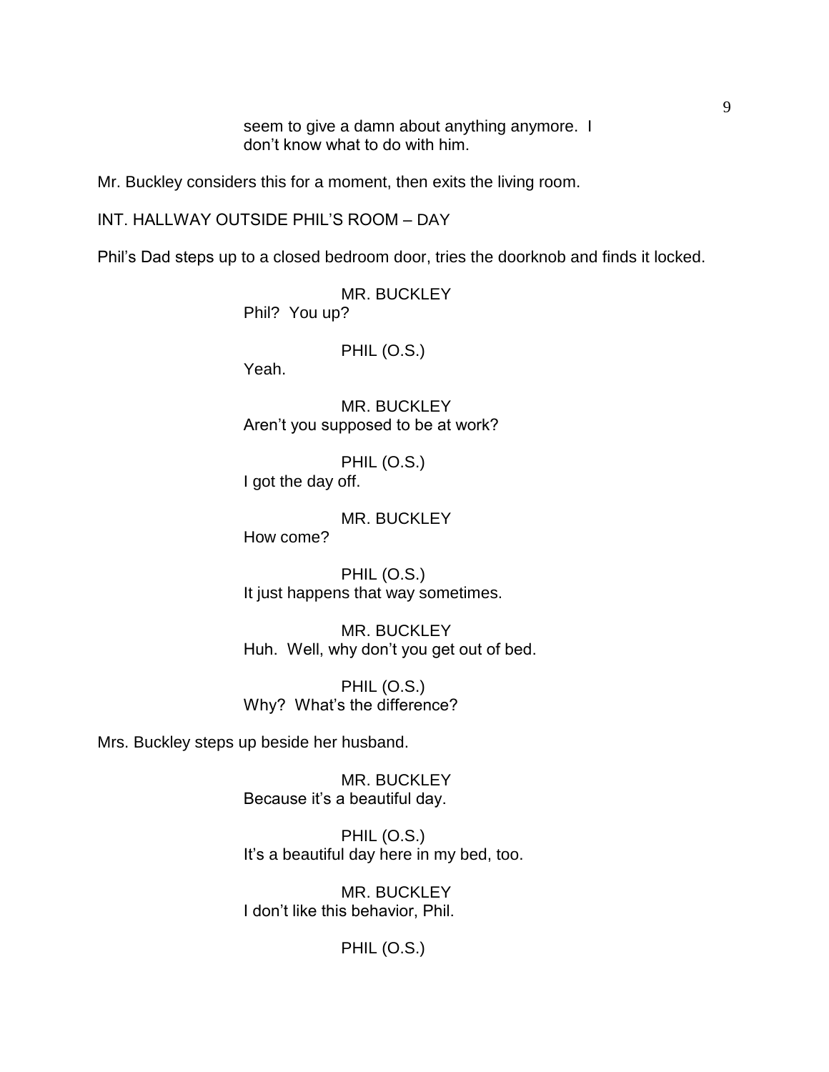seem to give a damn about anything anymore. I don't know what to do with him.

Mr. Buckley considers this for a moment, then exits the living room.

INT. HALLWAY OUTSIDE PHIL'S ROOM – DAY

Phil's Dad steps up to a closed bedroom door, tries the doorknob and finds it locked.

MR. BUCKLEY
Phil? You up?

PHIL (O.S.)
Yeah.

MR. BUCKLEY
Aren't you supposed to be at work?

PHIL (O.S.)
I got the day off.

MR. BUCKLEY
How come?

PHIL (O.S.)
It just happens that way sometimes.

MR. BUCKLEY
Huh. Well, why don't you get out of bed.

PHIL (O.S.)
Why? What's the difference?

Mrs. Buckley steps up beside her husband.

MR. BUCKLEY
Because it's a beautiful day.

PHIL (O.S.)
It's a beautiful day here in my bed, too.

MR. BUCKLEY
I don't like this behavior, Phil.

PHIL (O.S.)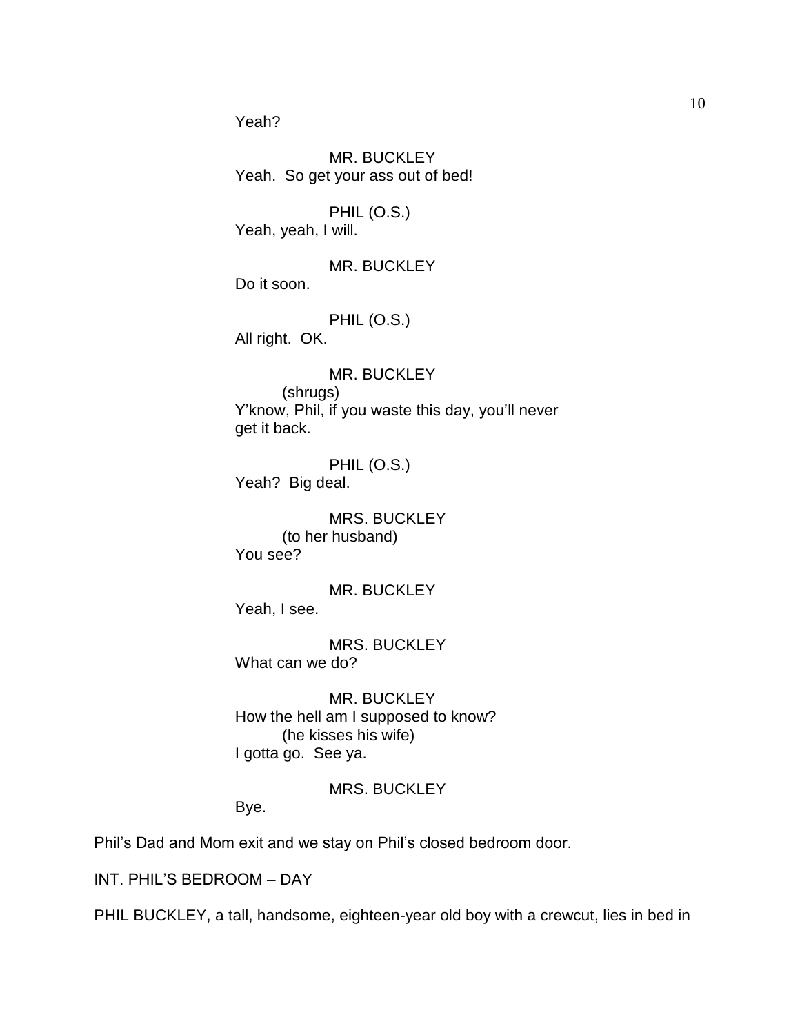Yeah?

MR. BUCKLEY
Yeah. So get your ass out of bed!

PHIL (O.S.)
Yeah, yeah, I will.

MR. BUCKLEY
Do it soon.

PHIL (O.S.)
All right. OK.

MR. BUCKLEY
(shrugs)
Y'know, Phil, if you waste this day, you'll never get it back.

PHIL (O.S.)
Yeah? Big deal.

MRS. BUCKLEY
(to her husband)
You see?

MR. BUCKLEY
Yeah, I see.

MRS. BUCKLEY
What can we do?

MR. BUCKLEY
How the hell am I supposed to know?
(he kisses his wife)
I gotta go. See ya.

MRS. BUCKLEY
Bye.

Phil's Dad and Mom exit and we stay on Phil's closed bedroom door.

INT. PHIL'S BEDROOM – DAY

PHIL BUCKLEY, a tall, handsome, eighteen-year old boy with a crewcut, lies in bed in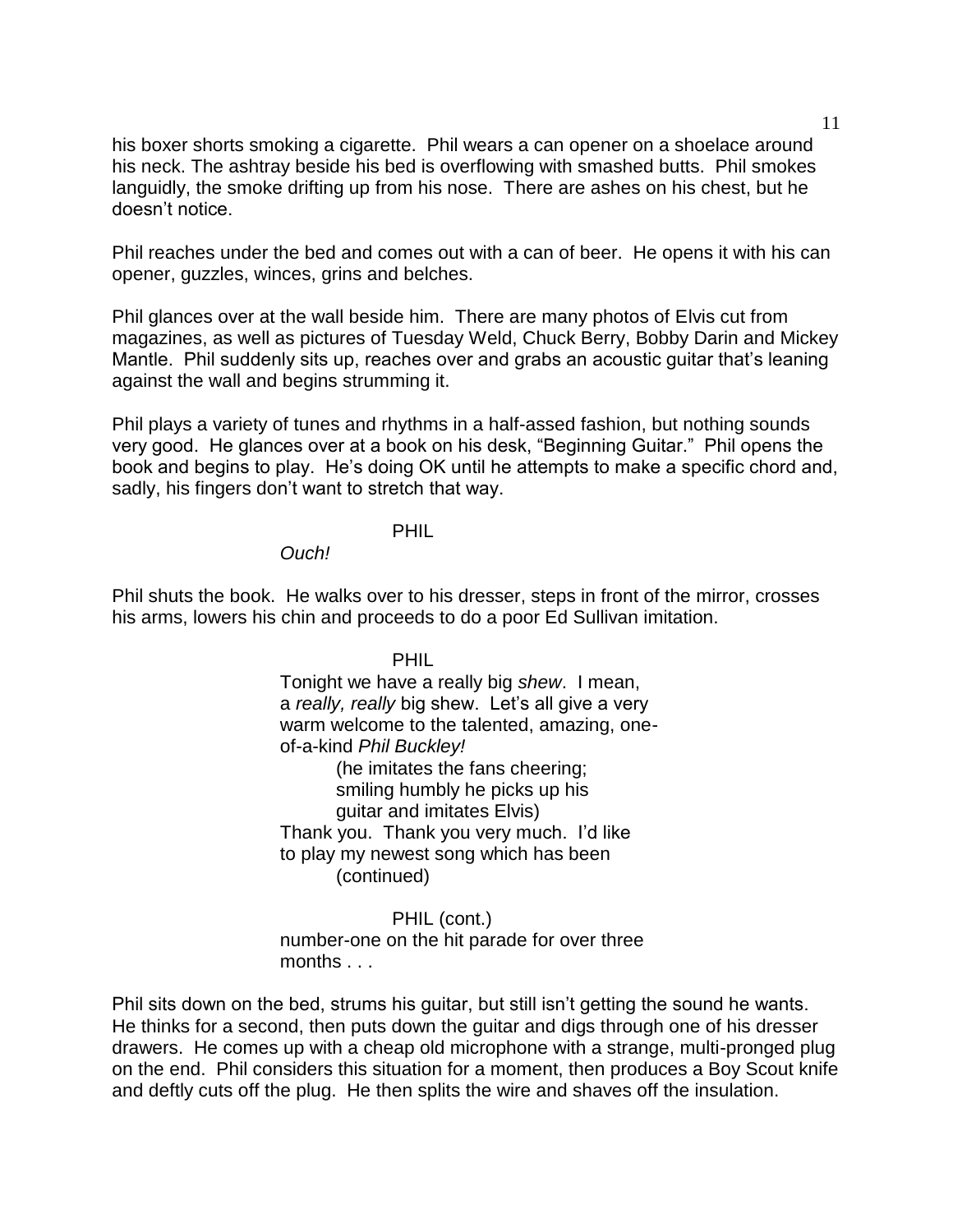his boxer shorts smoking a cigarette. Phil wears a can opener on a shoelace around his neck. The ashtray beside his bed is overflowing with smashed butts. Phil smokes languidly, the smoke drifting up from his nose. There are ashes on his chest, but he doesn't notice.

Phil reaches under the bed and comes out with a can of beer. He opens it with his can opener, guzzles, winces, grins and belches.

Phil glances over at the wall beside him. There are many photos of Elvis cut from magazines, as well as pictures of Tuesday Weld, Chuck Berry, Bobby Darin and Mickey Mantle. Phil suddenly sits up, reaches over and grabs an acoustic guitar that's leaning against the wall and begins strumming it.

Phil plays a variety of tunes and rhythms in a half-assed fashion, but nothing sounds very good. He glances over at a book on his desk, "Beginning Guitar." Phil opens the book and begins to play. He's doing OK until he attempts to make a specific chord and, sadly, his fingers don't want to stretch that way.

PHIL

*Ouch!*

Phil shuts the book. He walks over to his dresser, steps in front of the mirror, crosses his arms, lowers his chin and proceeds to do a poor Ed Sullivan imitation.

PHIL

Tonight we have a really big *shew*. I mean, a *really, really* big shew. Let's all give a very warm welcome to the talented, amazing, one-of-a-kind *Phil Buckley!*

(he imitates the fans cheering; smiling humbly he picks up his guitar and imitates Elvis)

Thank you. Thank you very much. I'd like to play my newest song which has been

(continued)

PHIL (cont.)

number-one on the hit parade for over three months . . .

Phil sits down on the bed, strums his guitar, but still isn't getting the sound he wants. He thinks for a second, then puts down the guitar and digs through one of his dresser drawers. He comes up with a cheap old microphone with a strange, multi-pronged plug on the end. Phil considers this situation for a moment, then produces a Boy Scout knife and deftly cuts off the plug. He then splits the wire and shaves off the insulation.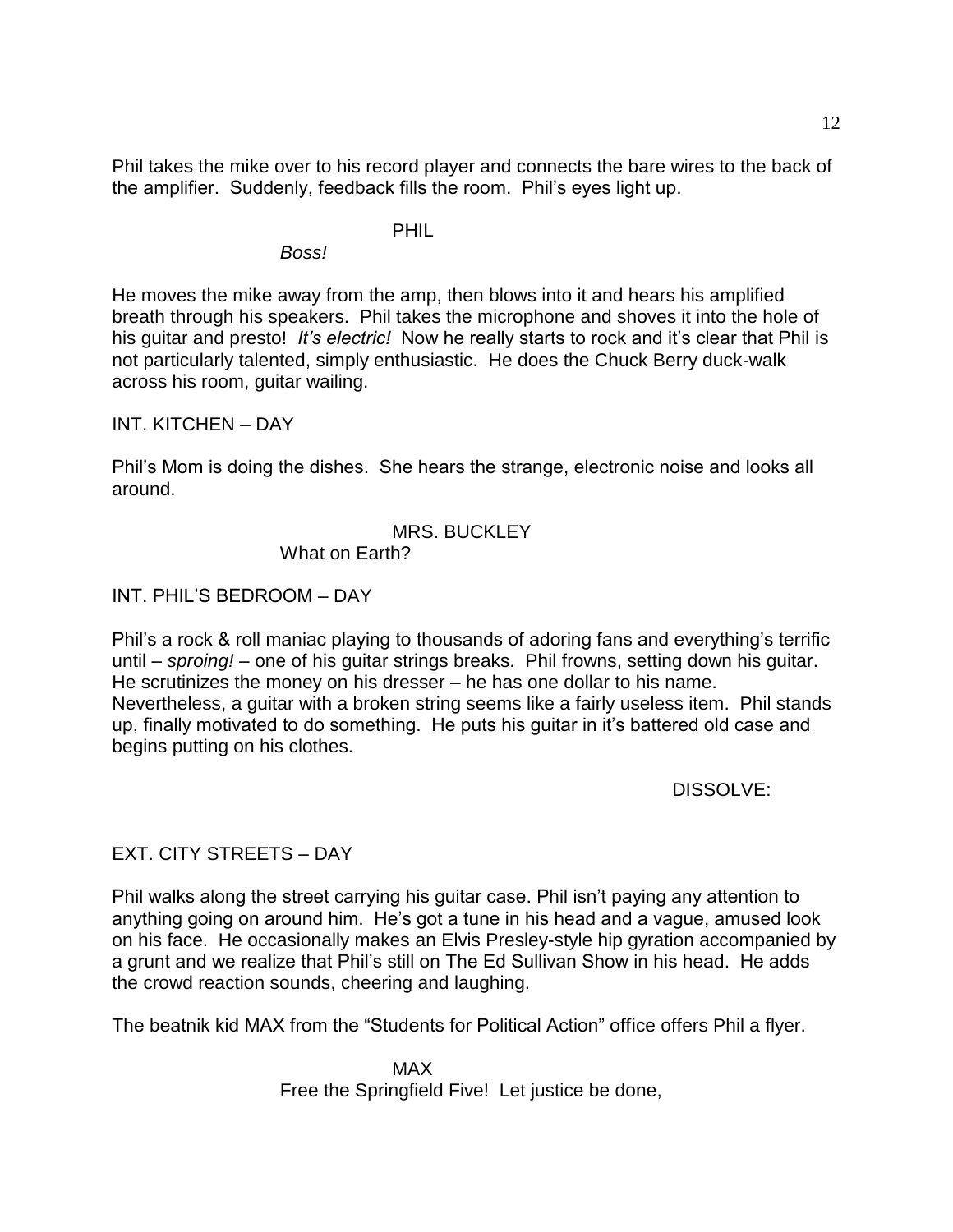Phil takes the mike over to his record player and connects the bare wires to the back of the amplifier. Suddenly, feedback fills the room. Phil's eyes light up.

PHIL

*Boss!*

He moves the mike away from the amp, then blows into it and hears his amplified breath through his speakers. Phil takes the microphone and shoves it into the hole of his guitar and presto! *It's electric!* Now he really starts to rock and it's clear that Phil is not particularly talented, simply enthusiastic. He does the Chuck Berry duck-walk across his room, guitar wailing.

INT. KITCHEN – DAY

Phil's Mom is doing the dishes. She hears the strange, electronic noise and looks all around.

MRS. BUCKLEY

What on Earth?

INT. PHIL'S BEDROOM – DAY

Phil's a rock & roll maniac playing to thousands of adoring fans and everything's terrific until – *sproing!* – one of his guitar strings breaks. Phil frowns, setting down his guitar. He scrutinizes the money on his dresser – he has one dollar to his name. Nevertheless, a guitar with a broken string seems like a fairly useless item. Phil stands up, finally motivated to do something. He puts his guitar in it's battered old case and begins putting on his clothes.

DISSOLVE:

EXT. CITY STREETS – DAY

Phil walks along the street carrying his guitar case. Phil isn't paying any attention to anything going on around him. He's got a tune in his head and a vague, amused look on his face. He occasionally makes an Elvis Presley-style hip gyration accompanied by a grunt and we realize that Phil's still on The Ed Sullivan Show in his head. He adds the crowd reaction sounds, cheering and laughing.

The beatnik kid MAX from the "Students for Political Action" office offers Phil a flyer.

MAX

Free the Springfield Five! Let justice be done,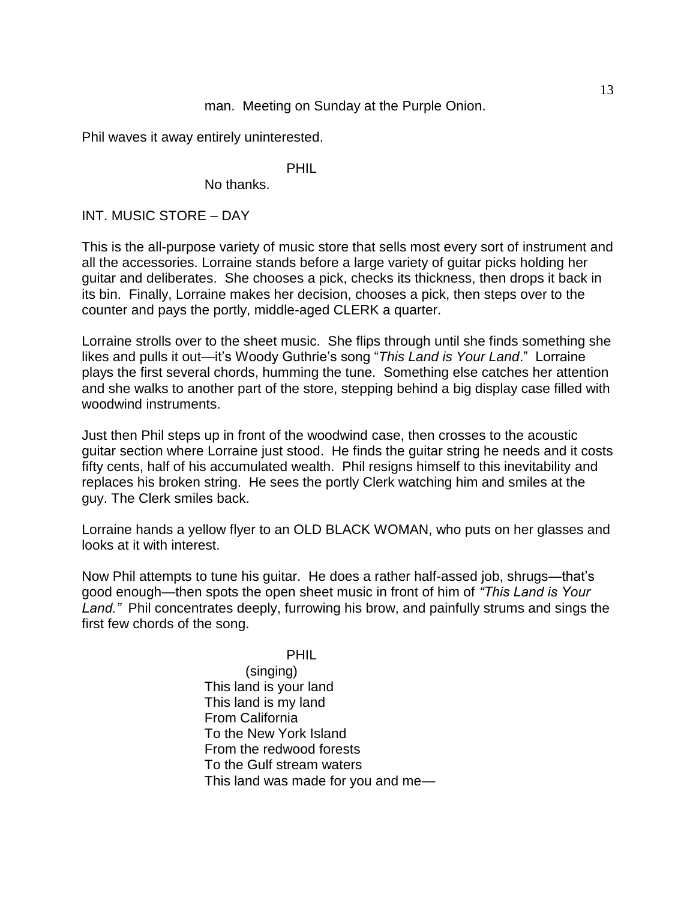man. Meeting on Sunday at the Purple Onion.

Phil waves it away entirely uninterested.

PHIL

No thanks.

INT. MUSIC STORE – DAY

This is the all-purpose variety of music store that sells most every sort of instrument and all the accessories. Lorraine stands before a large variety of guitar picks holding her guitar and deliberates. She chooses a pick, checks its thickness, then drops it back in its bin. Finally, Lorraine makes her decision, chooses a pick, then steps over to the counter and pays the portly, middle-aged CLERK a quarter.

Lorraine strolls over to the sheet music. She flips through until she finds something she likes and pulls it out—it's Woody Guthrie's song "*This Land is Your Land*." Lorraine plays the first several chords, humming the tune. Something else catches her attention and she walks to another part of the store, stepping behind a big display case filled with woodwind instruments.

Just then Phil steps up in front of the woodwind case, then crosses to the acoustic guitar section where Lorraine just stood. He finds the guitar string he needs and it costs fifty cents, half of his accumulated wealth. Phil resigns himself to this inevitability and replaces his broken string. He sees the portly Clerk watching him and smiles at the guy. The Clerk smiles back.

Lorraine hands a yellow flyer to an OLD BLACK WOMAN, who puts on her glasses and looks at it with interest.

Now Phil attempts to tune his guitar. He does a rather half-assed job, shrugs—that's good enough—then spots the open sheet music in front of him of *"This Land is Your Land."* Phil concentrates deeply, furrowing his brow, and painfully strums and sings the first few chords of the song.

PHIL

(singing)
This land is your land
This land is my land
From California
To the New York Island
From the redwood forests
To the Gulf stream waters
This land was made for you and me—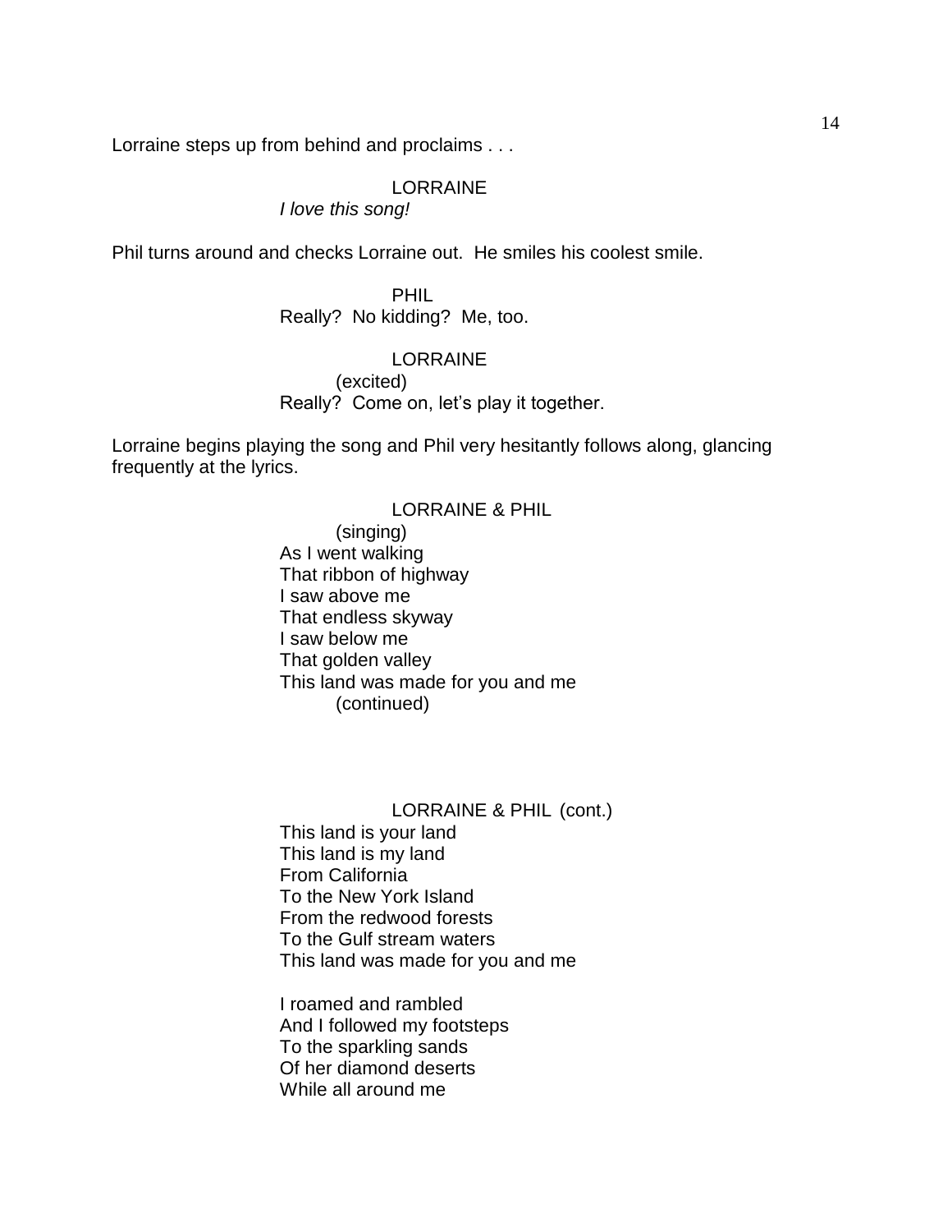Lorraine steps up from behind and proclaims . . .

LORRAINE

*I love this song!*

Phil turns around and checks Lorraine out. He smiles his coolest smile.

PHIL

Really? No kidding? Me, too.

LORRAINE

(excited)

Really? Come on, let's play it together.

Lorraine begins playing the song and Phil very hesitantly follows along, glancing frequently at the lyrics.

LORRAINE & PHIL

(singing)

As I went walking
That ribbon of highway
I saw above me
That endless skyway
I saw below me
That golden valley
This land was made for you and me

(continued)

LORRAINE & PHIL (cont.)

This land is your land
This land is my land
From California
To the New York Island
From the redwood forests
To the Gulf stream waters
This land was made for you and me

I roamed and rambled
And I followed my footsteps
To the sparkling sands
Of her diamond deserts
While all around me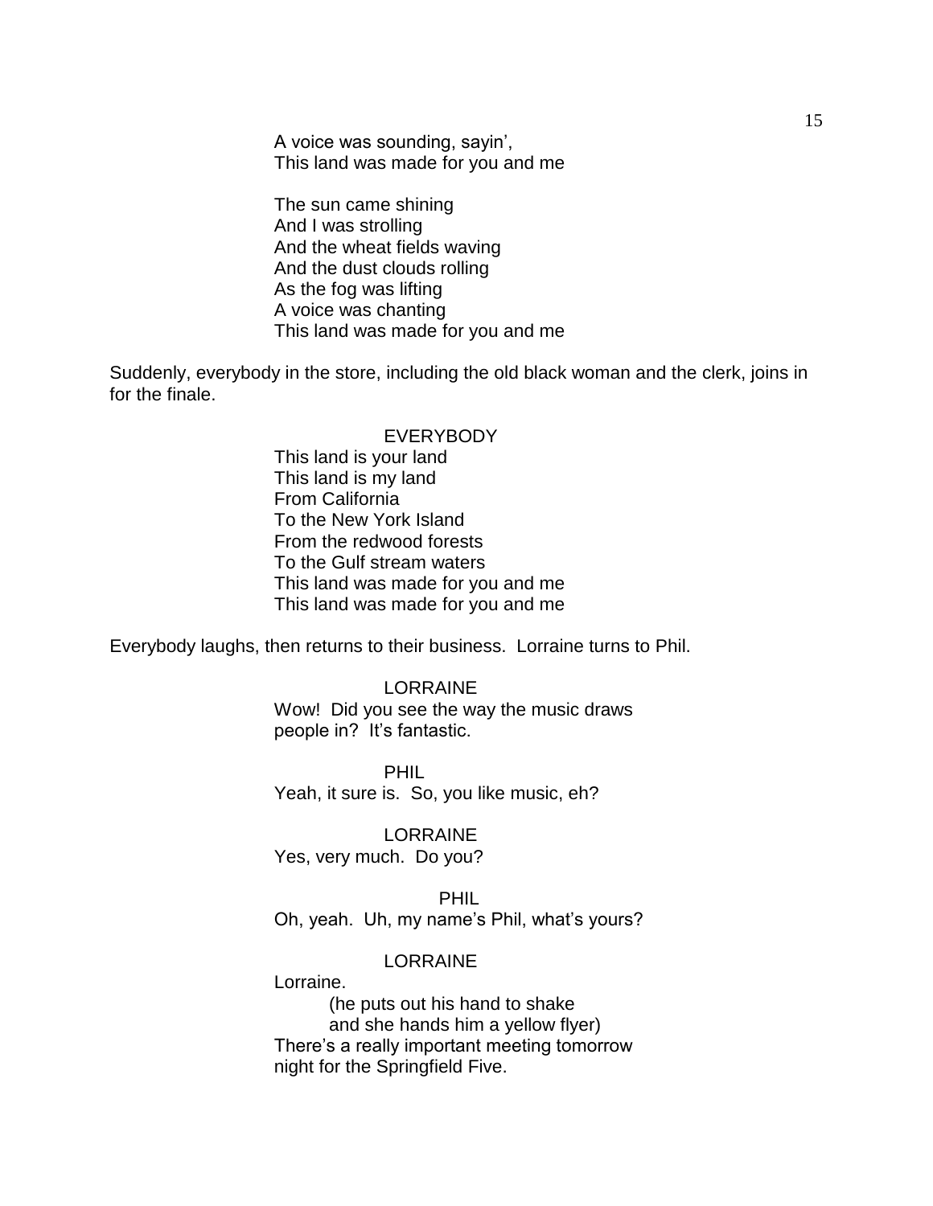A voice was sounding, sayin',
This land was made for you and me

The sun came shining
And I was strolling
And the wheat fields waving
And the dust clouds rolling
As the fog was lifting
A voice was chanting
This land was made for you and me

Suddenly, everybody in the store, including the old black woman and the clerk, joins in for the finale.

EVERYBODY

This land is your land
This land is my land
From California
To the New York Island
From the redwood forests
To the Gulf stream waters
This land was made for you and me
This land was made for you and me

Everybody laughs, then returns to their business. Lorraine turns to Phil.

LORRAINE

Wow! Did you see the way the music draws people in? It's fantastic.

PHIL

Yeah, it sure is. So, you like music, eh?

LORRAINE

Yes, very much. Do you?

PHIL

Oh, yeah. Uh, my name's Phil, what's yours?

LORRAINE

Lorraine.

(he puts out his hand to shake and she hands him a yellow flyer)

There's a really important meeting tomorrow night for the Springfield Five.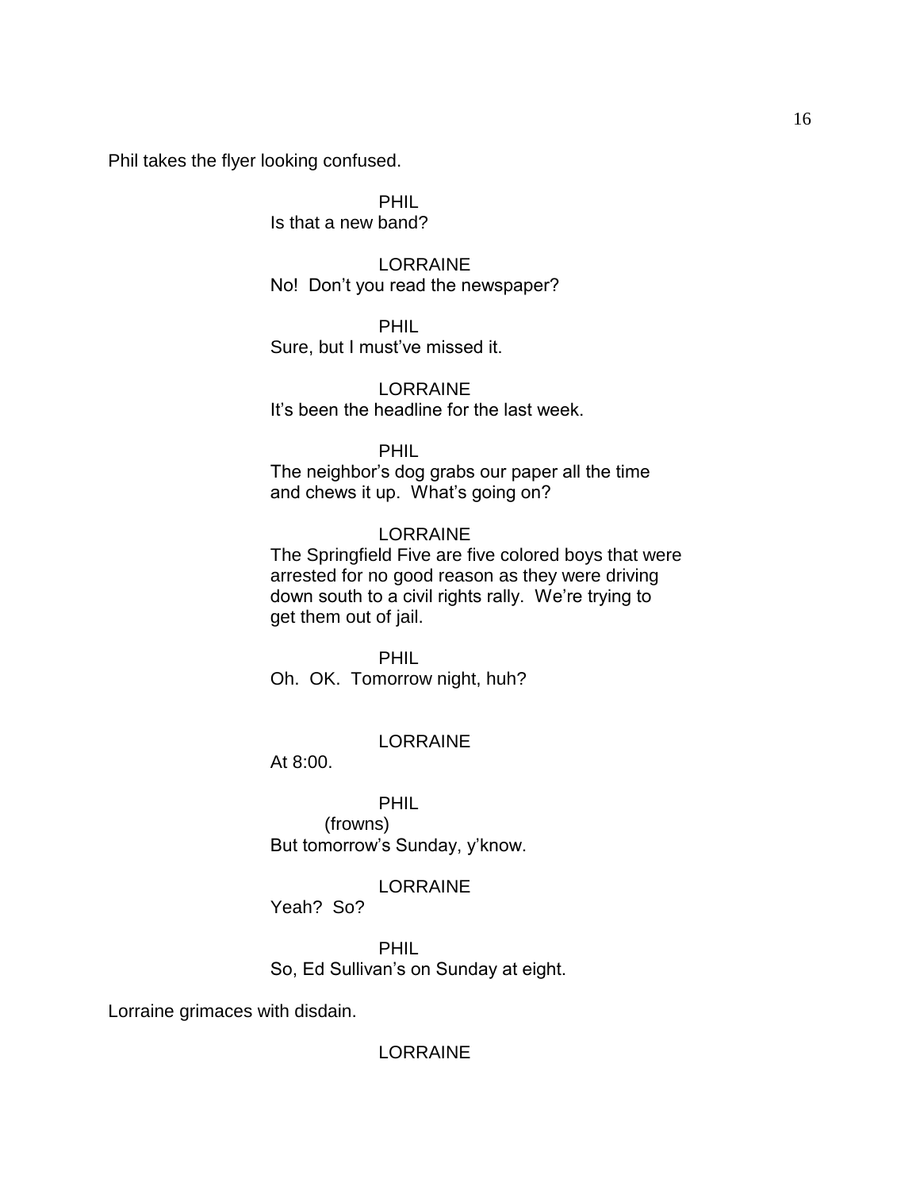Phil takes the flyer looking confused.

PHIL
Is that a new band?

LORRAINE
No! Don't you read the newspaper?

PHIL
Sure, but I must've missed it.

LORRAINE
It's been the headline for the last week.

PHIL
The neighbor's dog grabs our paper all the time and chews it up. What's going on?

LORRAINE
The Springfield Five are five colored boys that were arrested for no good reason as they were driving down south to a civil rights rally. We're trying to get them out of jail.

PHIL
Oh. OK. Tomorrow night, huh?

LORRAINE
At 8:00.

PHIL
(frowns)
But tomorrow's Sunday, y'know.

LORRAINE
Yeah? So?

PHIL
So, Ed Sullivan's on Sunday at eight.

Lorraine grimaces with disdain.

LORRAINE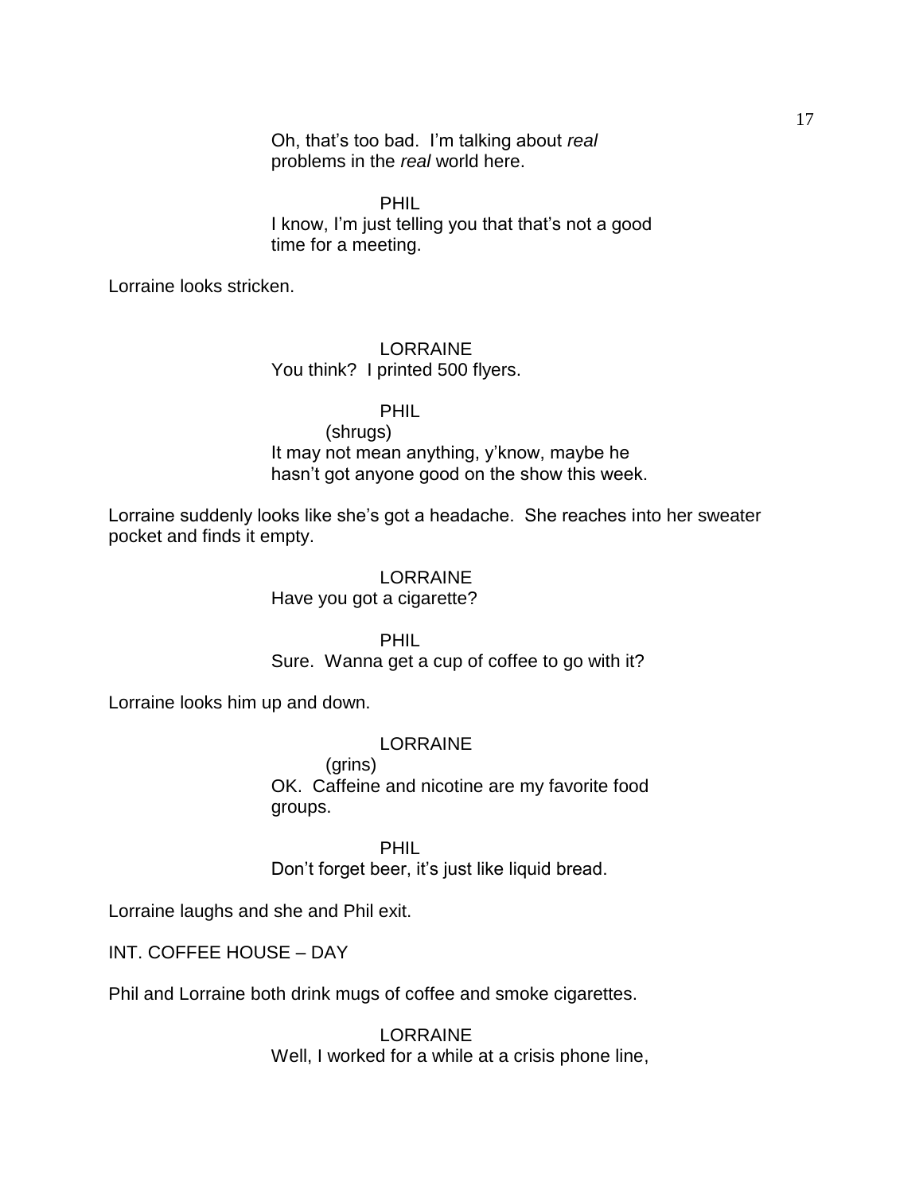Oh, that's too bad. I'm talking about *real* problems in the *real* world here.

PHIL
I know, I'm just telling you that that's not a good time for a meeting.

Lorraine looks stricken.

LORRAINE
You think? I printed 500 flyers.

PHIL
(shrugs)
It may not mean anything, y'know, maybe he hasn't got anyone good on the show this week.

Lorraine suddenly looks like she's got a headache. She reaches into her sweater pocket and finds it empty.

LORRAINE
Have you got a cigarette?

PHIL
Sure. Wanna get a cup of coffee to go with it?

Lorraine looks him up and down.

LORRAINE
(grins)
OK. Caffeine and nicotine are my favorite food groups.

PHIL
Don't forget beer, it's just like liquid bread.

Lorraine laughs and she and Phil exit.

INT. COFFEE HOUSE – DAY

Phil and Lorraine both drink mugs of coffee and smoke cigarettes.

LORRAINE
Well, I worked for a while at a crisis phone line,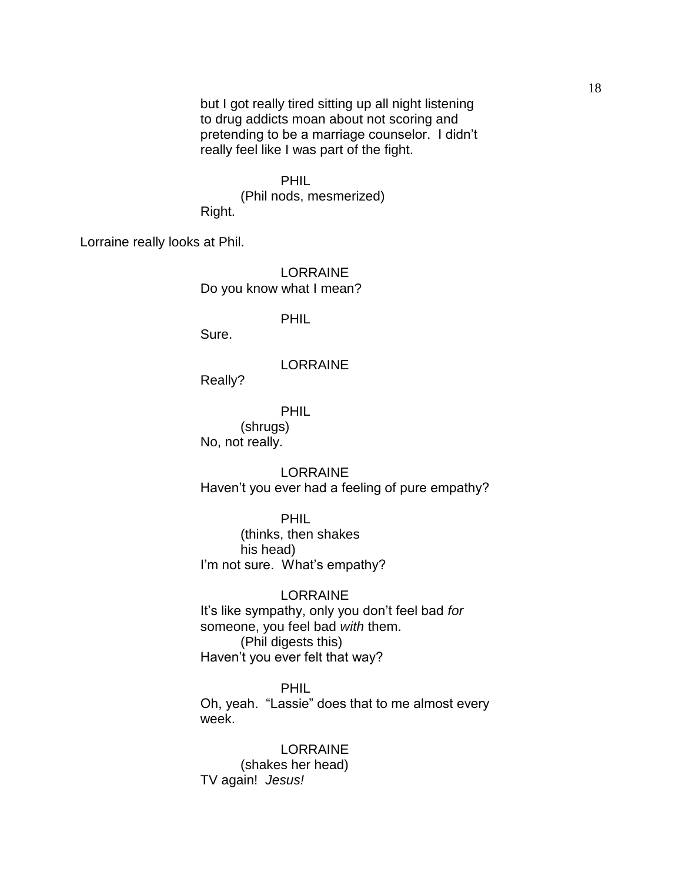but I got really tired sitting up all night listening to drug addicts moan about not scoring and pretending to be a marriage counselor. I didn't really feel like I was part of the fight.

PHIL
(Phil nods, mesmerized)
Right.

Lorraine really looks at Phil.

LORRAINE
Do you know what I mean?

PHIL
Sure.

LORRAINE
Really?

PHIL
(shrugs)
No, not really.

LORRAINE
Haven't you ever had a feeling of pure empathy?

PHIL
(thinks, then shakes his head)
I'm not sure. What's empathy?

LORRAINE
It's like sympathy, only you don't feel bad *for* someone, you feel bad *with* them.
(Phil digests this)
Haven't you ever felt that way?

PHIL
Oh, yeah. "Lassie" does that to me almost every week.

LORRAINE
(shakes her head)
TV again! *Jesus!*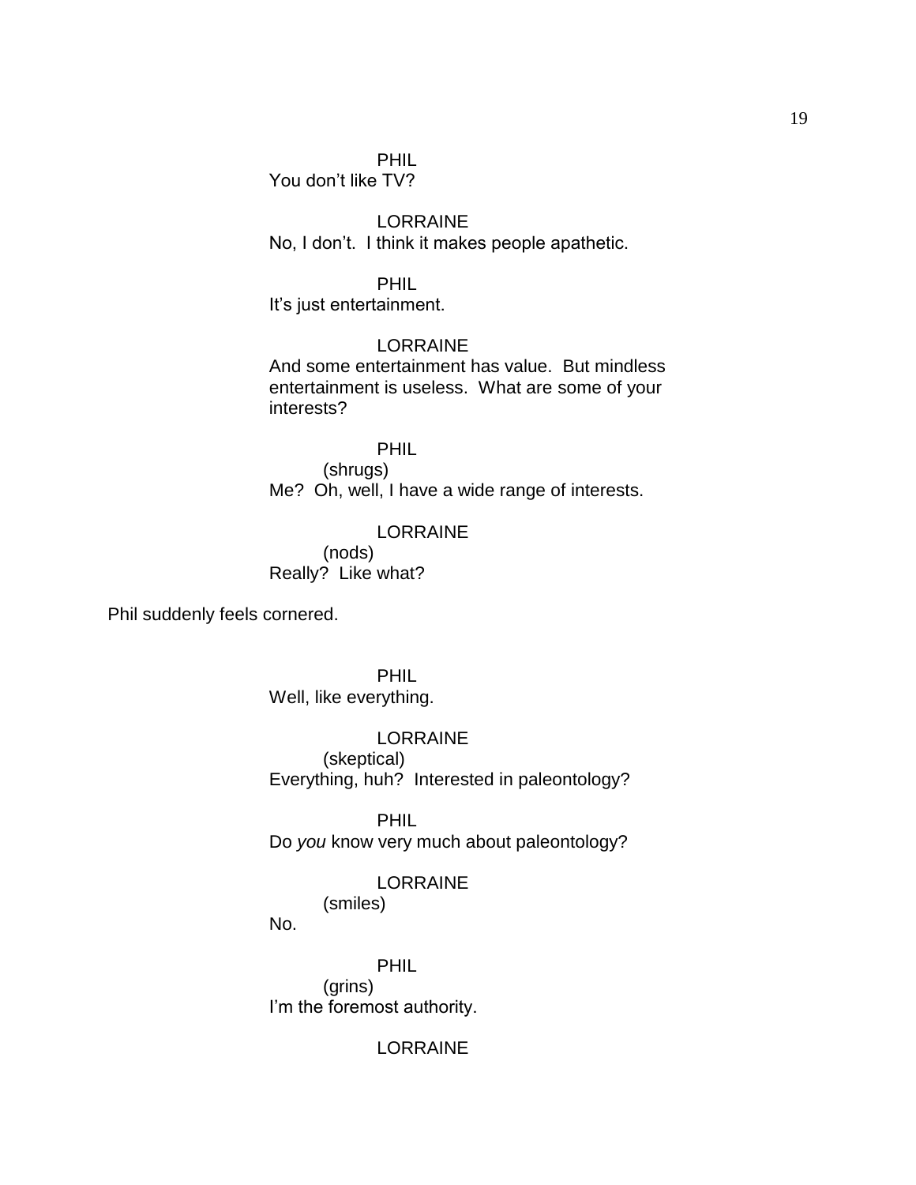PHIL
You don't like TV?

LORRAINE
No, I don't. I think it makes people apathetic.

PHIL
It's just entertainment.

LORRAINE
And some entertainment has value. But mindless entertainment is useless. What are some of your interests?

PHIL
(shrugs)
Me? Oh, well, I have a wide range of interests.

LORRAINE
(nods)
Really? Like what?

Phil suddenly feels cornered.

PHIL
Well, like everything.

LORRAINE
(skeptical)
Everything, huh? Interested in paleontology?

PHIL
Do *you* know very much about paleontology?

LORRAINE
(smiles)
No.

PHIL
(grins)
I'm the foremost authority.

LORRAINE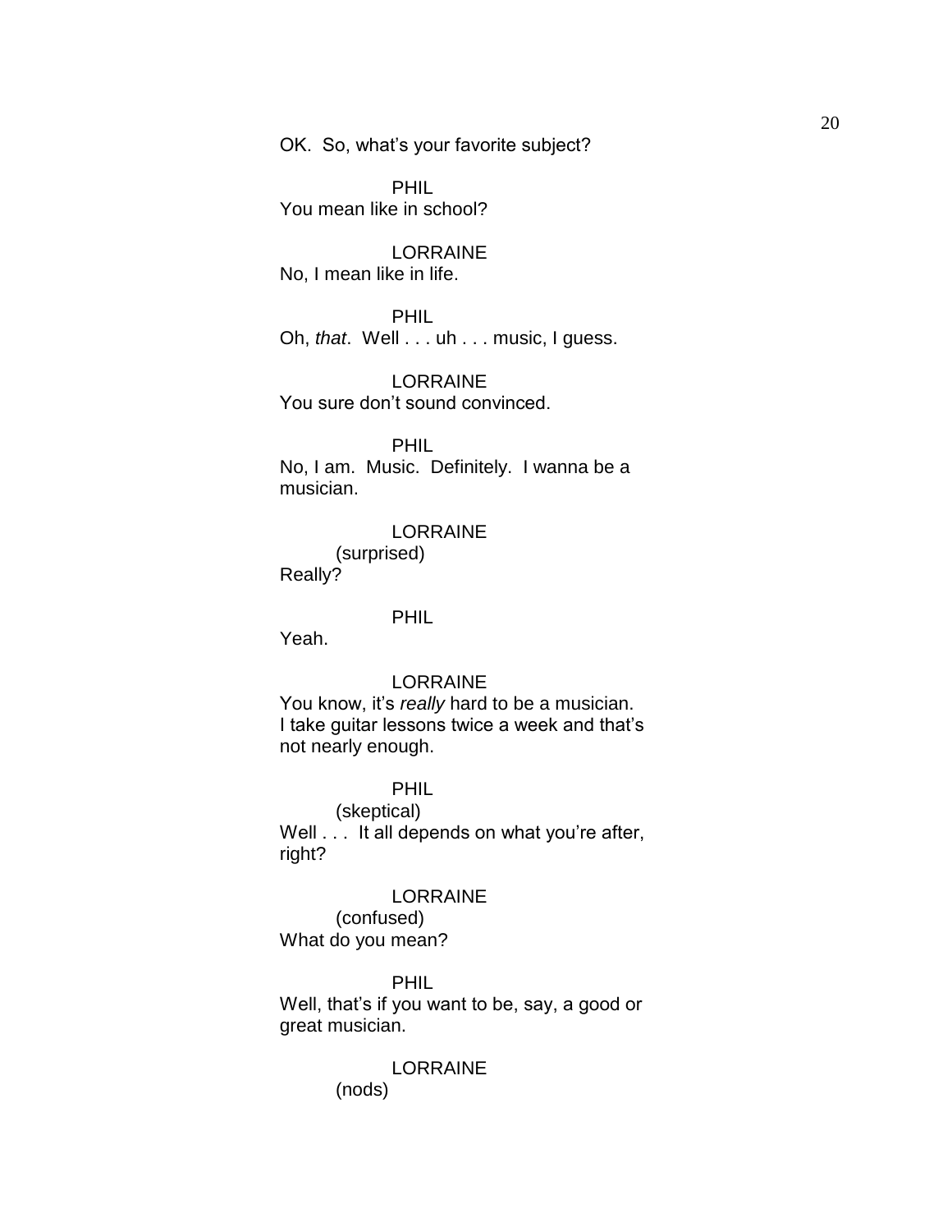OK.  So, what's your favorite subject?

PHIL
You mean like in school?

LORRAINE
No, I mean like in life.

PHIL
Oh, *that*.  Well . . . uh . . . music, I guess.

LORRAINE
You sure don't sound convinced.

PHIL
No, I am.  Music.  Definitely.  I wanna be a musician.

LORRAINE
(surprised)
Really?

PHIL
Yeah.

LORRAINE
You know, it's *really* hard to be a musician.  I take guitar lessons twice a week and that's not nearly enough.

PHIL
(skeptical)
Well . . .  It all depends on what you're after, right?

LORRAINE
(confused)
What do you mean?

PHIL
Well, that's if you want to be, say, a good or great musician.

LORRAINE
(nods)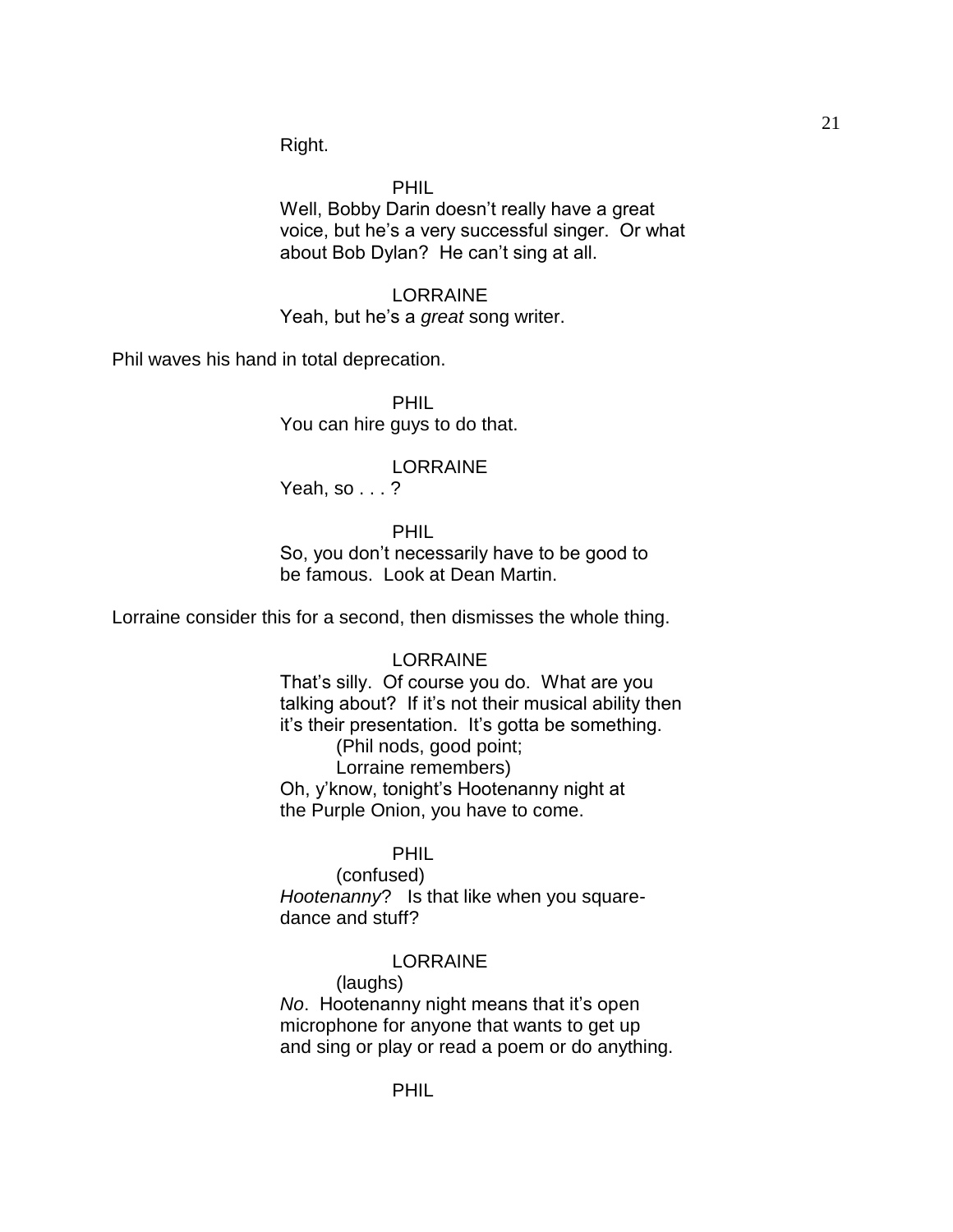Right.

PHIL

Well, Bobby Darin doesn't really have a great voice, but he's a very successful singer. Or what about Bob Dylan? He can't sing at all.

LORRAINE

Yeah, but he's a *great* song writer.

Phil waves his hand in total deprecation.

PHIL

You can hire guys to do that.

LORRAINE

Yeah, so . . . ?

PHIL

So, you don't necessarily have to be good to be famous. Look at Dean Martin.

Lorraine consider this for a second, then dismisses the whole thing.

LORRAINE

That's silly. Of course you do. What are you talking about? If it's not their musical ability then it's their presentation. It's gotta be something.
(Phil nods, good point;
Lorraine remembers)
Oh, y'know, tonight's Hootenanny night at the Purple Onion, you have to come.

PHIL

(confused)
*Hootenanny*? Is that like when you square-dance and stuff?

LORRAINE

(laughs)
*No*. Hootenanny night means that it's open microphone for anyone that wants to get up and sing or play or read a poem or do anything.

PHIL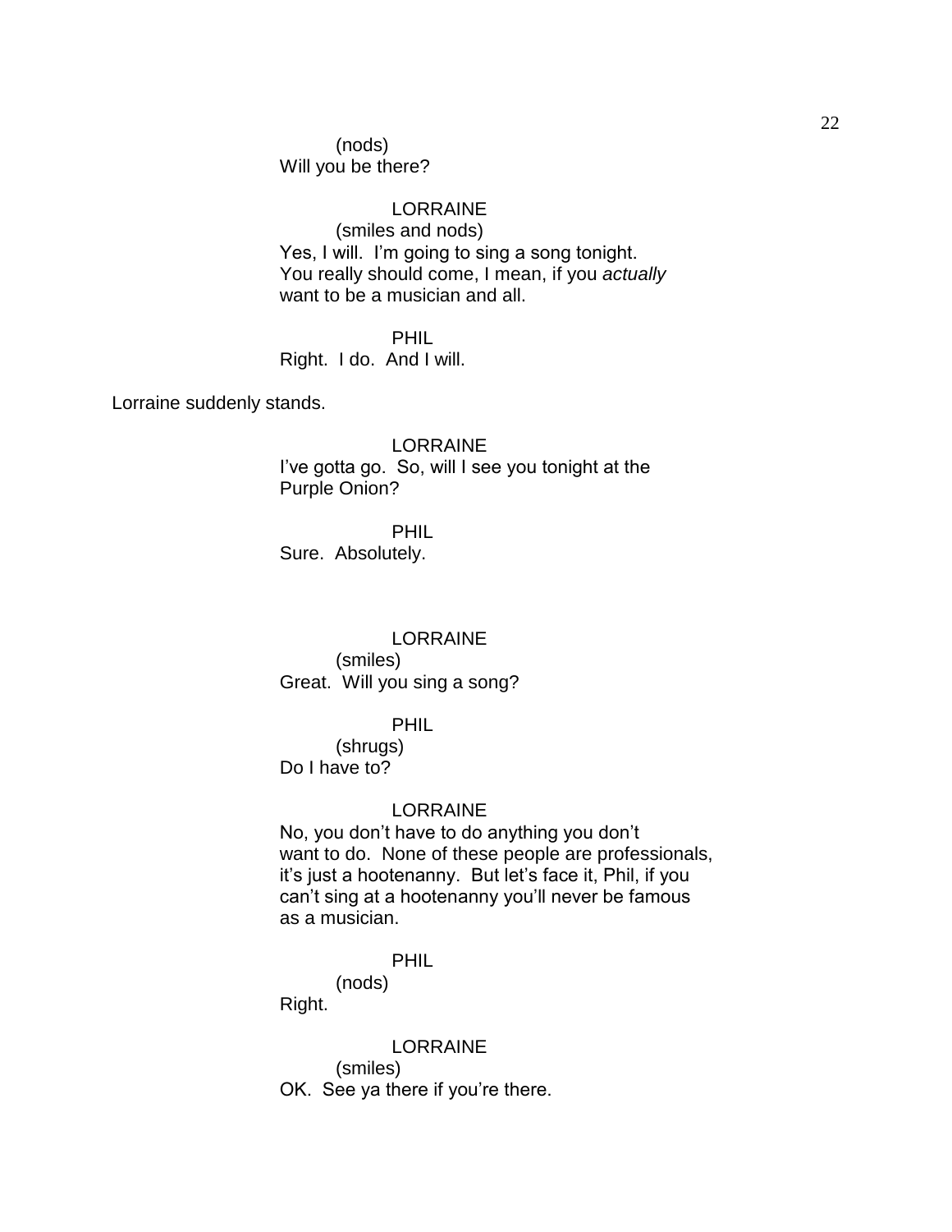(nods)
Will you be there?

LORRAINE
(smiles and nods)
Yes, I will.  I'm going to sing a song tonight.  You really should come, I mean, if you *actually* want to be a musician and all.

PHIL
Right.  I do.  And I will.

Lorraine suddenly stands.

LORRAINE
I've gotta go.  So, will I see you tonight at the Purple Onion?

PHIL
Sure.  Absolutely.

LORRAINE
(smiles)
Great.  Will you sing a song?

PHIL
(shrugs)
Do I have to?

LORRAINE
No, you don't have to do anything you don't want to do.  None of these people are professionals, it's just a hootenanny.  But let's face it, Phil, if you can't sing at a hootenanny you'll never be famous as a musician.

PHIL
(nods)
Right.

LORRAINE
(smiles)
OK.  See ya there if you're there.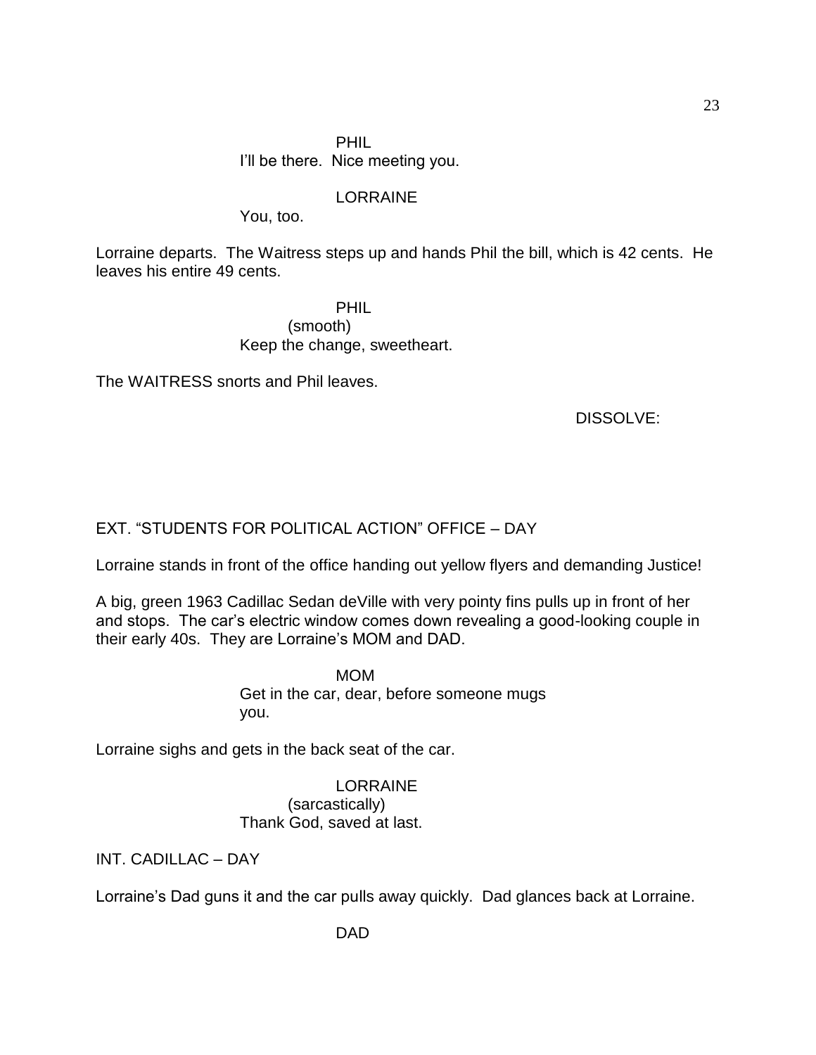PHIL
I'll be there.  Nice meeting you.

LORRAINE
You, too.

Lorraine departs.  The Waitress steps up and hands Phil the bill, which is 42 cents.  He leaves his entire 49 cents.

PHIL
(smooth)
Keep the change, sweetheart.

The WAITRESS snorts and Phil leaves.

DISSOLVE:

EXT. "STUDENTS FOR POLITICAL ACTION" OFFICE – DAY

Lorraine stands in front of the office handing out yellow flyers and demanding Justice!

A big, green 1963 Cadillac Sedan deVille with very pointy fins pulls up in front of her and stops.  The car's electric window comes down revealing a good-looking couple in their early 40s.  They are Lorraine's MOM and DAD.

MOM
Get in the car, dear, before someone mugs you.

Lorraine sighs and gets in the back seat of the car.

LORRAINE
(sarcastically)
Thank God, saved at last.

INT. CADILLAC – DAY

Lorraine's Dad guns it and the car pulls away quickly.  Dad glances back at Lorraine.

DAD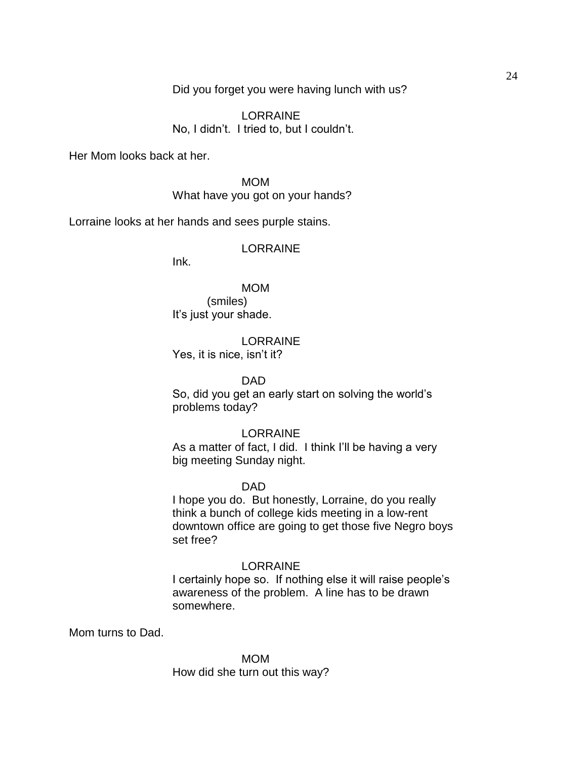Did you forget you were having lunch with us?

LORRAINE
No, I didn't. I tried to, but I couldn't.

Her Mom looks back at her.

MOM
What have you got on your hands?

Lorraine looks at her hands and sees purple stains.

LORRAINE
Ink.

MOM
(smiles)
It's just your shade.

LORRAINE
Yes, it is nice, isn't it?

DAD
So, did you get an early start on solving the world's problems today?

LORRAINE
As a matter of fact, I did. I think I'll be having a very big meeting Sunday night.

DAD
I hope you do. But honestly, Lorraine, do you really think a bunch of college kids meeting in a low-rent downtown office are going to get those five Negro boys set free?

LORRAINE
I certainly hope so. If nothing else it will raise people's awareness of the problem. A line has to be drawn somewhere.

Mom turns to Dad.

MOM
How did she turn out this way?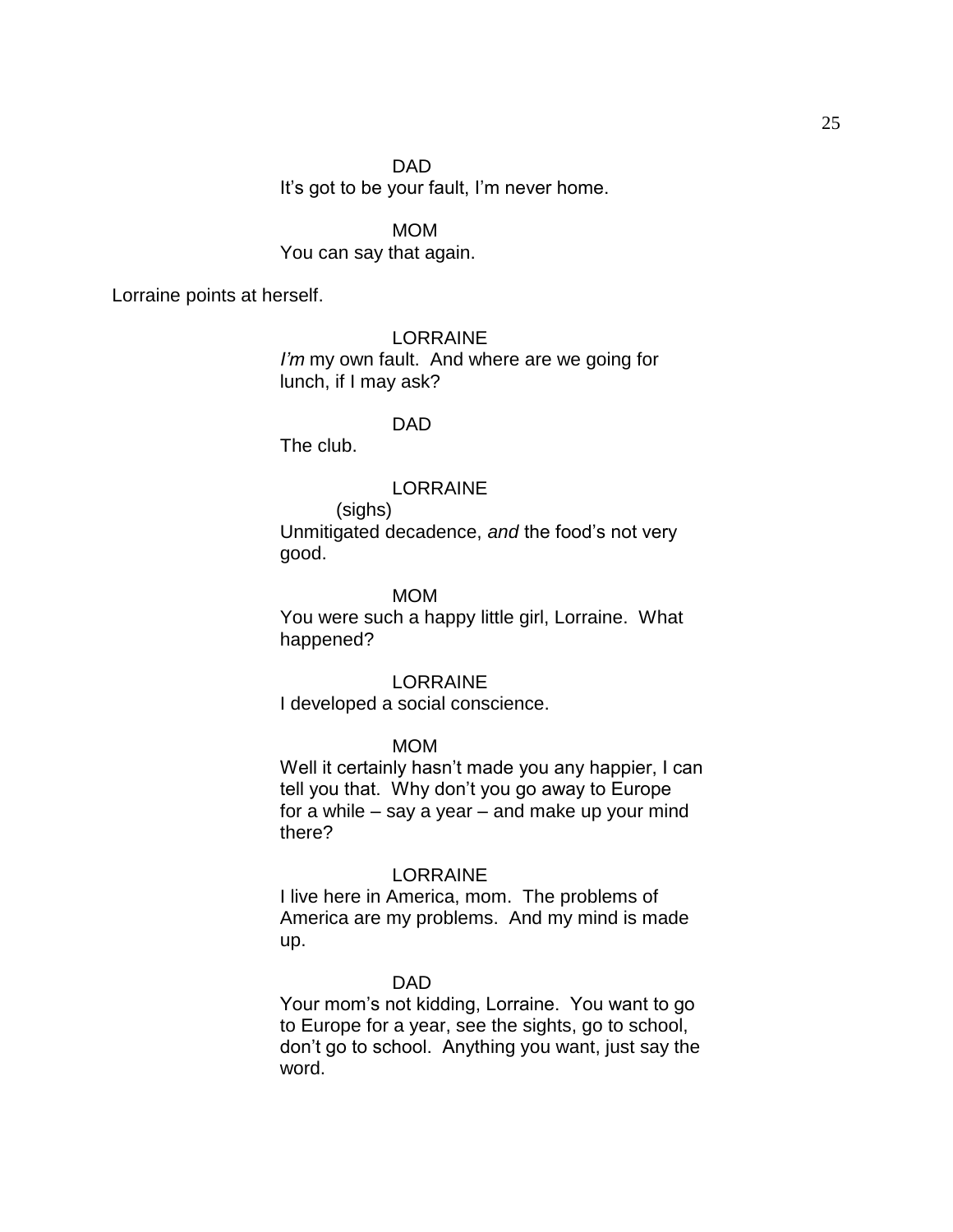DAD

It's got to be your fault, I'm never home.

MOM

You can say that again.

Lorraine points at herself.

LORRAINE

*I'm* my own fault. And where are we going for lunch, if I may ask?

DAD

The club.

LORRAINE

(sighs)

Unmitigated decadence, *and* the food's not very good.

MOM

You were such a happy little girl, Lorraine. What happened?

LORRAINE

I developed a social conscience.

MOM

Well it certainly hasn't made you any happier, I can tell you that. Why don't you go away to Europe for a while – say a year – and make up your mind there?

LORRAINE

I live here in America, mom. The problems of America are my problems. And my mind is made up.

DAD

Your mom's not kidding, Lorraine. You want to go to Europe for a year, see the sights, go to school, don't go to school. Anything you want, just say the word.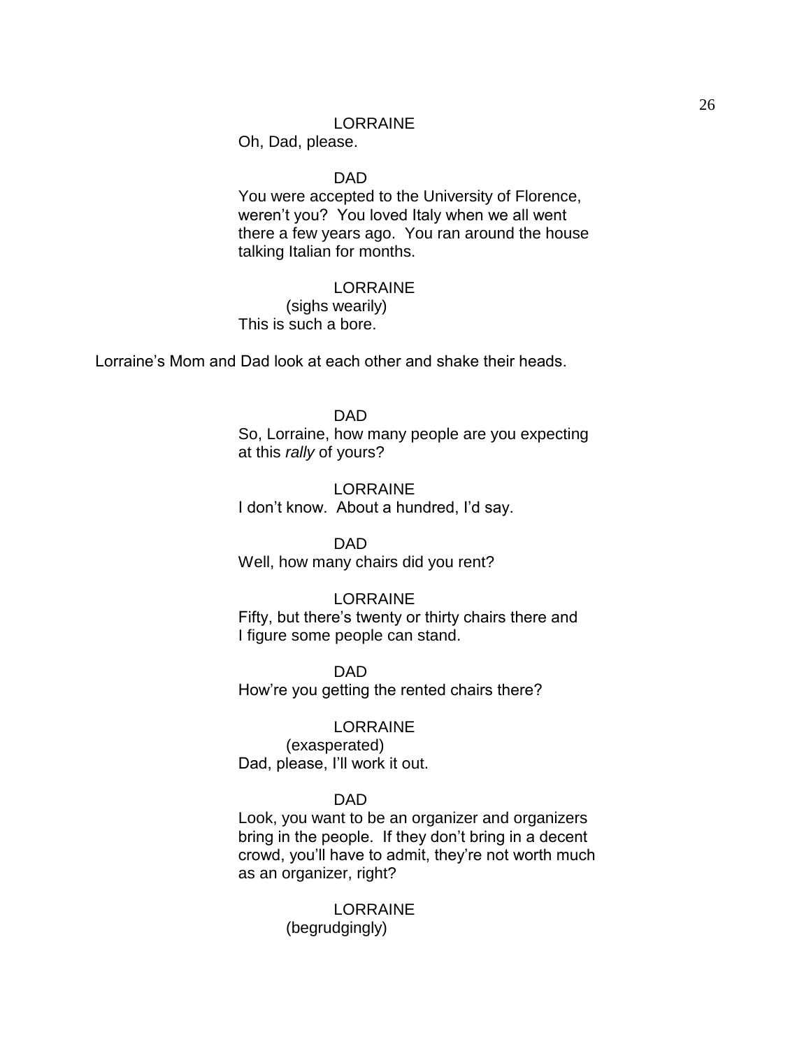LORRAINE

Oh, Dad, please.

DAD

You were accepted to the University of Florence, weren't you? You loved Italy when we all went there a few years ago. You ran around the house talking Italian for months.

LORRAINE

(sighs wearily)

This is such a bore.

Lorraine's Mom and Dad look at each other and shake their heads.

DAD

So, Lorraine, how many people are you expecting at this *rally* of yours?

LORRAINE

I don't know. About a hundred, I'd say.

DAD

Well, how many chairs did you rent?

LORRAINE

Fifty, but there's twenty or thirty chairs there and I figure some people can stand.

DAD

How're you getting the rented chairs there?

LORRAINE

(exasperated)

Dad, please, I'll work it out.

DAD

Look, you want to be an organizer and organizers bring in the people. If they don't bring in a decent crowd, you'll have to admit, they're not worth much as an organizer, right?

LORRAINE

(begrudgingly)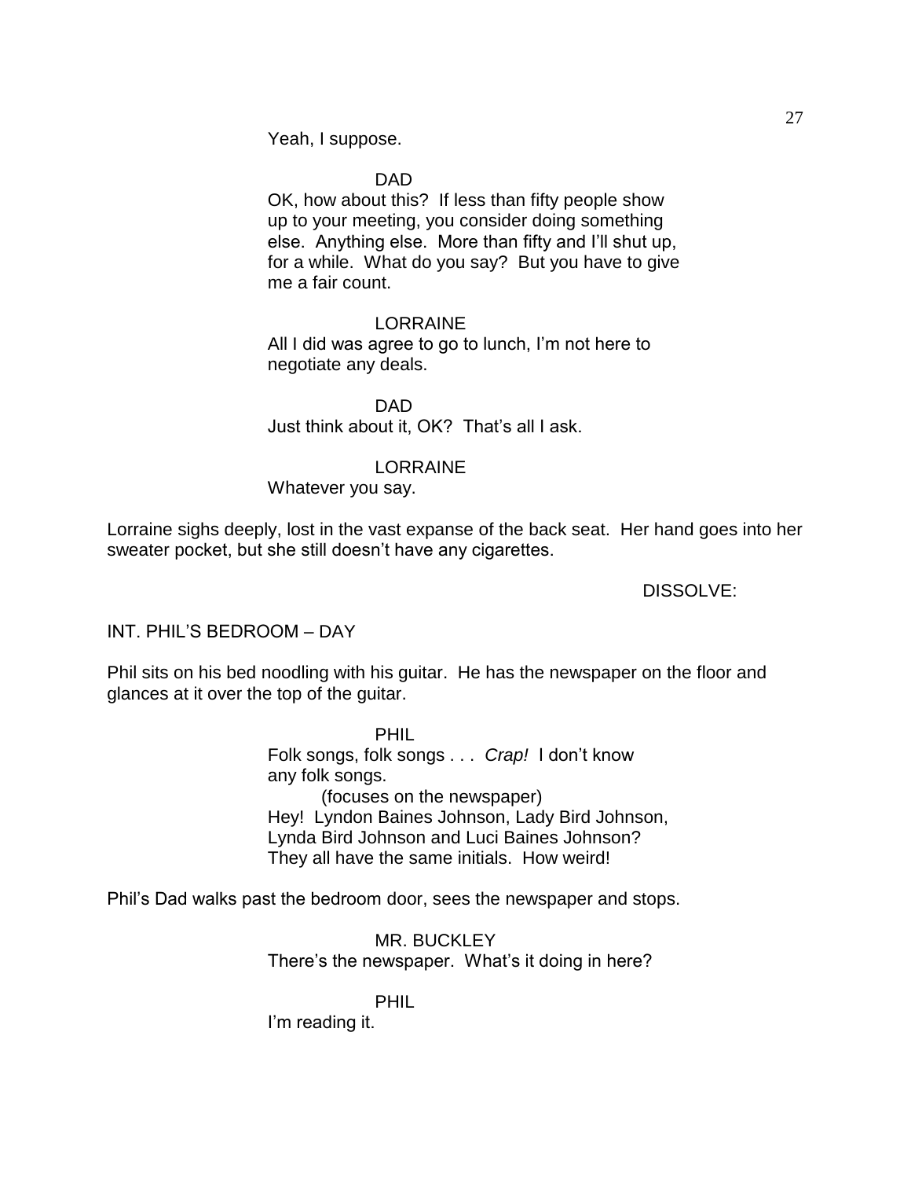Yeah, I suppose.

DAD

OK, how about this? If less than fifty people show up to your meeting, you consider doing something else. Anything else. More than fifty and I'll shut up, for a while. What do you say? But you have to give me a fair count.

LORRAINE

All I did was agree to go to lunch, I'm not here to negotiate any deals.

DAD

Just think about it, OK? That's all I ask.

LORRAINE

Whatever you say.

Lorraine sighs deeply, lost in the vast expanse of the back seat. Her hand goes into her sweater pocket, but she still doesn't have any cigarettes.

DISSOLVE:

INT. PHIL'S BEDROOM – DAY

Phil sits on his bed noodling with his guitar. He has the newspaper on the floor and glances at it over the top of the guitar.

PHIL

Folk songs, folk songs . . . *Crap!* I don't know any folk songs.

(focuses on the newspaper)

Hey! Lyndon Baines Johnson, Lady Bird Johnson, Lynda Bird Johnson and Luci Baines Johnson? They all have the same initials. How weird!

Phil's Dad walks past the bedroom door, sees the newspaper and stops.

MR. BUCKLEY

There's the newspaper. What's it doing in here?

PHIL

I'm reading it.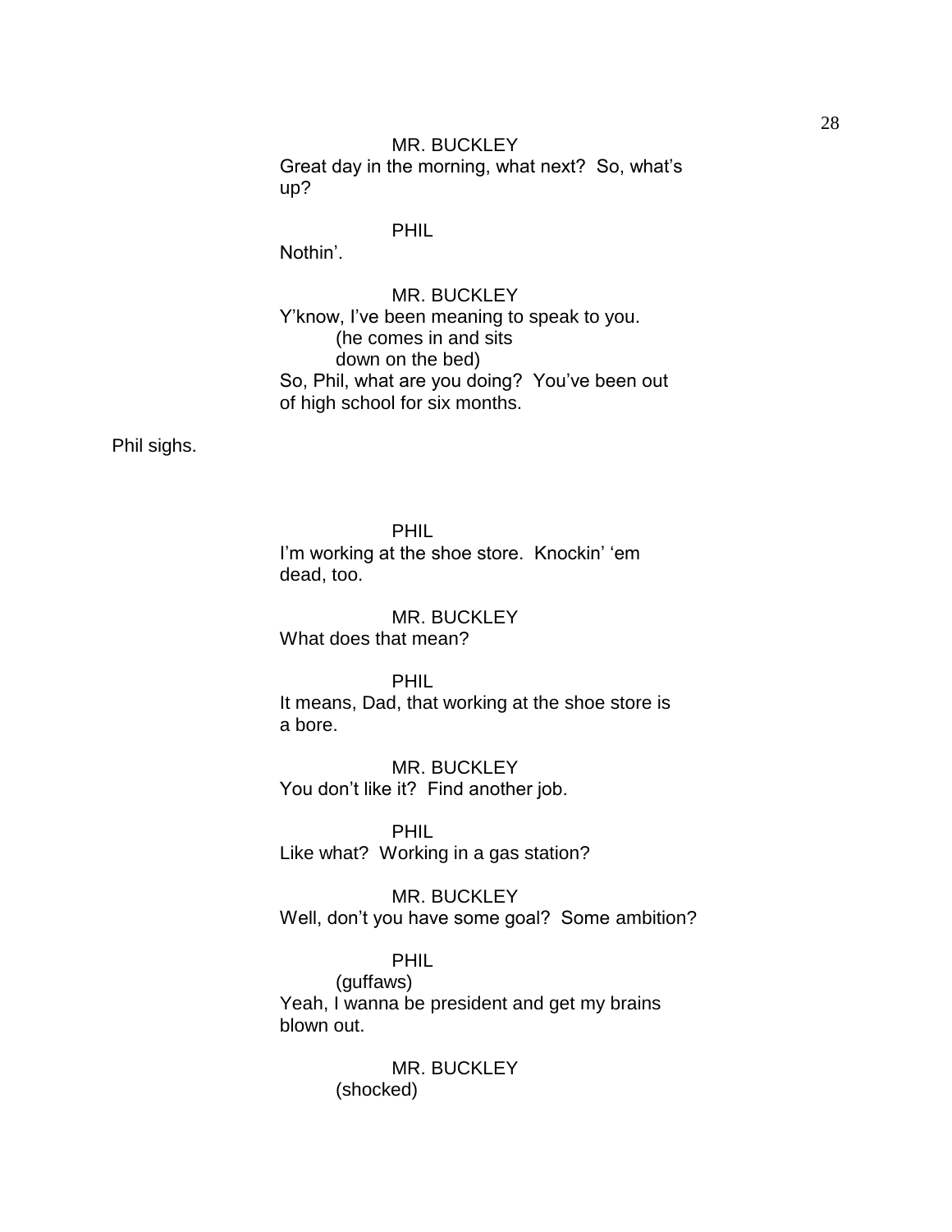MR. BUCKLEY
Great day in the morning, what next? So, what's up?

PHIL
Nothin'.

MR. BUCKLEY
Y'know, I've been meaning to speak to you.
(he comes in and sits down on the bed)
So, Phil, what are you doing? You've been out of high school for six months.

Phil sighs.

PHIL
I'm working at the shoe store. Knockin' 'em dead, too.

MR. BUCKLEY
What does that mean?

PHIL
It means, Dad, that working at the shoe store is a bore.

MR. BUCKLEY
You don't like it? Find another job.

PHIL
Like what? Working in a gas station?

MR. BUCKLEY
Well, don't you have some goal? Some ambition?

PHIL
(guffaws)
Yeah, I wanna be president and get my brains blown out.

MR. BUCKLEY
(shocked)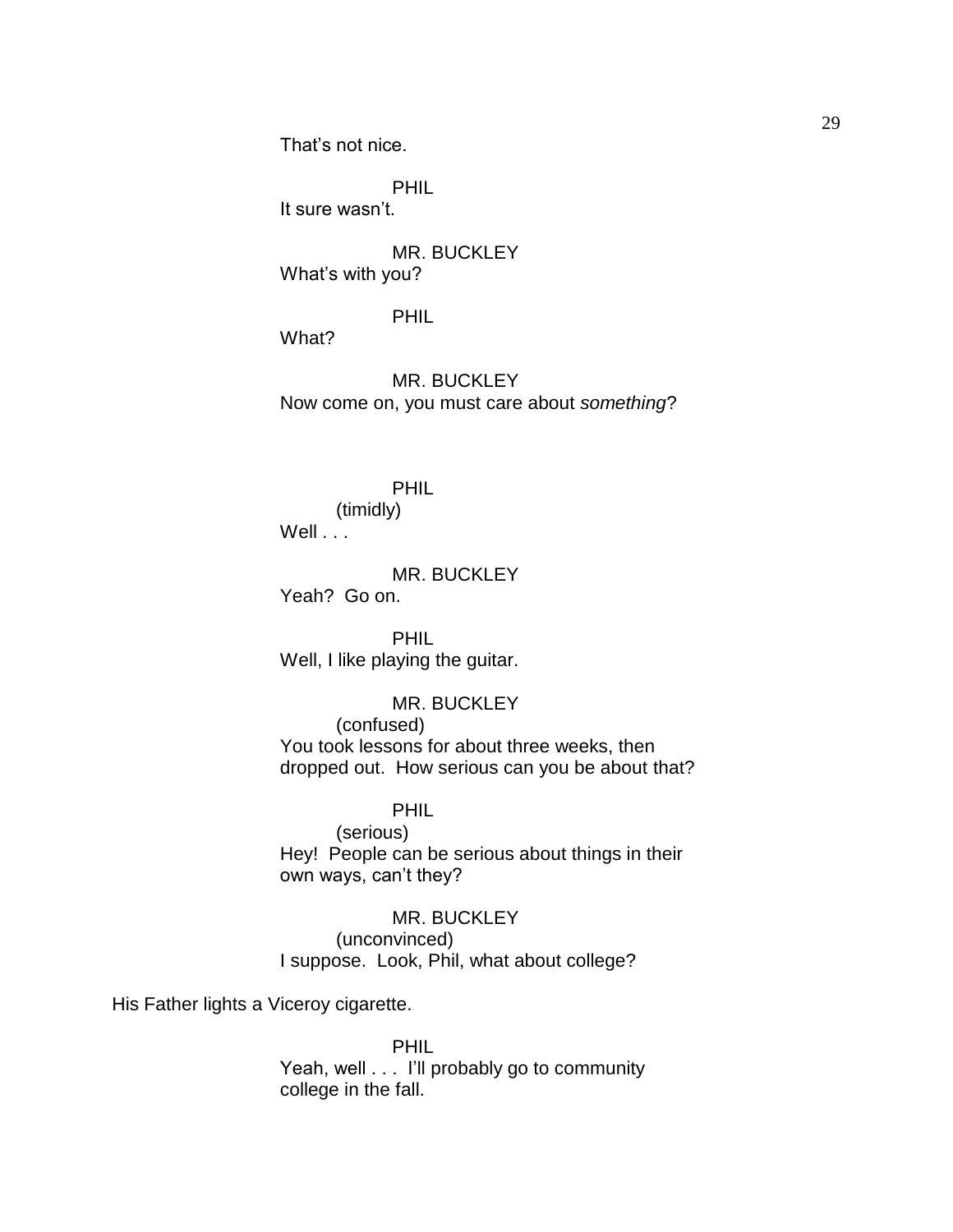That's not nice.

PHIL

It sure wasn't.

MR. BUCKLEY

What's with you?

PHIL

What?

MR. BUCKLEY

Now come on, you must care about *something*?

PHIL

(timidly)

Well . . .

MR. BUCKLEY

Yeah? Go on.

PHIL

Well, I like playing the guitar.

MR. BUCKLEY

(confused)

You took lessons for about three weeks, then dropped out. How serious can you be about that?

PHIL

(serious)

Hey! People can be serious about things in their own ways, can't they?

MR. BUCKLEY

(unconvinced)

I suppose. Look, Phil, what about college?

His Father lights a Viceroy cigarette.

PHIL

Yeah, well . . . I'll probably go to community college in the fall.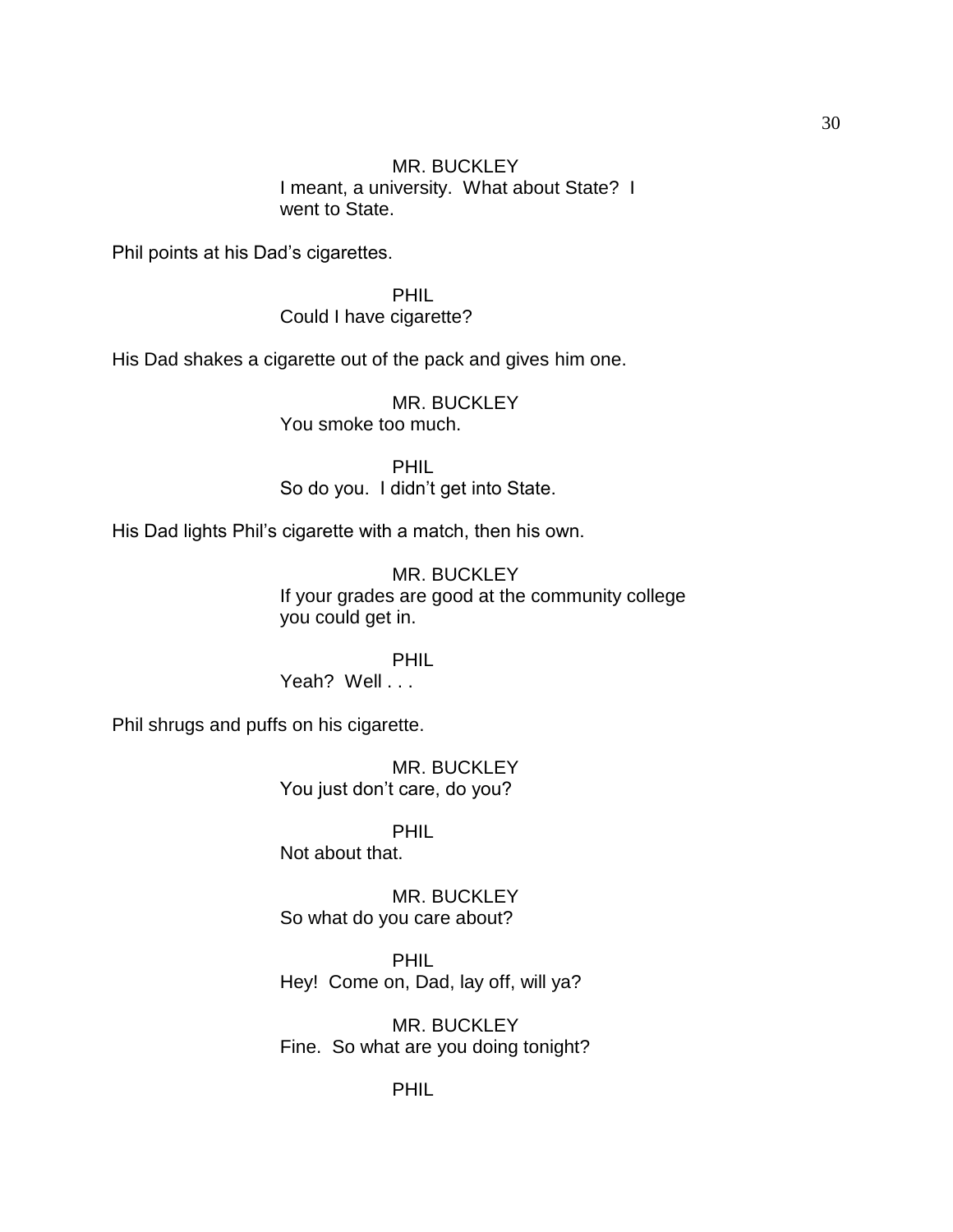MR. BUCKLEY
I meant, a university. What about State? I went to State.

Phil points at his Dad's cigarettes.

PHIL
Could I have cigarette?

His Dad shakes a cigarette out of the pack and gives him one.

MR. BUCKLEY
You smoke too much.

PHIL
So do you. I didn't get into State.

His Dad lights Phil's cigarette with a match, then his own.

MR. BUCKLEY
If your grades are good at the community college you could get in.

PHIL
Yeah? Well . . .

Phil shrugs and puffs on his cigarette.

MR. BUCKLEY
You just don't care, do you?

PHIL
Not about that.

MR. BUCKLEY
So what do you care about?

PHIL
Hey! Come on, Dad, lay off, will ya?

MR. BUCKLEY
Fine. So what are you doing tonight?

PHIL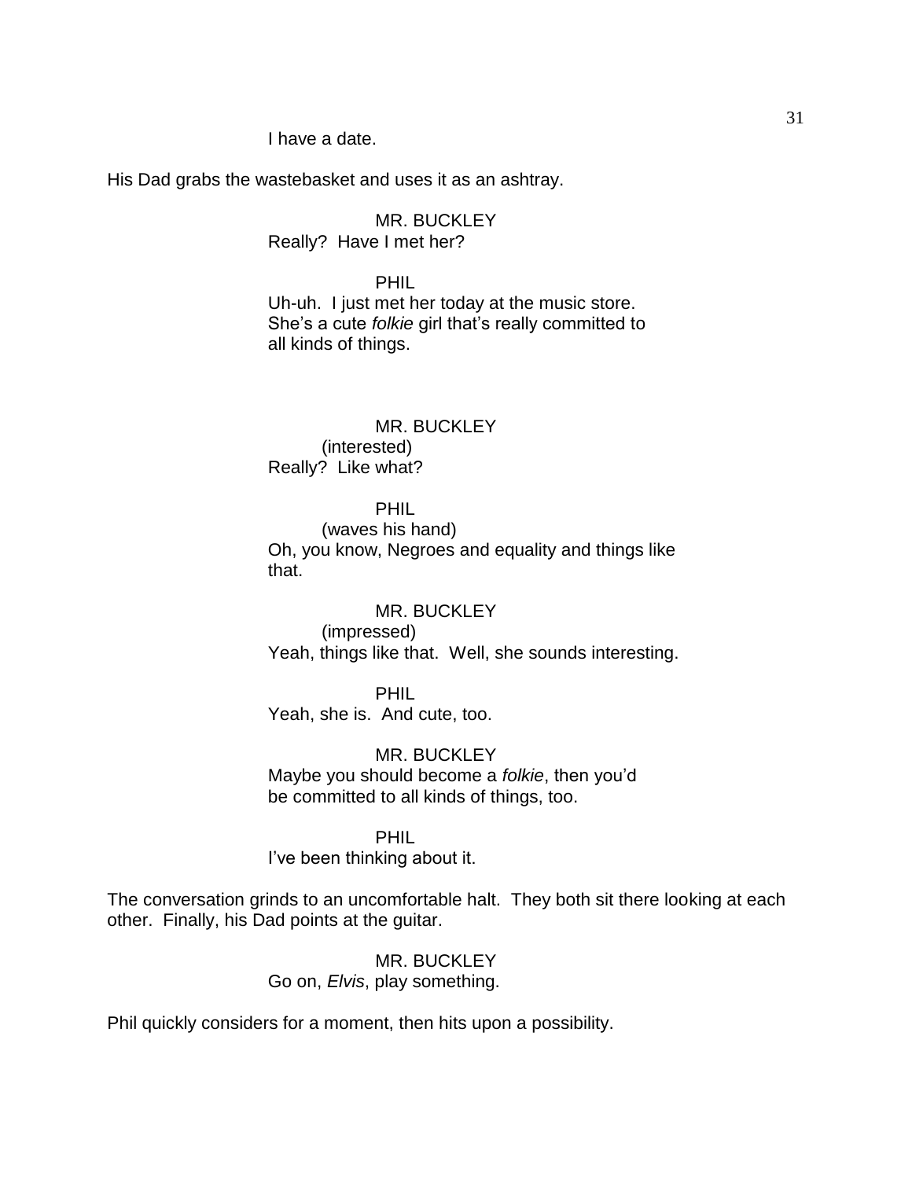I have a date.

His Dad grabs the wastebasket and uses it as an ashtray.

MR. BUCKLEY
Really? Have I met her?

PHIL
Uh-uh. I just met her today at the music store. She's a cute *folkie* girl that's really committed to all kinds of things.

MR. BUCKLEY
(interested)
Really? Like what?

PHIL
(waves his hand)
Oh, you know, Negroes and equality and things like that.

MR. BUCKLEY
(impressed)
Yeah, things like that. Well, she sounds interesting.

PHIL
Yeah, she is. And cute, too.

MR. BUCKLEY
Maybe you should become a *folkie*, then you'd be committed to all kinds of things, too.

PHIL
I've been thinking about it.

The conversation grinds to an uncomfortable halt. They both sit there looking at each other. Finally, his Dad points at the guitar.

MR. BUCKLEY
Go on, *Elvis*, play something.

Phil quickly considers for a moment, then hits upon a possibility.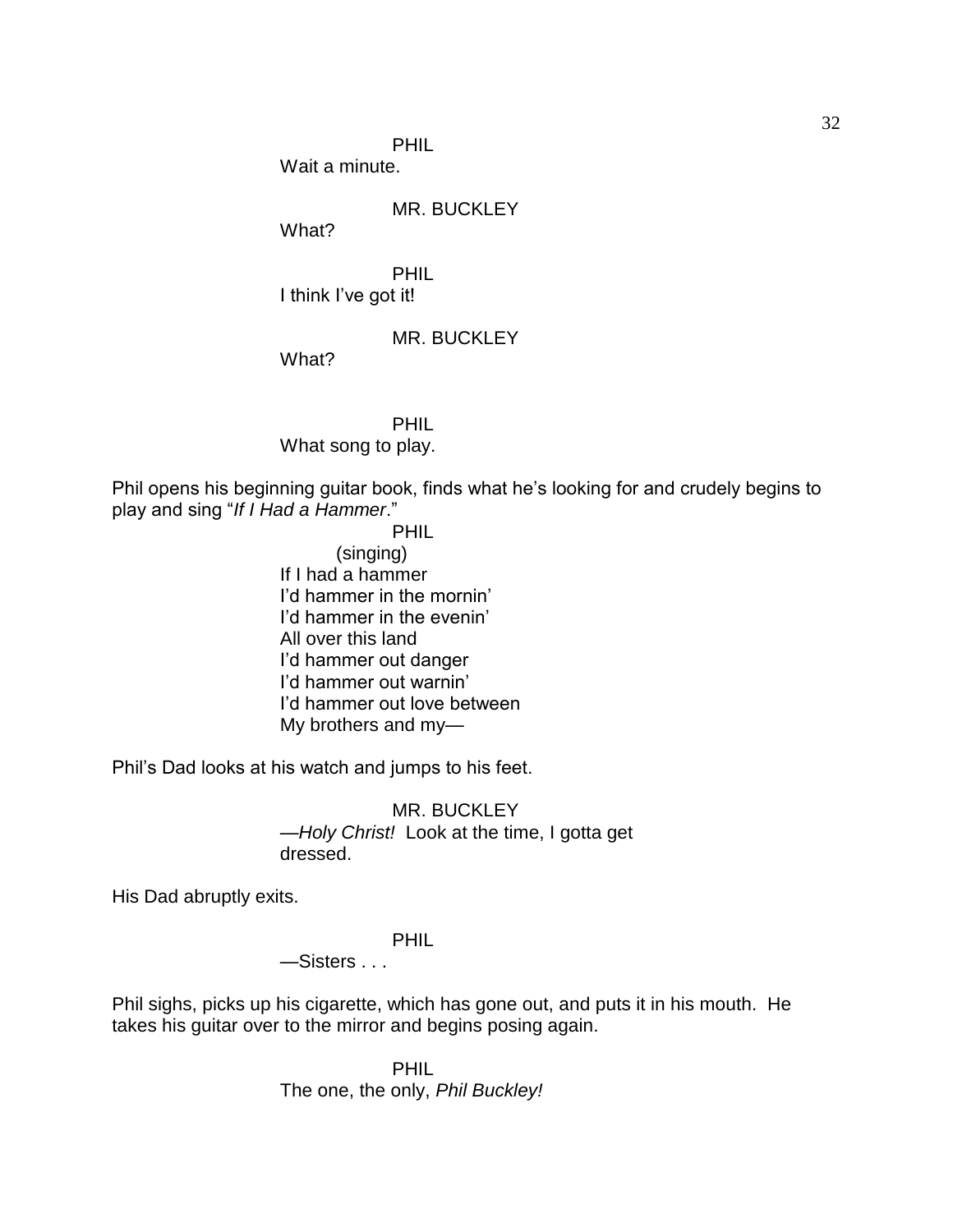PHIL

Wait a minute.

MR. BUCKLEY

What?

PHIL

I think I've got it!

MR. BUCKLEY

What?

PHIL

What song to play.

Phil opens his beginning guitar book, finds what he's looking for and crudely begins to play and sing "*If I Had a Hammer*."

PHIL

(singing)

If I had a hammer
I'd hammer in the mornin'
I'd hammer in the evenin'
All over this land
I'd hammer out danger
I'd hammer out warnin'
I'd hammer out love between
My brothers and my—

Phil's Dad looks at his watch and jumps to his feet.

MR. BUCKLEY

—*Holy Christ!* Look at the time, I gotta get dressed.

His Dad abruptly exits.

PHIL

—Sisters . . .

Phil sighs, picks up his cigarette, which has gone out, and puts it in his mouth. He takes his guitar over to the mirror and begins posing again.

PHIL

The one, the only, *Phil Buckley!*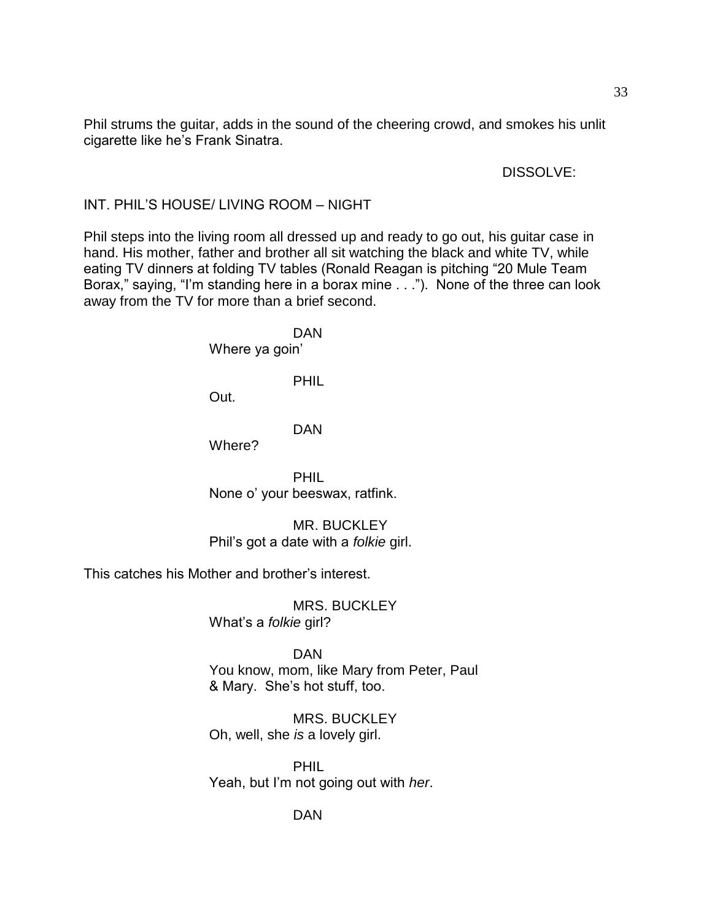Phil strums the guitar, adds in the sound of the cheering crowd, and smokes his unlit cigarette like he's Frank Sinatra.

DISSOLVE:

INT. PHIL'S HOUSE/ LIVING ROOM – NIGHT

Phil steps into the living room all dressed up and ready to go out, his guitar case in hand. His mother, father and brother all sit watching the black and white TV, while eating TV dinners at folding TV tables (Ronald Reagan is pitching "20 Mule Team Borax," saying, "I'm standing here in a borax mine . . ."). None of the three can look away from the TV for more than a brief second.

DAN
Where ya goin'

PHIL
Out.

DAN
Where?

PHIL
None o' your beeswax, ratfink.

MR. BUCKLEY
Phil's got a date with a *folkie* girl.

This catches his Mother and brother's interest.

MRS. BUCKLEY
What's a *folkie* girl?

DAN
You know, mom, like Mary from Peter, Paul & Mary. She's hot stuff, too.

MRS. BUCKLEY
Oh, well, she *is* a lovely girl.

PHIL
Yeah, but I'm not going out with *her*.

DAN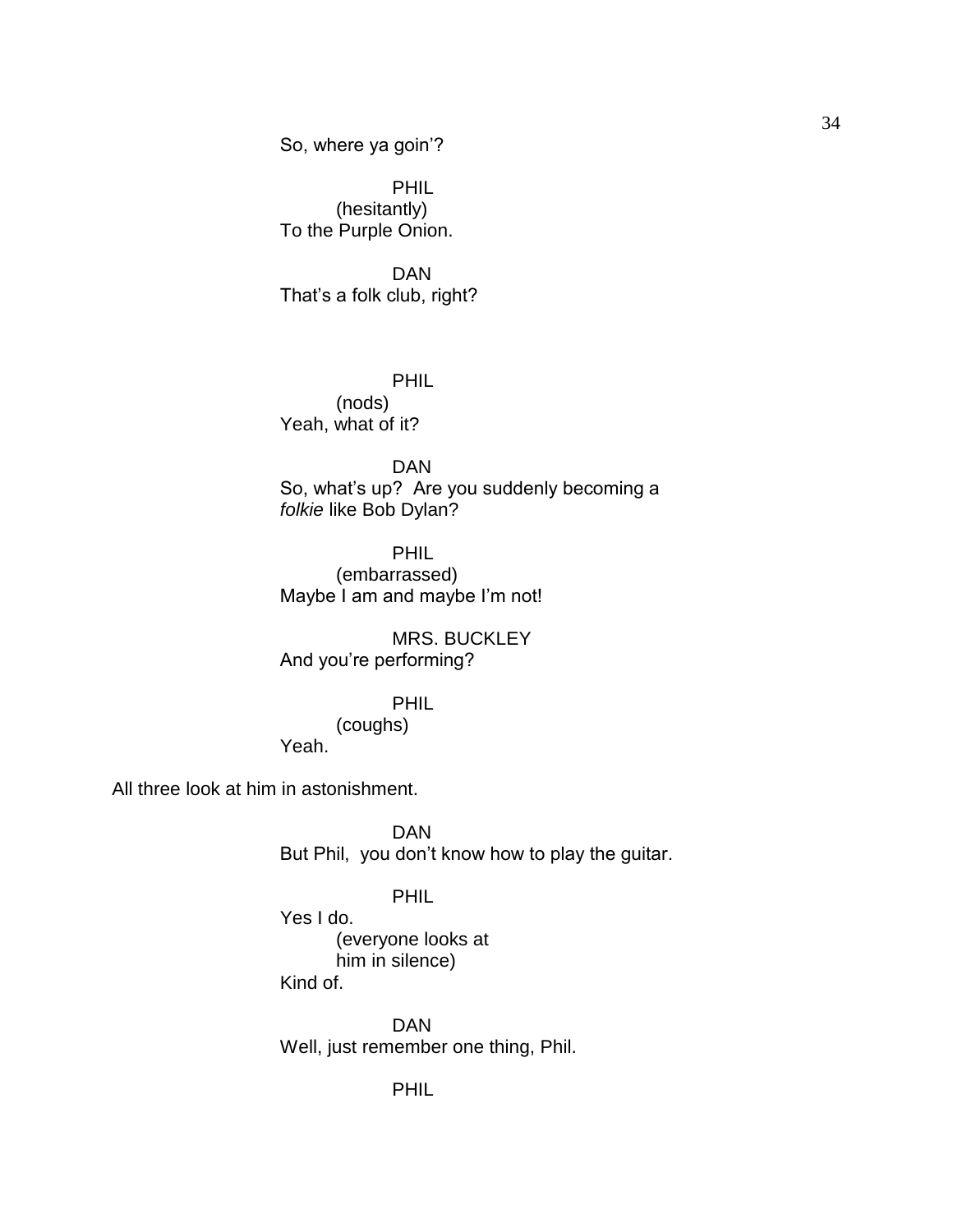So, where ya goin'?

PHIL
(hesitantly)
To the Purple Onion.

DAN
That's a folk club, right?

PHIL
(nods)
Yeah, what of it?

DAN
So, what's up? Are you suddenly becoming a *folkie* like Bob Dylan?

PHIL
(embarrassed)
Maybe I am and maybe I'm not!

MRS. BUCKLEY
And you're performing?

PHIL
(coughs)
Yeah.

All three look at him in astonishment.

DAN
But Phil, you don't know how to play the guitar.

PHIL
Yes I do.
(everyone looks at him in silence)
Kind of.

DAN
Well, just remember one thing, Phil.

PHIL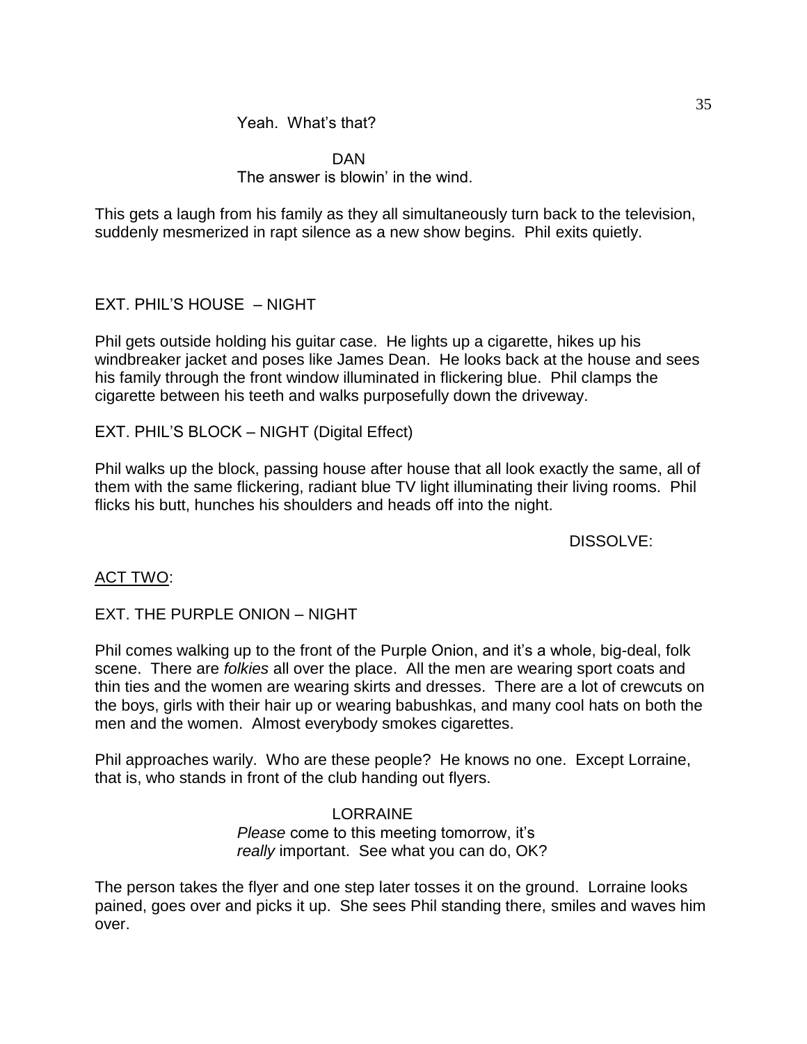Yeah. What's that?

DAN
The answer is blowin' in the wind.

This gets a laugh from his family as they all simultaneously turn back to the television, suddenly mesmerized in rapt silence as a new show begins. Phil exits quietly.

EXT. PHIL'S HOUSE – NIGHT

Phil gets outside holding his guitar case. He lights up a cigarette, hikes up his windbreaker jacket and poses like James Dean. He looks back at the house and sees his family through the front window illuminated in flickering blue. Phil clamps the cigarette between his teeth and walks purposefully down the driveway.

EXT. PHIL'S BLOCK – NIGHT (Digital Effect)

Phil walks up the block, passing house after house that all look exactly the same, all of them with the same flickering, radiant blue TV light illuminating their living rooms. Phil flicks his butt, hunches his shoulders and heads off into the night.

DISSOLVE:

<u>ACT TWO</u>:

EXT. THE PURPLE ONION – NIGHT

Phil comes walking up to the front of the Purple Onion, and it's a whole, big-deal, folk scene. There are *folkies* all over the place. All the men are wearing sport coats and thin ties and the women are wearing skirts and dresses. There are a lot of crewcuts on the boys, girls with their hair up or wearing babushkas, and many cool hats on both the men and the women. Almost everybody smokes cigarettes.

Phil approaches warily. Who are these people? He knows no one. Except Lorraine, that is, who stands in front of the club handing out flyers.

LORRAINE
*Please* come to this meeting tomorrow, it's *really* important. See what you can do, OK?

The person takes the flyer and one step later tosses it on the ground. Lorraine looks pained, goes over and picks it up. She sees Phil standing there, smiles and waves him over.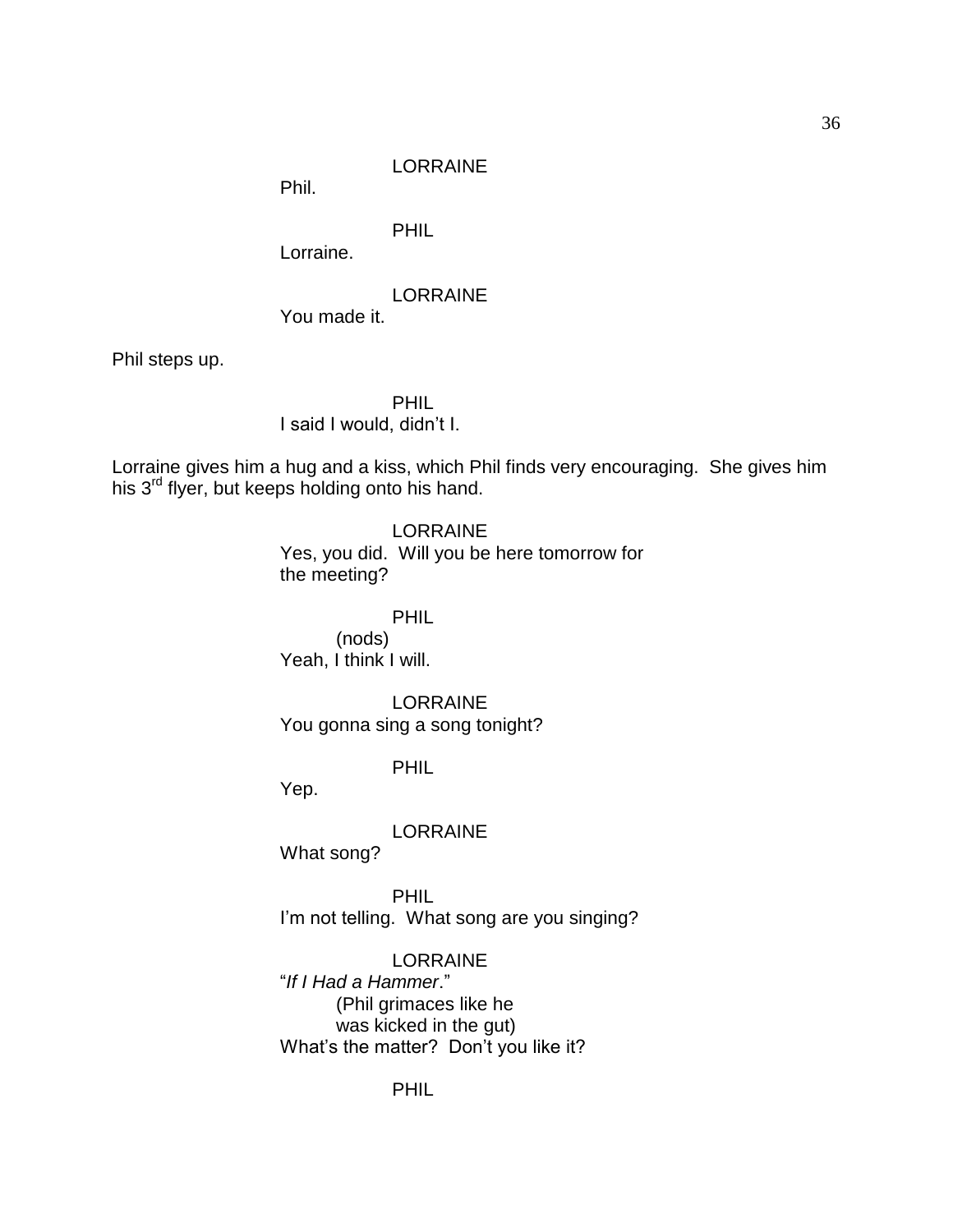LORRAINE

Phil.

PHIL

Lorraine.

LORRAINE

You made it.

Phil steps up.

PHIL

I said I would, didn't I.

Lorraine gives him a hug and a kiss, which Phil finds very encouraging. She gives him his 3rd flyer, but keeps holding onto his hand.

LORRAINE

Yes, you did. Will you be here tomorrow for the meeting?

PHIL

(nods)

Yeah, I think I will.

LORRAINE

You gonna sing a song tonight?

PHIL

Yep.

LORRAINE

What song?

PHIL

I'm not telling. What song are you singing?

LORRAINE

"*If I Had a Hammer*."

(Phil grimaces like he was kicked in the gut)

What's the matter? Don't you like it?

PHIL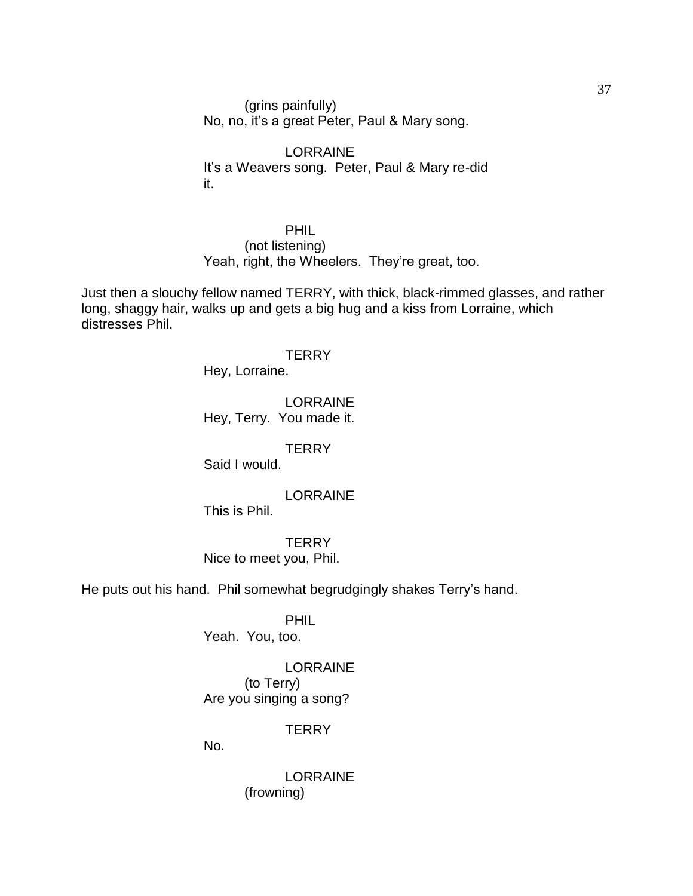(grins painfully)
No, no, it's a great Peter, Paul & Mary song.

LORRAINE
It's a Weavers song. Peter, Paul & Mary re-did it.

PHIL
(not listening)
Yeah, right, the Wheelers. They're great, too.

Just then a slouchy fellow named TERRY, with thick, black-rimmed glasses, and rather long, shaggy hair, walks up and gets a big hug and a kiss from Lorraine, which distresses Phil.

TERRY
Hey, Lorraine.

LORRAINE
Hey, Terry. You made it.

TERRY
Said I would.

LORRAINE
This is Phil.

TERRY
Nice to meet you, Phil.

He puts out his hand. Phil somewhat begrudgingly shakes Terry's hand.

PHIL
Yeah. You, too.

LORRAINE
(to Terry)
Are you singing a song?

TERRY
No.

LORRAINE
(frowning)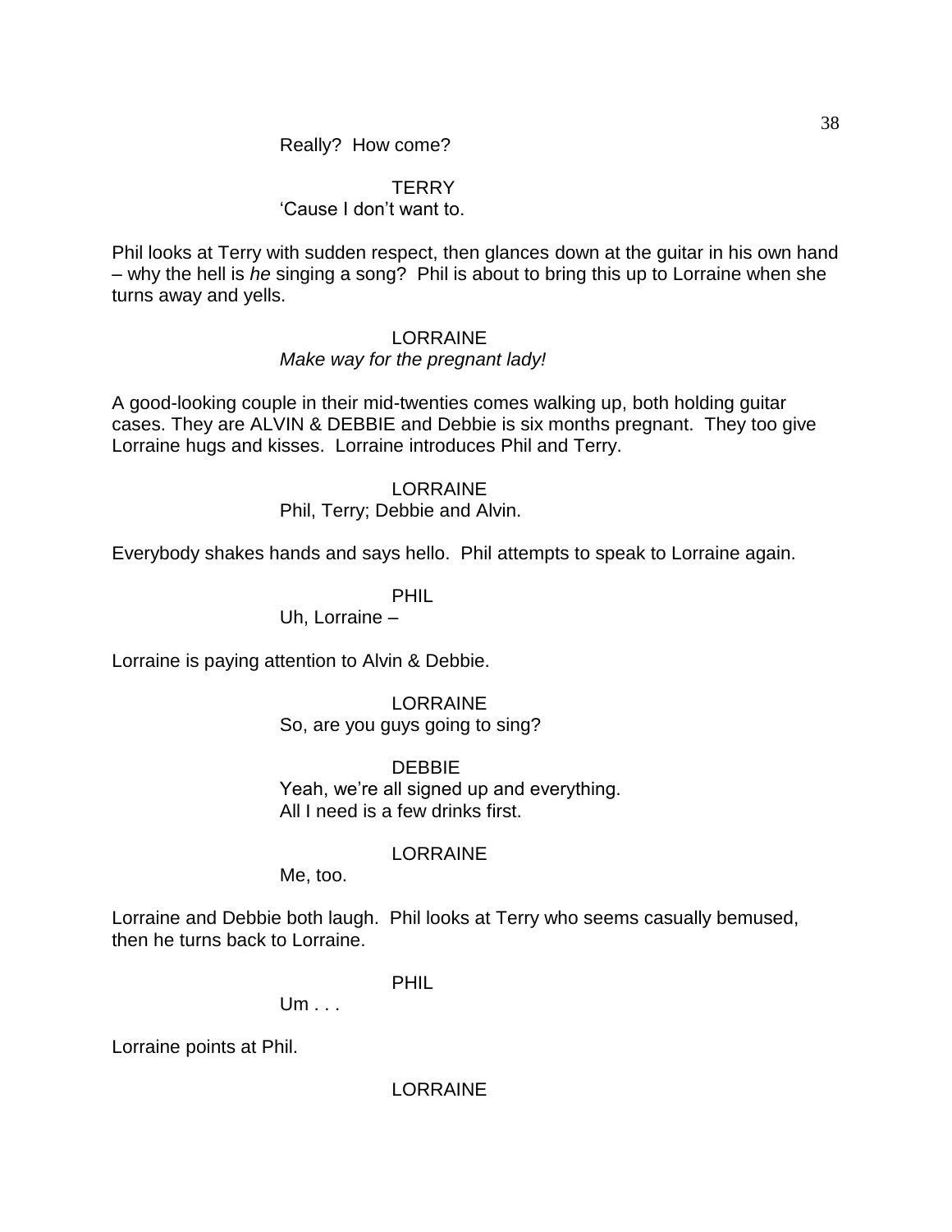Really? How come?

TERRY
'Cause I don't want to.

Phil looks at Terry with sudden respect, then glances down at the guitar in his own hand – why the hell is *he* singing a song? Phil is about to bring this up to Lorraine when she turns away and yells.

LORRAINE
*Make way for the pregnant lady!*

A good-looking couple in their mid-twenties comes walking up, both holding guitar cases. They are ALVIN & DEBBIE and Debbie is six months pregnant. They too give Lorraine hugs and kisses. Lorraine introduces Phil and Terry.

LORRAINE
Phil, Terry; Debbie and Alvin.

Everybody shakes hands and says hello. Phil attempts to speak to Lorraine again.

PHIL
Uh, Lorraine –

Lorraine is paying attention to Alvin & Debbie.

LORRAINE
So, are you guys going to sing?

DEBBIE
Yeah, we're all signed up and everything.
All I need is a few drinks first.

LORRAINE
Me, too.

Lorraine and Debbie both laugh. Phil looks at Terry who seems casually bemused, then he turns back to Lorraine.

PHIL
Um . . .

Lorraine points at Phil.

LORRAINE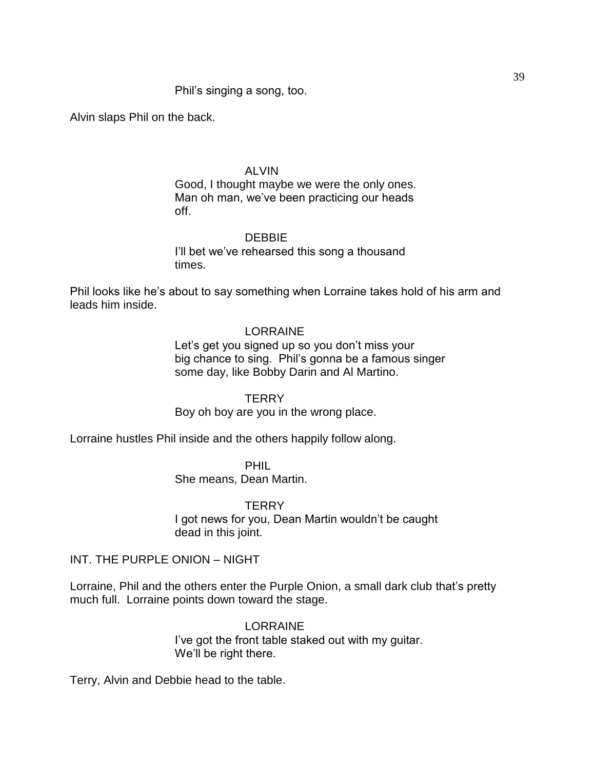Phil's singing a song, too.

Alvin slaps Phil on the back.

ALVIN
Good, I thought maybe we were the only ones. Man oh man, we've been practicing our heads off.

DEBBIE
I'll bet we've rehearsed this song a thousand times.

Phil looks like he's about to say something when Lorraine takes hold of his arm and leads him inside.

LORRAINE
Let's get you signed up so you don't miss your big chance to sing. Phil's gonna be a famous singer some day, like Bobby Darin and Al Martino.

TERRY
Boy oh boy are you in the wrong place.

Lorraine hustles Phil inside and the others happily follow along.

PHIL
She means, Dean Martin.

TERRY
I got news for you, Dean Martin wouldn't be caught dead in this joint.

INT. THE PURPLE ONION – NIGHT

Lorraine, Phil and the others enter the Purple Onion, a small dark club that's pretty much full. Lorraine points down toward the stage.

LORRAINE
I've got the front table staked out with my guitar. We'll be right there.

Terry, Alvin and Debbie head to the table.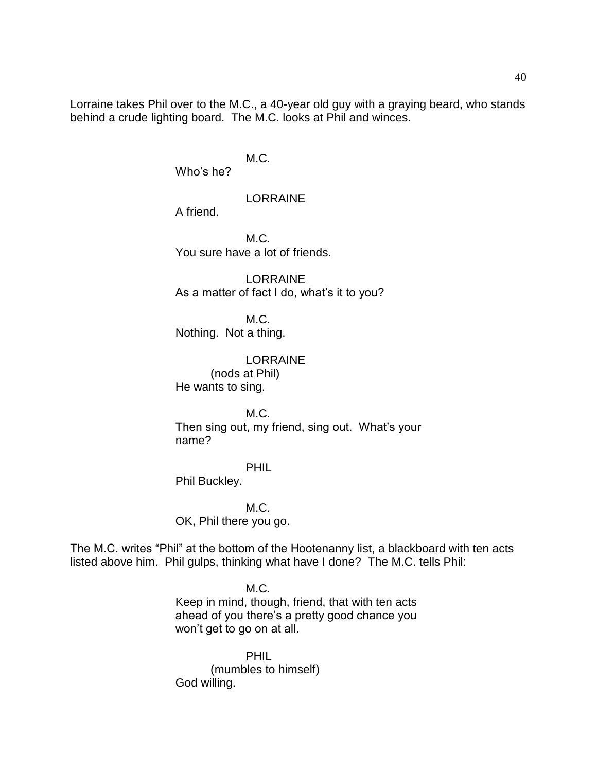Lorraine takes Phil over to the M.C., a 40-year old guy with a graying beard, who stands behind a crude lighting board. The M.C. looks at Phil and winces.

M.C.
Who's he?

LORRAINE
A friend.

M.C.
You sure have a lot of friends.

LORRAINE
As a matter of fact I do, what's it to you?

M.C.
Nothing. Not a thing.

LORRAINE
(nods at Phil)
He wants to sing.

M.C.
Then sing out, my friend, sing out. What's your name?

PHIL
Phil Buckley.

M.C.
OK, Phil there you go.

The M.C. writes "Phil" at the bottom of the Hootenanny list, a blackboard with ten acts listed above him. Phil gulps, thinking what have I done? The M.C. tells Phil:

M.C.
Keep in mind, though, friend, that with ten acts ahead of you there's a pretty good chance you won't get to go on at all.

PHIL
(mumbles to himself)
God willing.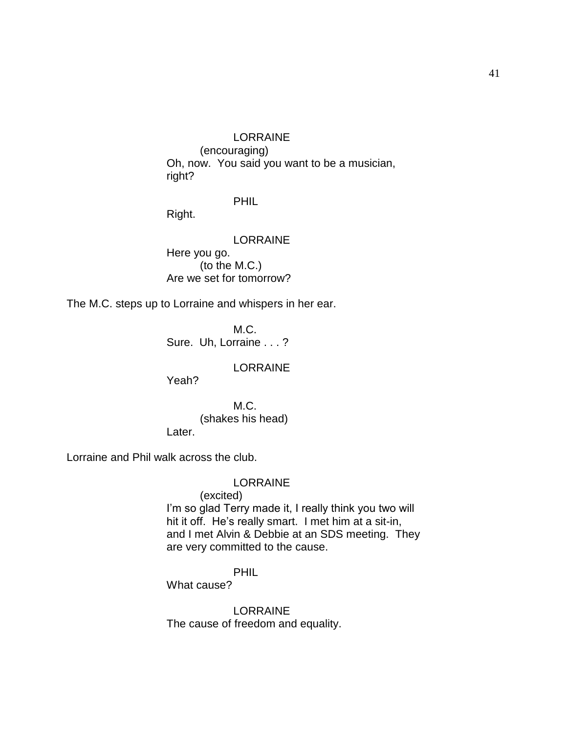LORRAINE
(encouraging)
Oh, now. You said you want to be a musician, right?

PHIL
Right.

LORRAINE
Here you go.
(to the M.C.)
Are we set for tomorrow?

The M.C. steps up to Lorraine and whispers in her ear.

M.C.
Sure. Uh, Lorraine . . . ?

LORRAINE
Yeah?

M.C.
(shakes his head)
Later.

Lorraine and Phil walk across the club.

LORRAINE
(excited)
I'm so glad Terry made it, I really think you two will hit it off. He's really smart. I met him at a sit-in, and I met Alvin & Debbie at an SDS meeting. They are very committed to the cause.

PHIL
What cause?

LORRAINE
The cause of freedom and equality.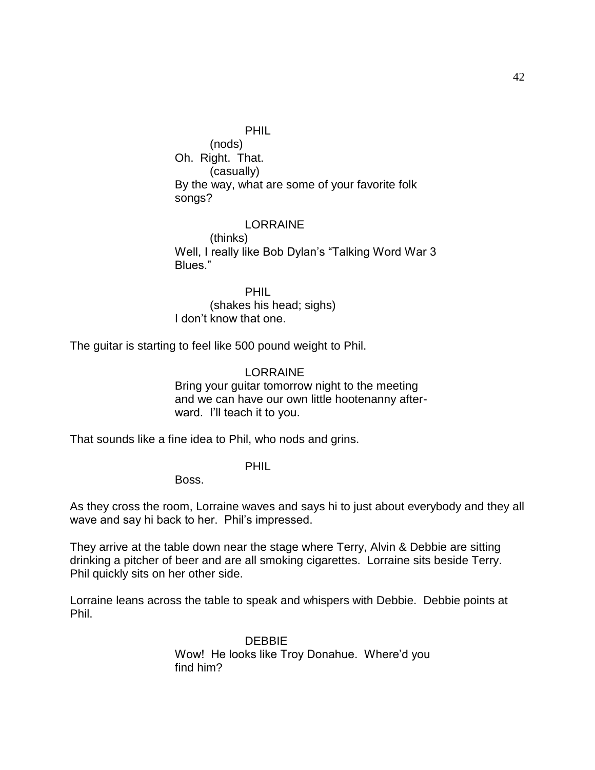PHIL

(nods)

Oh. Right. That.

(casually)

By the way, what are some of your favorite folk songs?

LORRAINE

(thinks)

Well, I really like Bob Dylan's "Talking Word War 3 Blues."

PHIL

(shakes his head; sighs)

I don't know that one.

The guitar is starting to feel like 500 pound weight to Phil.

LORRAINE

Bring your guitar tomorrow night to the meeting and we can have our own little hootenanny after-ward. I'll teach it to you.

That sounds like a fine idea to Phil, who nods and grins.

PHIL

Boss.

As they cross the room, Lorraine waves and says hi to just about everybody and they all wave and say hi back to her. Phil's impressed.

They arrive at the table down near the stage where Terry, Alvin & Debbie are sitting drinking a pitcher of beer and are all smoking cigarettes. Lorraine sits beside Terry. Phil quickly sits on her other side.

Lorraine leans across the table to speak and whispers with Debbie. Debbie points at Phil.

DEBBIE

Wow! He looks like Troy Donahue. Where'd you find him?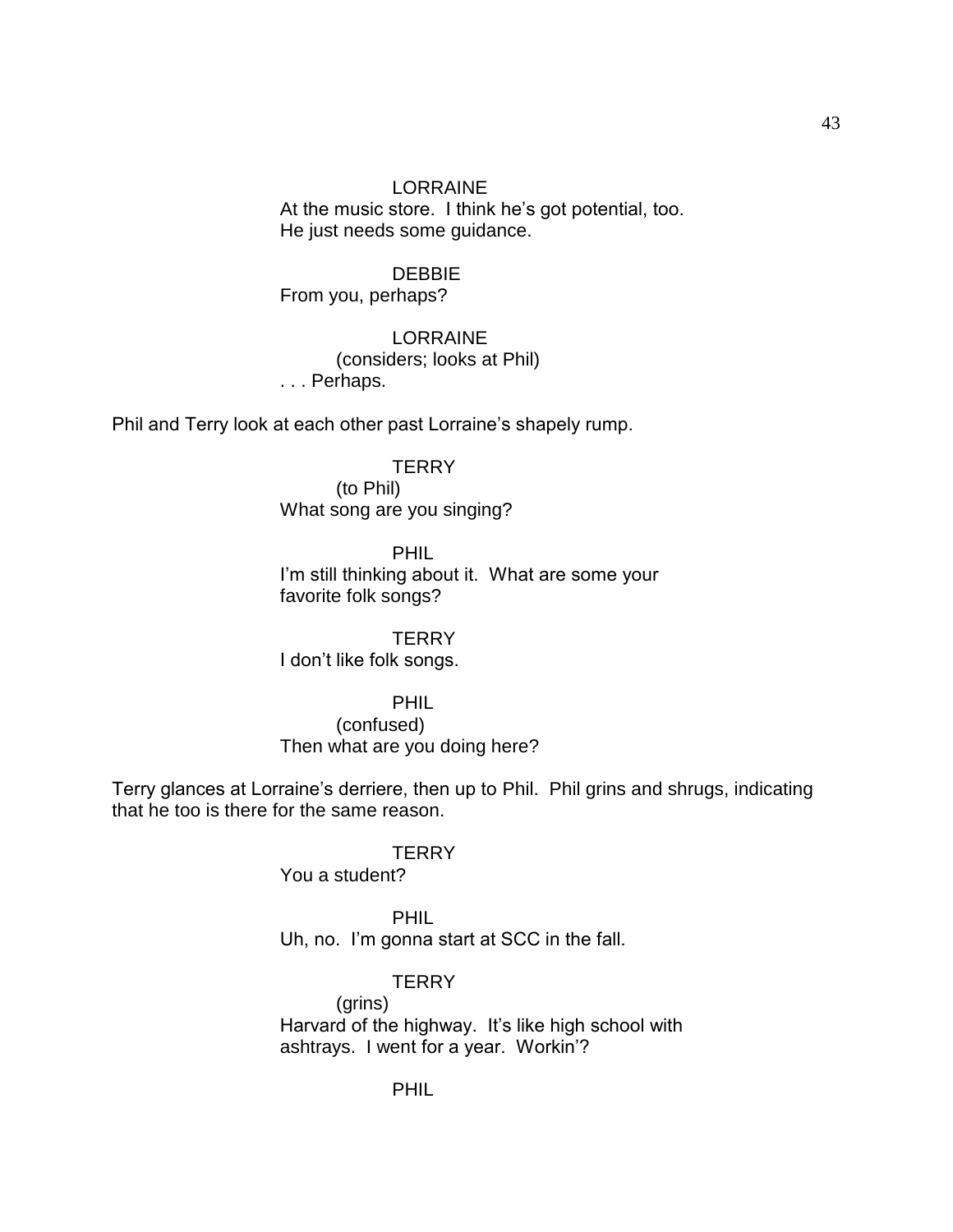LORRAINE

At the music store. I think he's got potential, too. He just needs some guidance.

DEBBIE

From you, perhaps?

LORRAINE

(considers; looks at Phil)

. . . Perhaps.

Phil and Terry look at each other past Lorraine's shapely rump.

TERRY

(to Phil)

What song are you singing?

PHIL

I'm still thinking about it. What are some your favorite folk songs?

TERRY

I don't like folk songs.

PHIL

(confused)

Then what are you doing here?

Terry glances at Lorraine's derriere, then up to Phil. Phil grins and shrugs, indicating that he too is there for the same reason.

TERRY

You a student?

PHIL

Uh, no. I'm gonna start at SCC in the fall.

TERRY

(grins)

Harvard of the highway. It's like high school with ashtrays. I went for a year. Workin'?

PHIL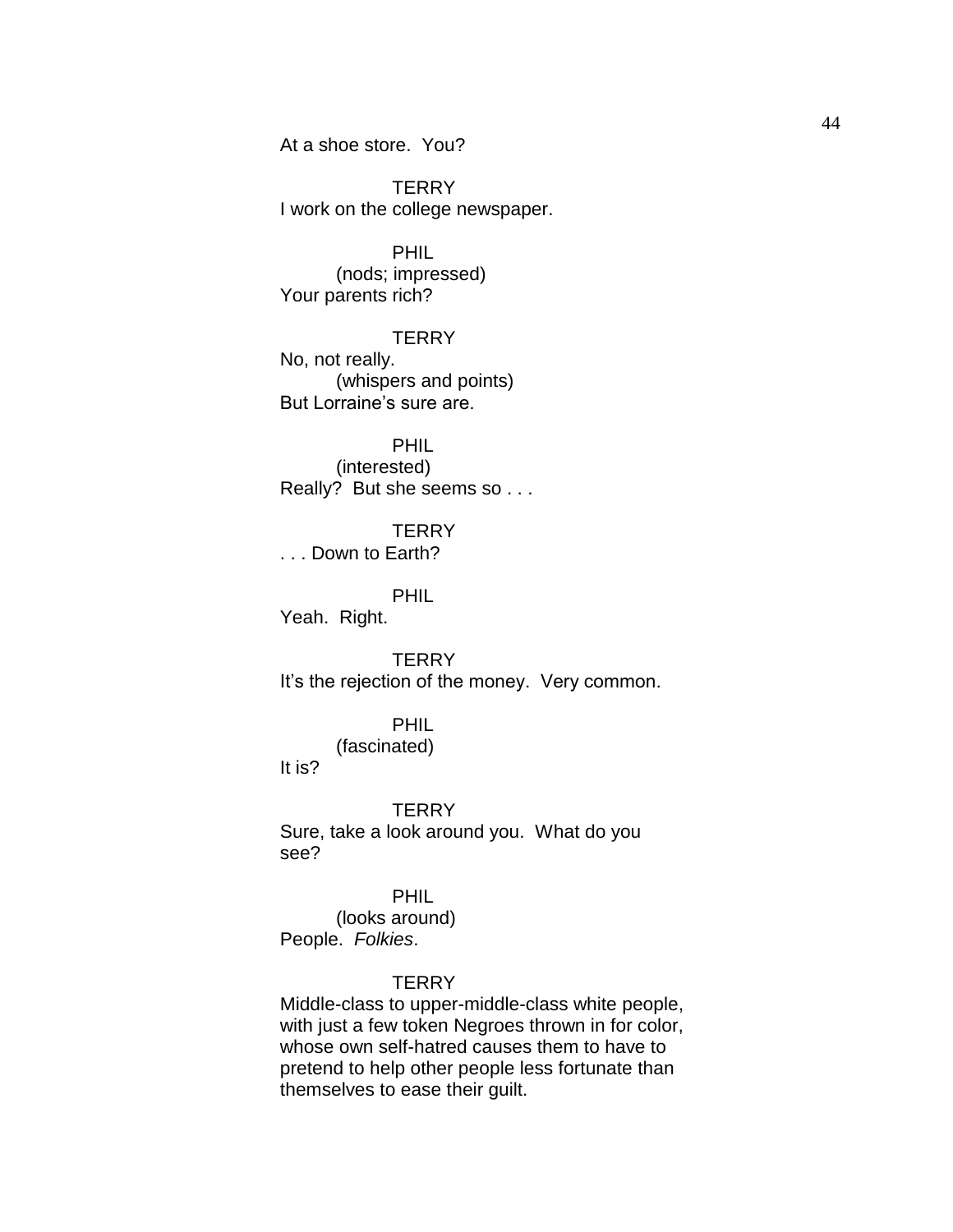At a shoe store.  You?

TERRY
I work on the college newspaper.

PHIL
(nods; impressed)
Your parents rich?

TERRY
No, not really.
(whispers and points)
But Lorraine's sure are.

PHIL
(interested)
Really?  But she seems so . . .

TERRY
. . . Down to Earth?

PHIL
Yeah.  Right.

TERRY
It's the rejection of the money.  Very common.

PHIL
(fascinated)
It is?

TERRY
Sure, take a look around you.  What do you see?

PHIL
(looks around)
People.  *Folkies*.

TERRY
Middle-class to upper-middle-class white people, with just a few token Negroes thrown in for color, whose own self-hatred causes them to have to pretend to help other people less fortunate than themselves to ease their guilt.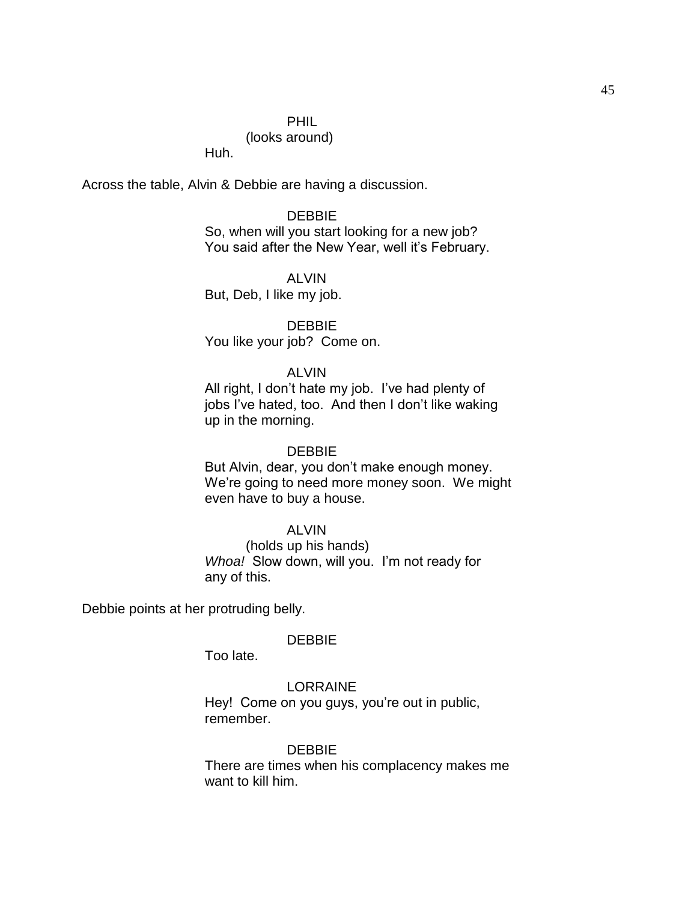PHIL
(looks around)
Huh.

Across the table, Alvin & Debbie are having a discussion.

DEBBIE
So, when will you start looking for a new job? You said after the New Year, well it's February.

ALVIN
But, Deb, I like my job.

DEBBIE
You like your job? Come on.

ALVIN
All right, I don't hate my job. I've had plenty of jobs I've hated, too. And then I don't like waking up in the morning.

DEBBIE
But Alvin, dear, you don't make enough money. We're going to need more money soon. We might even have to buy a house.

ALVIN
(holds up his hands)
*Whoa!* Slow down, will you. I'm not ready for any of this.

Debbie points at her protruding belly.

DEBBIE
Too late.

LORRAINE
Hey! Come on you guys, you're out in public, remember.

DEBBIE
There are times when his complacency makes me want to kill him.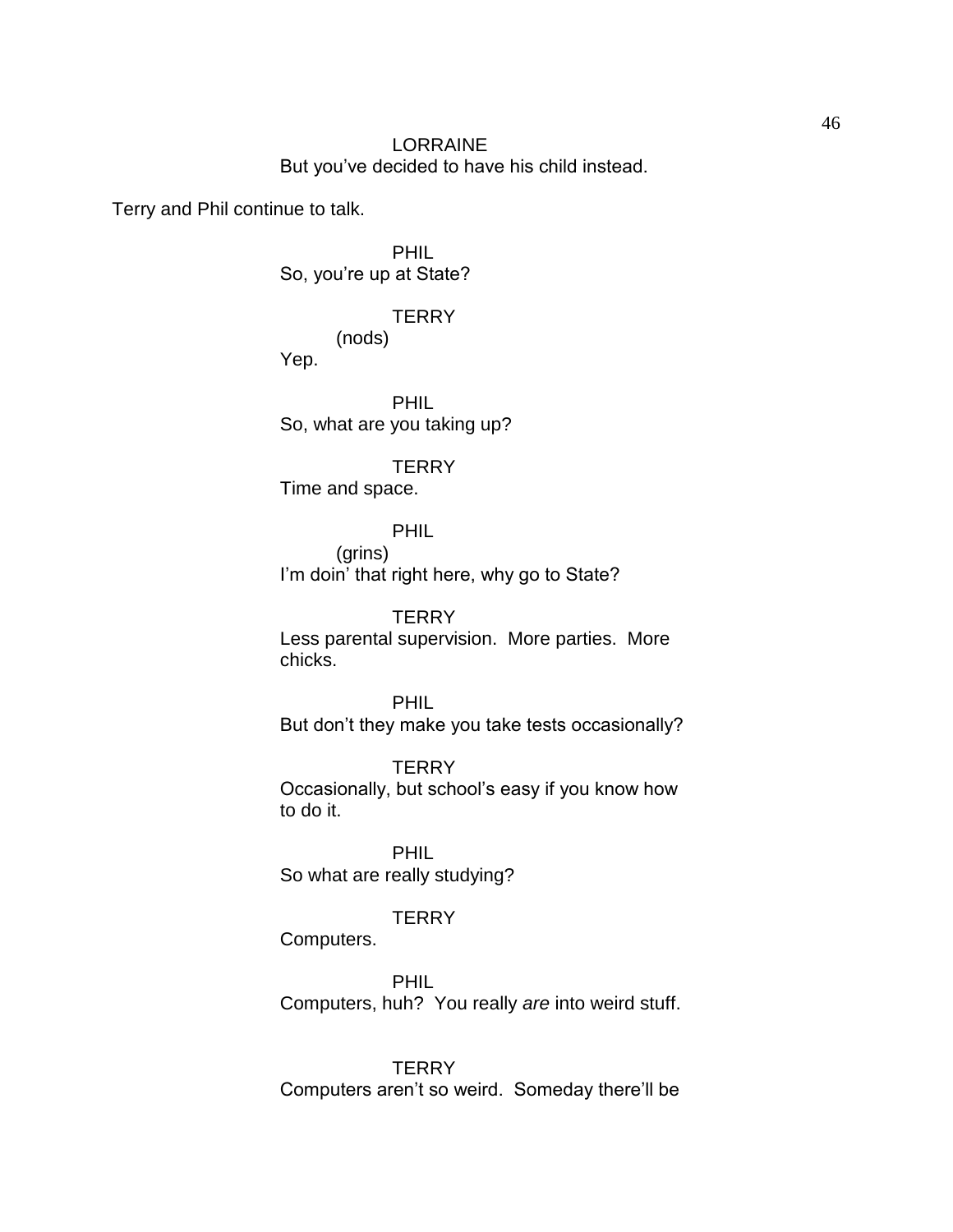LORRAINE
But you've decided to have his child instead.

Terry and Phil continue to talk.

PHIL
So, you're up at State?

TERRY
(nods)
Yep.

PHIL
So, what are you taking up?

TERRY
Time and space.

PHIL
(grins)
I'm doin' that right here, why go to State?

TERRY
Less parental supervision. More parties. More chicks.

PHIL
But don't they make you take tests occasionally?

TERRY
Occasionally, but school's easy if you know how to do it.

PHIL
So what are really studying?

TERRY
Computers.

PHIL
Computers, huh? You really *are* into weird stuff.

TERRY
Computers aren't so weird. Someday there'll be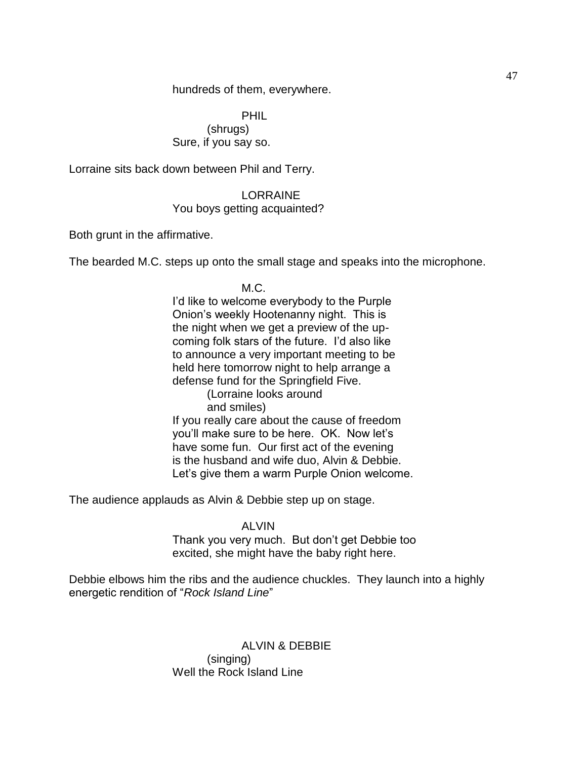hundreds of them, everywhere.

PHIL
(shrugs)
Sure, if you say so.

Lorraine sits back down between Phil and Terry.

LORRAINE
You boys getting acquainted?

Both grunt in the affirmative.

The bearded M.C. steps up onto the small stage and speaks into the microphone.

M.C.
I'd like to welcome everybody to the Purple Onion's weekly Hootenanny night. This is the night when we get a preview of the up-coming folk stars of the future. I'd also like to announce a very important meeting to be held here tomorrow night to help arrange a defense fund for the Springfield Five.
(Lorraine looks around and smiles)
If you really care about the cause of freedom you'll make sure to be here. OK. Now let's have some fun. Our first act of the evening is the husband and wife duo, Alvin & Debbie. Let's give them a warm Purple Onion welcome.

The audience applauds as Alvin & Debbie step up on stage.

ALVIN
Thank you very much. But don't get Debbie too excited, she might have the baby right here.

Debbie elbows him the ribs and the audience chuckles. They launch into a highly energetic rendition of "*Rock Island Line*"

ALVIN & DEBBIE
(singing)
Well the Rock Island Line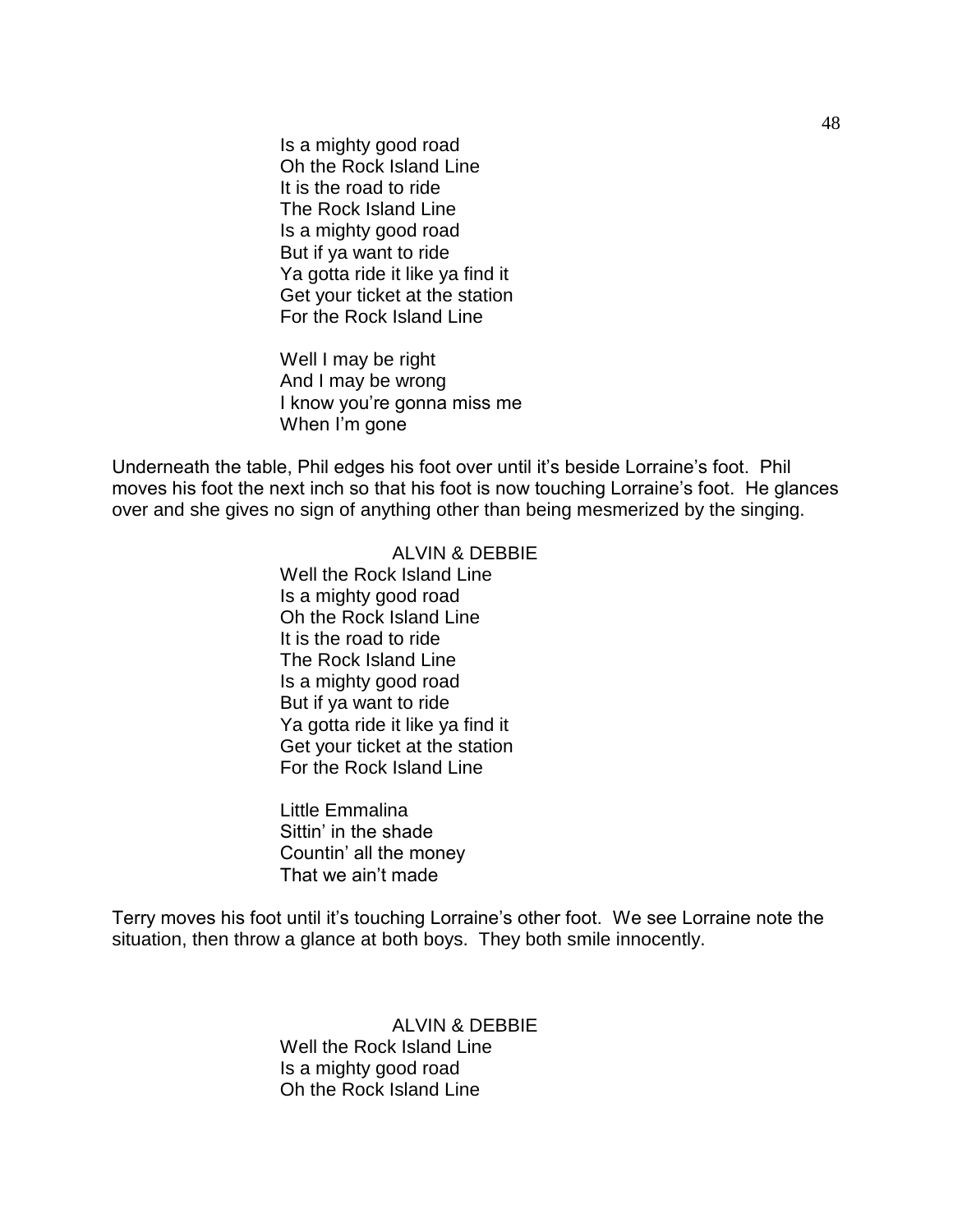Is a mighty good road
Oh the Rock Island Line
It is the road to ride
The Rock Island Line
Is a mighty good road
But if ya want to ride
Ya gotta ride it like ya find it
Get your ticket at the station
For the Rock Island Line

Well I may be right
And I may be wrong
I know you're gonna miss me
When I'm gone

Underneath the table, Phil edges his foot over until it's beside Lorraine's foot. Phil moves his foot the next inch so that his foot is now touching Lorraine's foot. He glances over and she gives no sign of anything other than being mesmerized by the singing.

ALVIN & DEBBIE

Well the Rock Island Line
Is a mighty good road
Oh the Rock Island Line
It is the road to ride
The Rock Island Line
Is a mighty good road
But if ya want to ride
Ya gotta ride it like ya find it
Get your ticket at the station
For the Rock Island Line

Little Emmalina
Sittin' in the shade
Countin' all the money
That we ain't made

Terry moves his foot until it's touching Lorraine's other foot. We see Lorraine note the situation, then throw a glance at both boys. They both smile innocently.

ALVIN & DEBBIE

Well the Rock Island Line
Is a mighty good road
Oh the Rock Island Line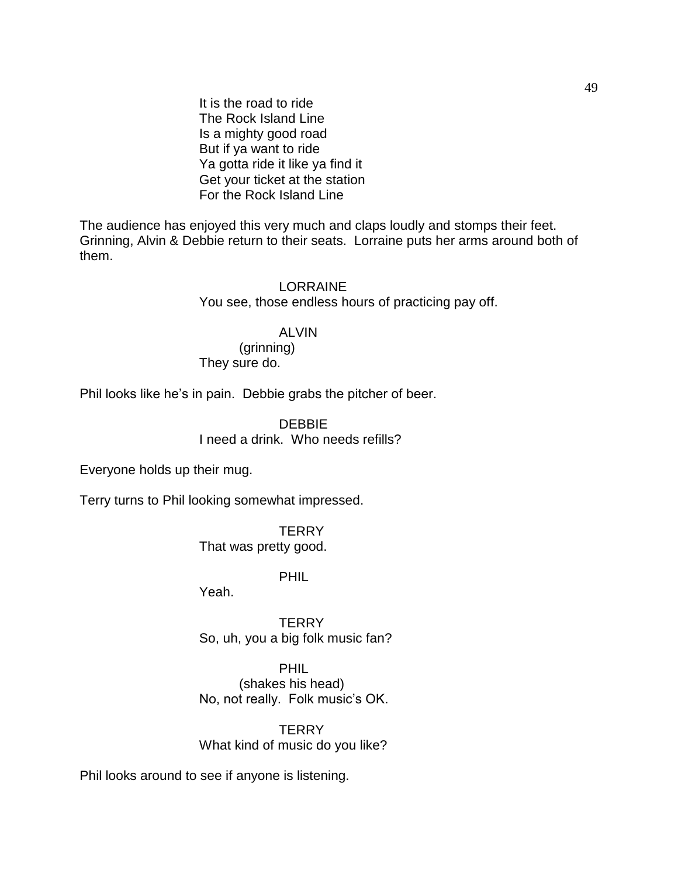It is the road to ride
The Rock Island Line
Is a mighty good road
But if ya want to ride
Ya gotta ride it like ya find it
Get your ticket at the station
For the Rock Island Line

The audience has enjoyed this very much and claps loudly and stomps their feet. Grinning, Alvin & Debbie return to their seats. Lorraine puts her arms around both of them.

LORRAINE
You see, those endless hours of practicing pay off.

ALVIN
(grinning)
They sure do.

Phil looks like he's in pain. Debbie grabs the pitcher of beer.

DEBBIE
I need a drink. Who needs refills?

Everyone holds up their mug.

Terry turns to Phil looking somewhat impressed.

TERRY
That was pretty good.

PHIL
Yeah.

TERRY
So, uh, you a big folk music fan?

PHIL
(shakes his head)
No, not really. Folk music's OK.

TERRY
What kind of music do you like?

Phil looks around to see if anyone is listening.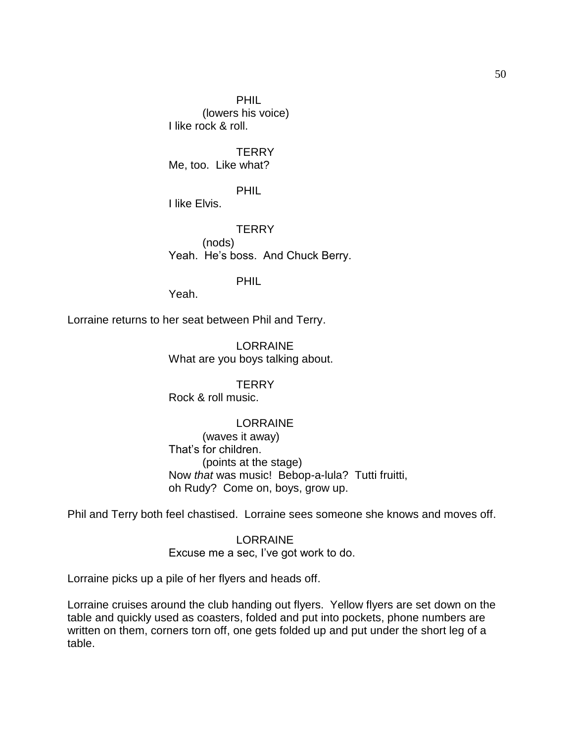PHIL
(lowers his voice)
I like rock & roll.

TERRY
Me, too. Like what?

PHIL
I like Elvis.

TERRY
(nods)
Yeah. He's boss. And Chuck Berry.

PHIL
Yeah.

Lorraine returns to her seat between Phil and Terry.

LORRAINE
What are you boys talking about.

TERRY
Rock & roll music.

LORRAINE
(waves it away)
That's for children.
(points at the stage)
Now *that* was music! Bebop-a-lula? Tutti fruitti, oh Rudy? Come on, boys, grow up.

Phil and Terry both feel chastised. Lorraine sees someone she knows and moves off.

LORRAINE
Excuse me a sec, I've got work to do.

Lorraine picks up a pile of her flyers and heads off.

Lorraine cruises around the club handing out flyers. Yellow flyers are set down on the table and quickly used as coasters, folded and put into pockets, phone numbers are written on them, corners torn off, one gets folded up and put under the short leg of a table.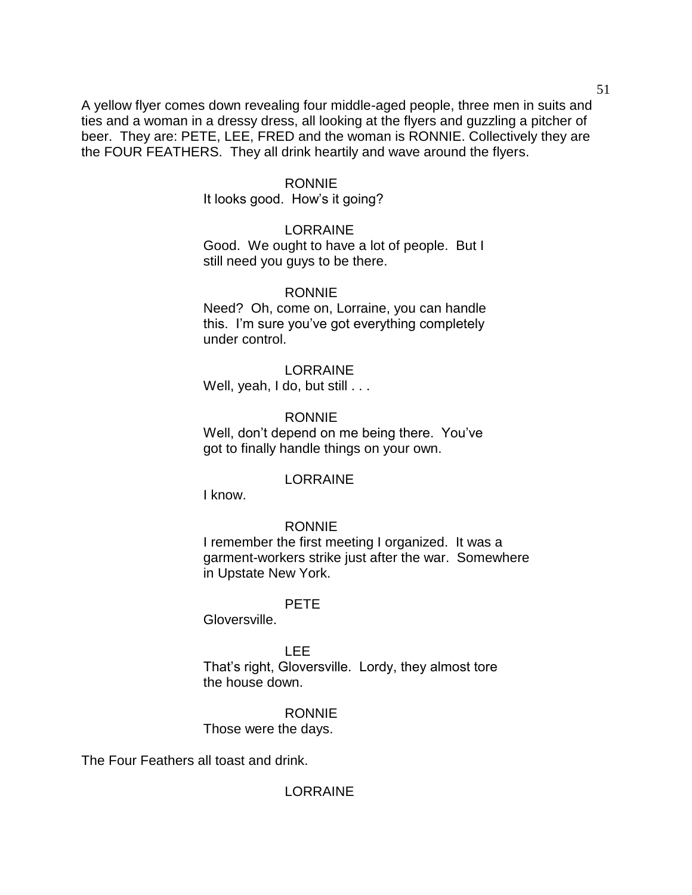A yellow flyer comes down revealing four middle-aged people, three men in suits and ties and a woman in a dressy dress, all looking at the flyers and guzzling a pitcher of beer. They are: PETE, LEE, FRED and the woman is RONNIE. Collectively they are the FOUR FEATHERS. They all drink heartily and wave around the flyers.

RONNIE
It looks good. How's it going?

LORRAINE
Good. We ought to have a lot of people. But I still need you guys to be there.

RONNIE
Need? Oh, come on, Lorraine, you can handle this. I'm sure you've got everything completely under control.

LORRAINE
Well, yeah, I do, but still . . .

RONNIE
Well, don't depend on me being there. You've got to finally handle things on your own.

LORRAINE
I know.

RONNIE
I remember the first meeting I organized. It was a garment-workers strike just after the war. Somewhere in Upstate New York.

PETE
Gloversville.

LEE
That's right, Gloversville. Lordy, they almost tore the house down.

RONNIE
Those were the days.

The Four Feathers all toast and drink.

LORRAINE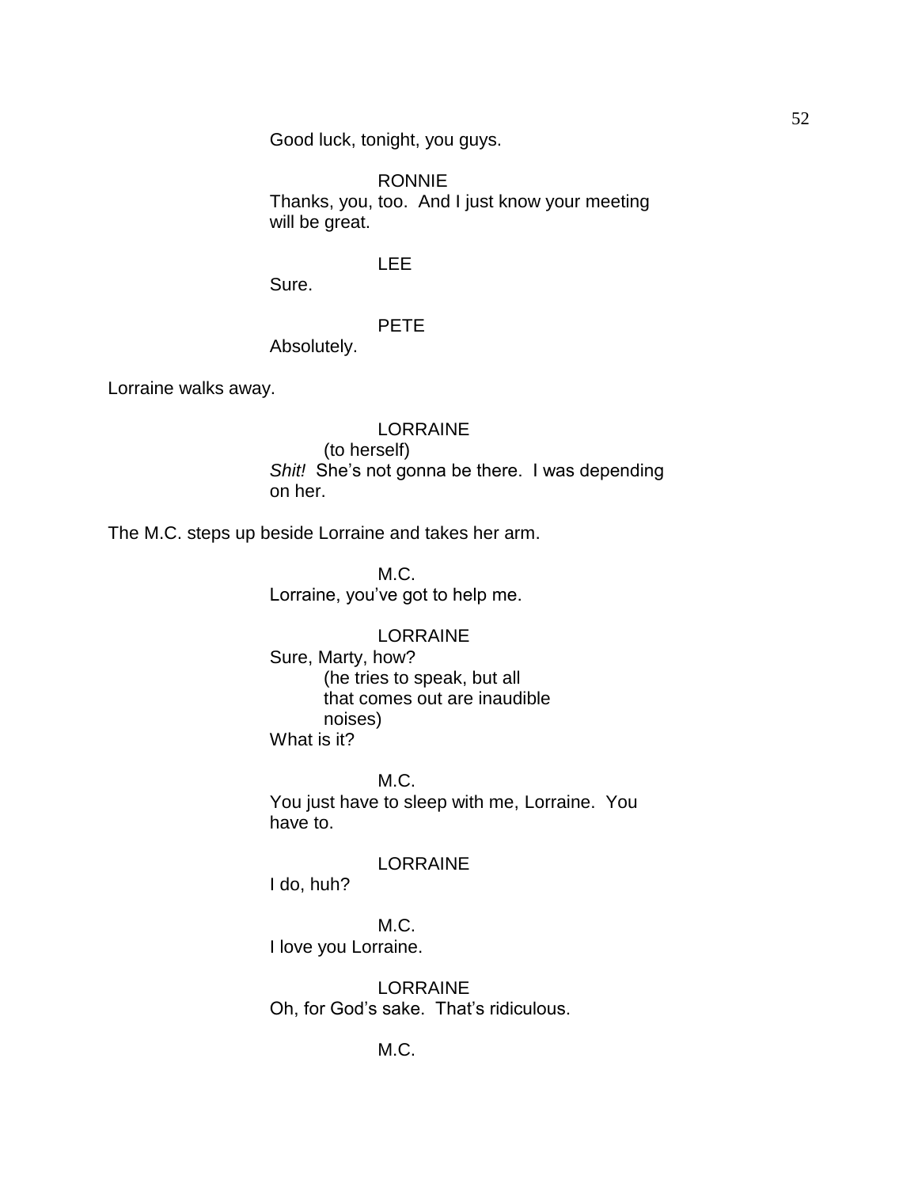Good luck, tonight, you guys.

RONNIE
Thanks, you, too. And I just know your meeting will be great.

LEE
Sure.

PETE
Absolutely.

Lorraine walks away.

LORRAINE
(to herself)
*Shit!* She's not gonna be there. I was depending on her.

The M.C. steps up beside Lorraine and takes her arm.

M.C.
Lorraine, you've got to help me.

LORRAINE
Sure, Marty, how?
(he tries to speak, but all that comes out are inaudible noises)
What is it?

M.C.
You just have to sleep with me, Lorraine. You have to.

LORRAINE
I do, huh?

M.C.
I love you Lorraine.

LORRAINE
Oh, for God's sake. That's ridiculous.

M.C.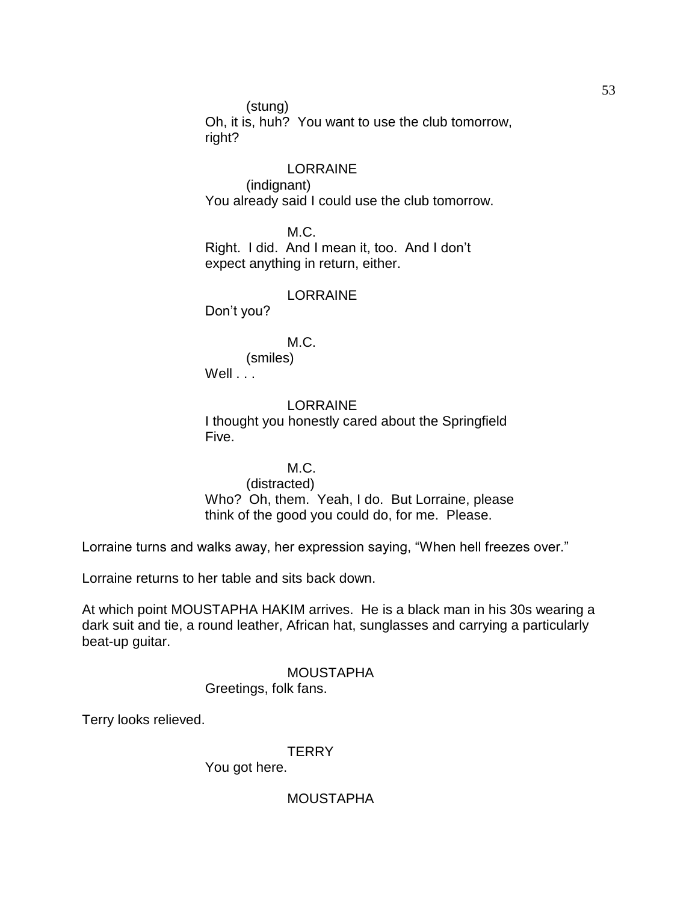(stung)
Oh, it is, huh? You want to use the club tomorrow, right?

LORRAINE
(indignant)
You already said I could use the club tomorrow.

M.C.
Right. I did. And I mean it, too. And I don't expect anything in return, either.

LORRAINE
Don't you?

M.C.
(smiles)
Well . . .

LORRAINE
I thought you honestly cared about the Springfield Five.

M.C.
(distracted)
Who? Oh, them. Yeah, I do. But Lorraine, please think of the good you could do, for me. Please.

Lorraine turns and walks away, her expression saying, "When hell freezes over."

Lorraine returns to her table and sits back down.

At which point MOUSTAPHA HAKIM arrives. He is a black man in his 30s wearing a dark suit and tie, a round leather, African hat, sunglasses and carrying a particularly beat-up guitar.

MOUSTAPHA
Greetings, folk fans.

Terry looks relieved.

TERRY
You got here.

MOUSTAPHA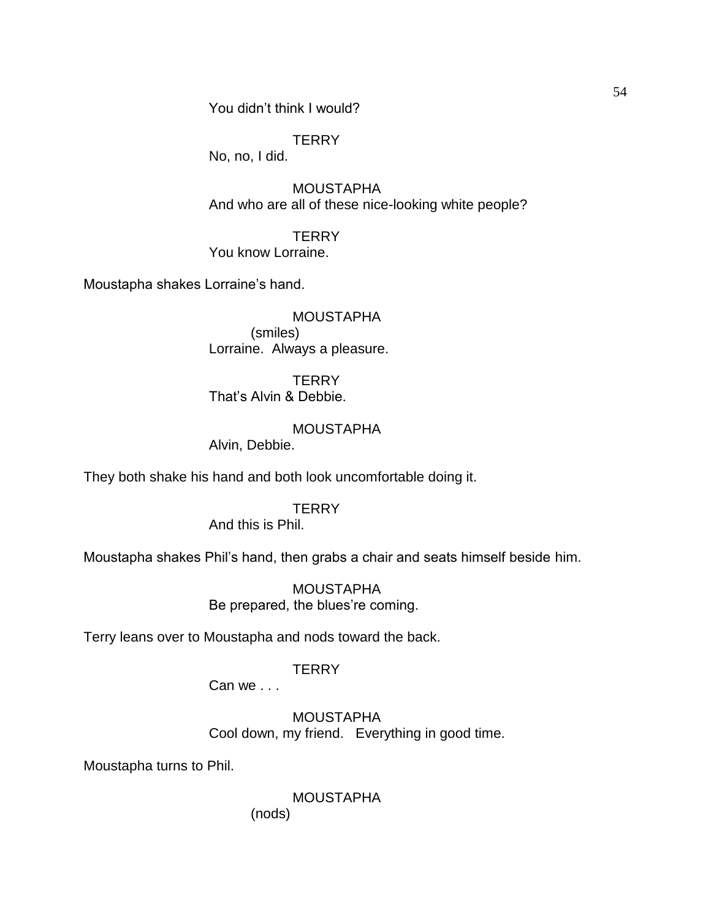You didn't think I would?

TERRY
No, no, I did.

MOUSTAPHA
And who are all of these nice-looking white people?

TERRY
You know Lorraine.

Moustapha shakes Lorraine's hand.

MOUSTAPHA
(smiles)
Lorraine. Always a pleasure.

TERRY
That's Alvin & Debbie.

MOUSTAPHA
Alvin, Debbie.

They both shake his hand and both look uncomfortable doing it.

TERRY
And this is Phil.

Moustapha shakes Phil's hand, then grabs a chair and seats himself beside him.

MOUSTAPHA
Be prepared, the blues're coming.

Terry leans over to Moustapha and nods toward the back.

TERRY
Can we . . .

MOUSTAPHA
Cool down, my friend. Everything in good time.

Moustapha turns to Phil.

MOUSTAPHA
(nods)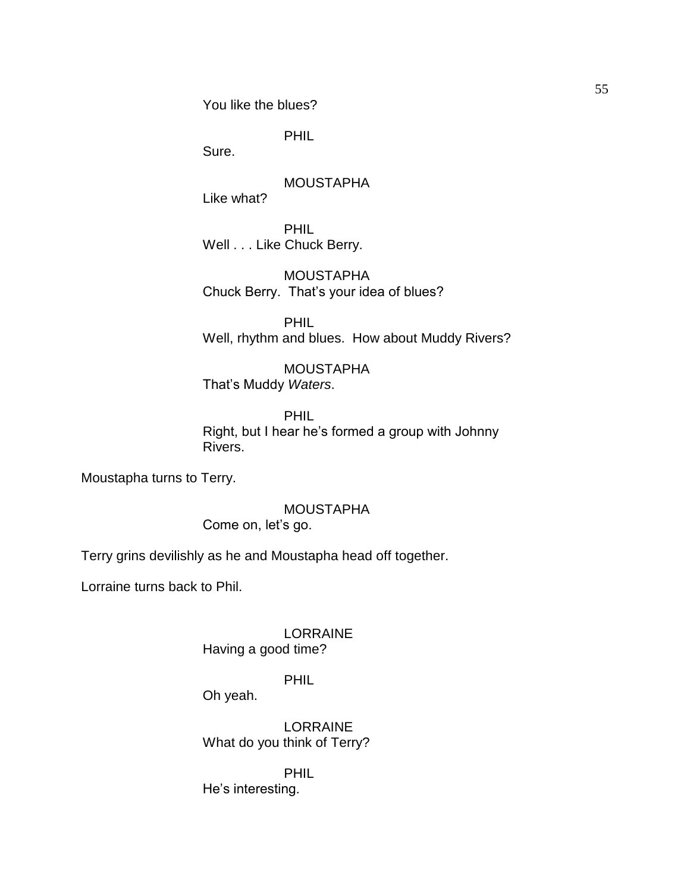You like the blues?

PHIL

Sure.

MOUSTAPHA

Like what?

PHIL

Well . . . Like Chuck Berry.

MOUSTAPHA

Chuck Berry. That's your idea of blues?

PHIL

Well, rhythm and blues. How about Muddy Rivers?

MOUSTAPHA

That's Muddy *Waters*.

PHIL

Right, but I hear he's formed a group with Johnny Rivers.

Moustapha turns to Terry.

MOUSTAPHA

Come on, let's go.

Terry grins devilishly as he and Moustapha head off together.

Lorraine turns back to Phil.

LORRAINE

Having a good time?

PHIL

Oh yeah.

LORRAINE

What do you think of Terry?

PHIL

He's interesting.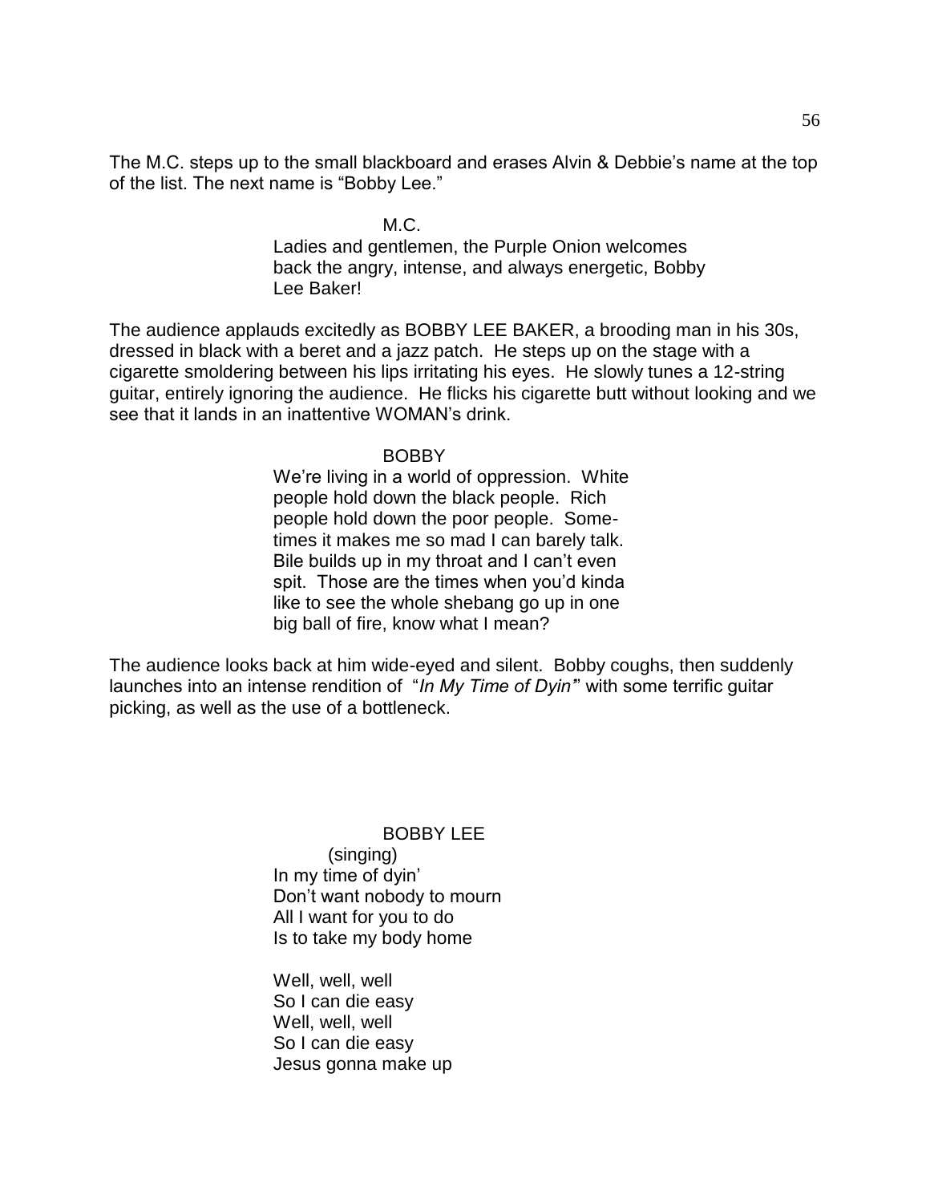The M.C. steps up to the small blackboard and erases Alvin & Debbie's name at the top of the list. The next name is "Bobby Lee."

M.C.

Ladies and gentlemen, the Purple Onion welcomes back the angry, intense, and always energetic, Bobby Lee Baker!

The audience applauds excitedly as BOBBY LEE BAKER, a brooding man in his 30s, dressed in black with a beret and a jazz patch. He steps up on the stage with a cigarette smoldering between his lips irritating his eyes. He slowly tunes a 12-string guitar, entirely ignoring the audience. He flicks his cigarette butt without looking and we see that it lands in an inattentive WOMAN's drink.

BOBBY

We're living in a world of oppression. White people hold down the black people. Rich people hold down the poor people. Some-times it makes me so mad I can barely talk. Bile builds up in my throat and I can't even spit. Those are the times when you'd kinda like to see the whole shebang go up in one big ball of fire, know what I mean?

The audience looks back at him wide-eyed and silent. Bobby coughs, then suddenly launches into an intense rendition of "*In My Time of Dyin'*" with some terrific guitar picking, as well as the use of a bottleneck.

BOBBY LEE

(singing)

In my time of dyin'
Don't want nobody to mourn
All I want for you to do
Is to take my body home

Well, well, well
So I can die easy
Well, well, well
So I can die easy
Jesus gonna make up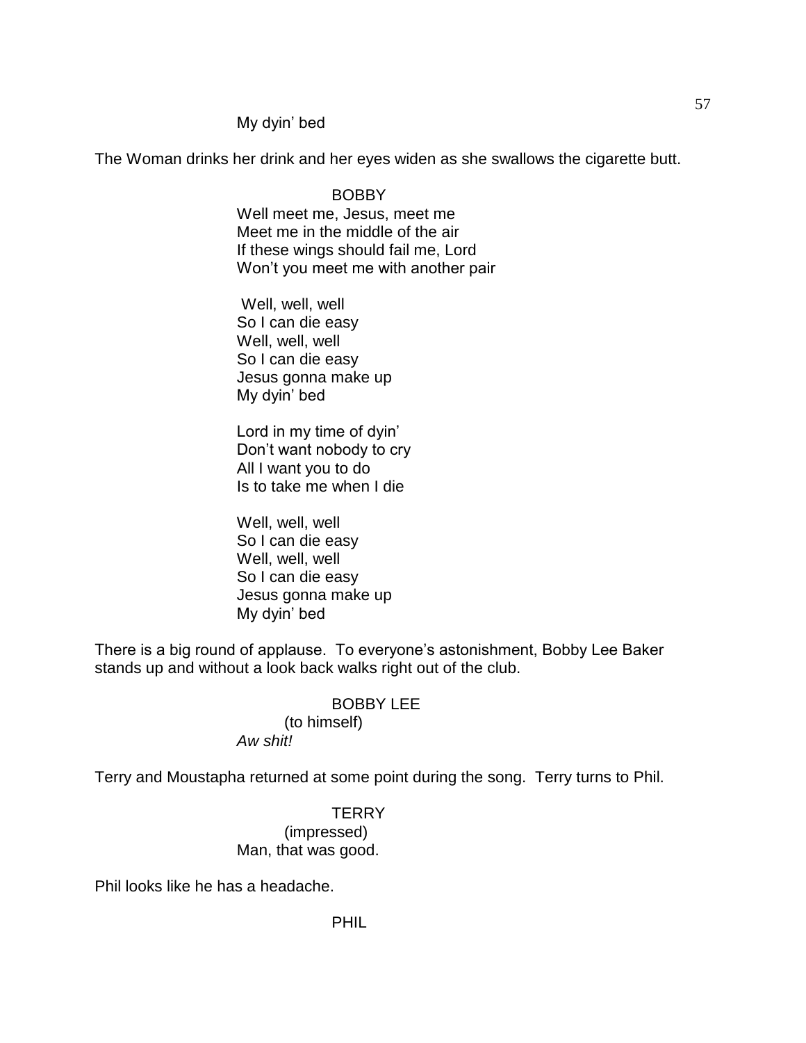My dyin' bed

The Woman drinks her drink and her eyes widen as she swallows the cigarette butt.

BOBBY

Well meet me, Jesus, meet me
Meet me in the middle of the air
If these wings should fail me, Lord
Won't you meet me with another pair

Well, well, well
So I can die easy
Well, well, well
So I can die easy
Jesus gonna make up
My dyin' bed

Lord in my time of dyin'
Don't want nobody to cry
All I want you to do
Is to take me when I die

Well, well, well
So I can die easy
Well, well, well
So I can die easy
Jesus gonna make up
My dyin' bed

There is a big round of applause. To everyone's astonishment, Bobby Lee Baker stands up and without a look back walks right out of the club.

BOBBY LEE

(to himself)

*Aw shit!*

Terry and Moustapha returned at some point during the song. Terry turns to Phil.

TERRY

(impressed)

Man, that was good.

Phil looks like he has a headache.

PHIL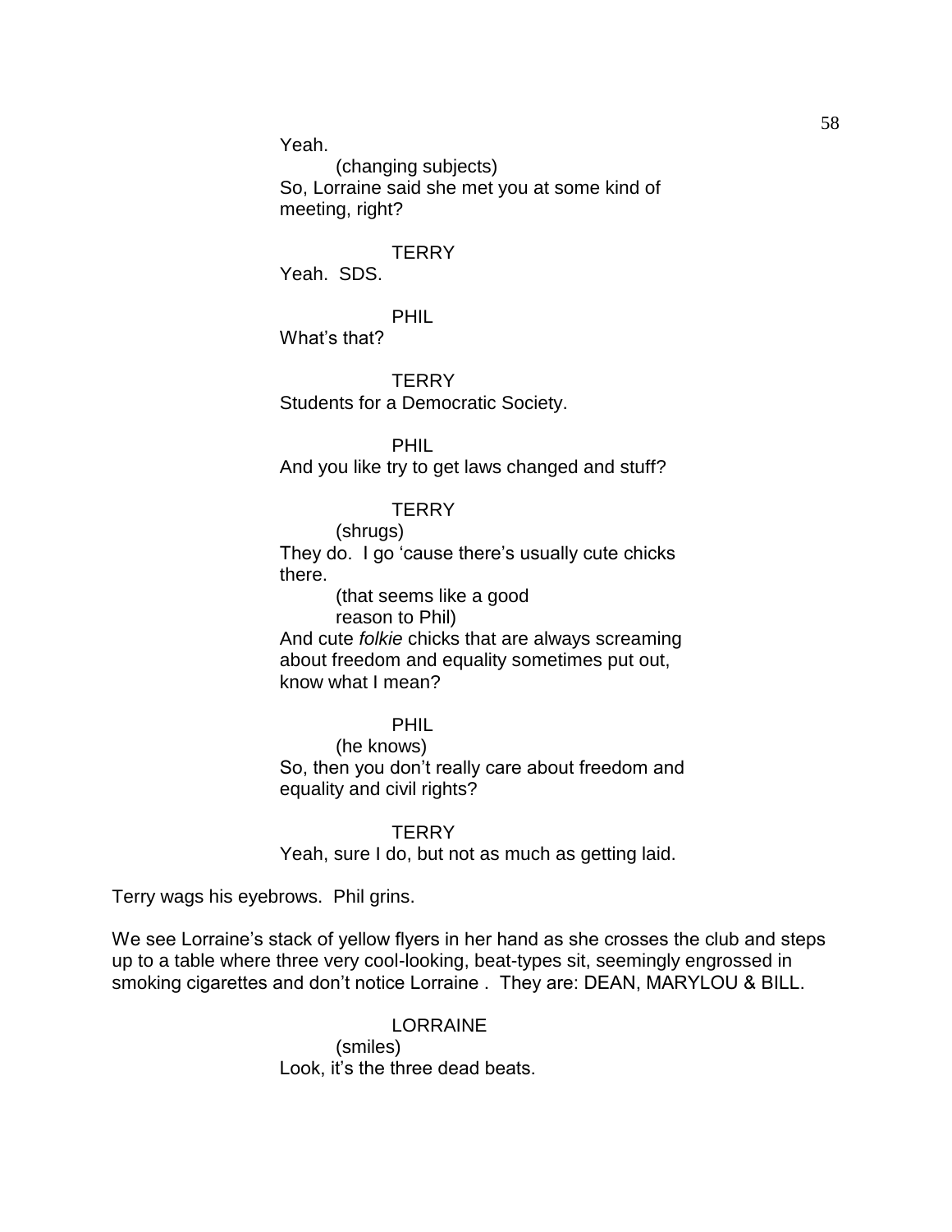Yeah.

(changing subjects)

So, Lorraine said she met you at some kind of meeting, right?

TERRY

Yeah. SDS.

PHIL

What's that?

TERRY

Students for a Democratic Society.

PHIL

And you like try to get laws changed and stuff?

TERRY

(shrugs)

They do. I go 'cause there's usually cute chicks there.

(that seems like a good reason to Phil)

And cute *folkie* chicks that are always screaming about freedom and equality sometimes put out, know what I mean?

PHIL

(he knows)

So, then you don't really care about freedom and equality and civil rights?

TERRY

Yeah, sure I do, but not as much as getting laid.

Terry wags his eyebrows. Phil grins.

We see Lorraine's stack of yellow flyers in her hand as she crosses the club and steps up to a table where three very cool-looking, beat-types sit, seemingly engrossed in smoking cigarettes and don't notice Lorraine . They are: DEAN, MARYLOU & BILL.

LORRAINE

(smiles)

Look, it's the three dead beats.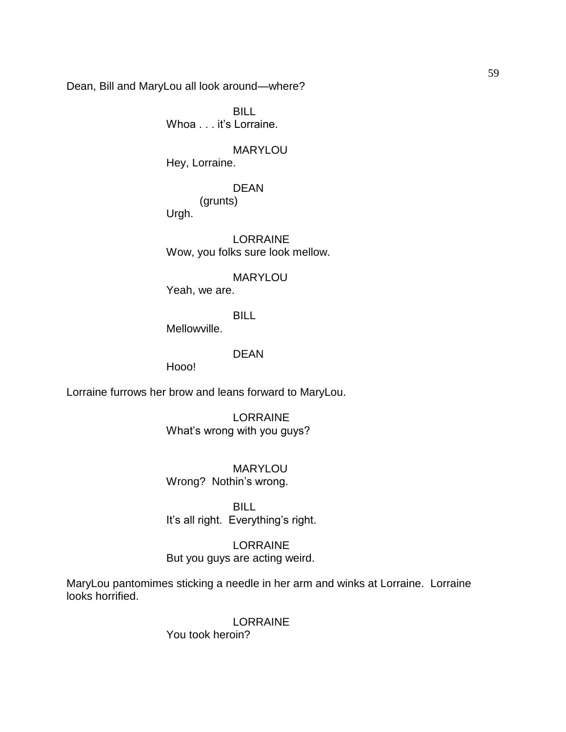Dean, Bill and MaryLou all look around—where?

BILL
Whoa . . . it's Lorraine.

MARYLOU
Hey, Lorraine.

DEAN
(grunts)
Urgh.

LORRAINE
Wow, you folks sure look mellow.

MARYLOU
Yeah, we are.

BILL
Mellowville.

DEAN
Hooo!

Lorraine furrows her brow and leans forward to MaryLou.

LORRAINE
What's wrong with you guys?

MARYLOU
Wrong? Nothin's wrong.

BILL
It's all right. Everything's right.

LORRAINE
But you guys are acting weird.

MaryLou pantomimes sticking a needle in her arm and winks at Lorraine. Lorraine looks horrified.

LORRAINE
You took heroin?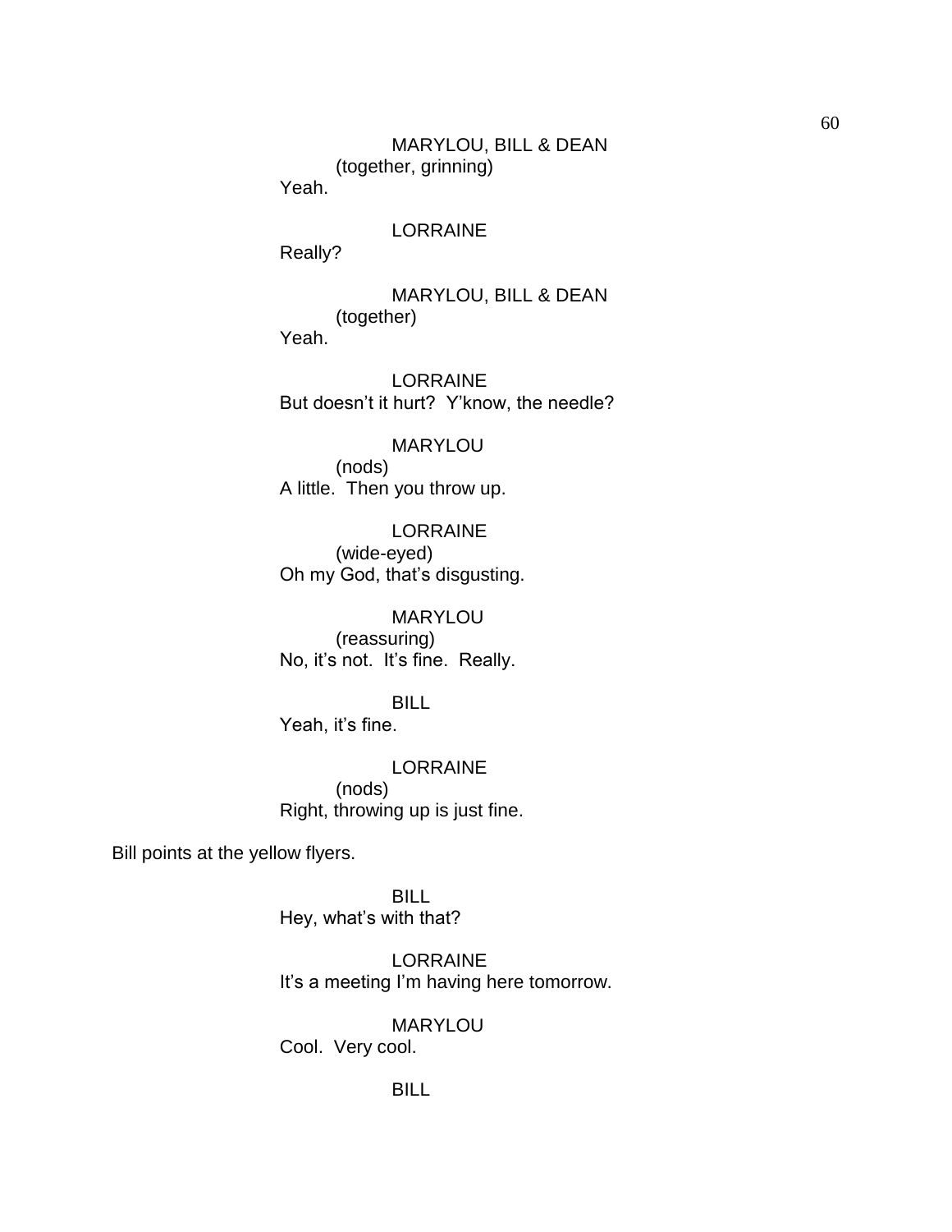MARYLOU, BILL & DEAN
(together, grinning)
Yeah.

LORRAINE
Really?

MARYLOU, BILL & DEAN
(together)
Yeah.

LORRAINE
But doesn't it hurt? Y'know, the needle?

MARYLOU
(nods)
A little. Then you throw up.

LORRAINE
(wide-eyed)
Oh my God, that's disgusting.

MARYLOU
(reassuring)
No, it's not. It's fine. Really.

BILL
Yeah, it's fine.

LORRAINE
(nods)
Right, throwing up is just fine.

Bill points at the yellow flyers.

BILL
Hey, what's with that?

LORRAINE
It's a meeting I'm having here tomorrow.

MARYLOU
Cool. Very cool.

BILL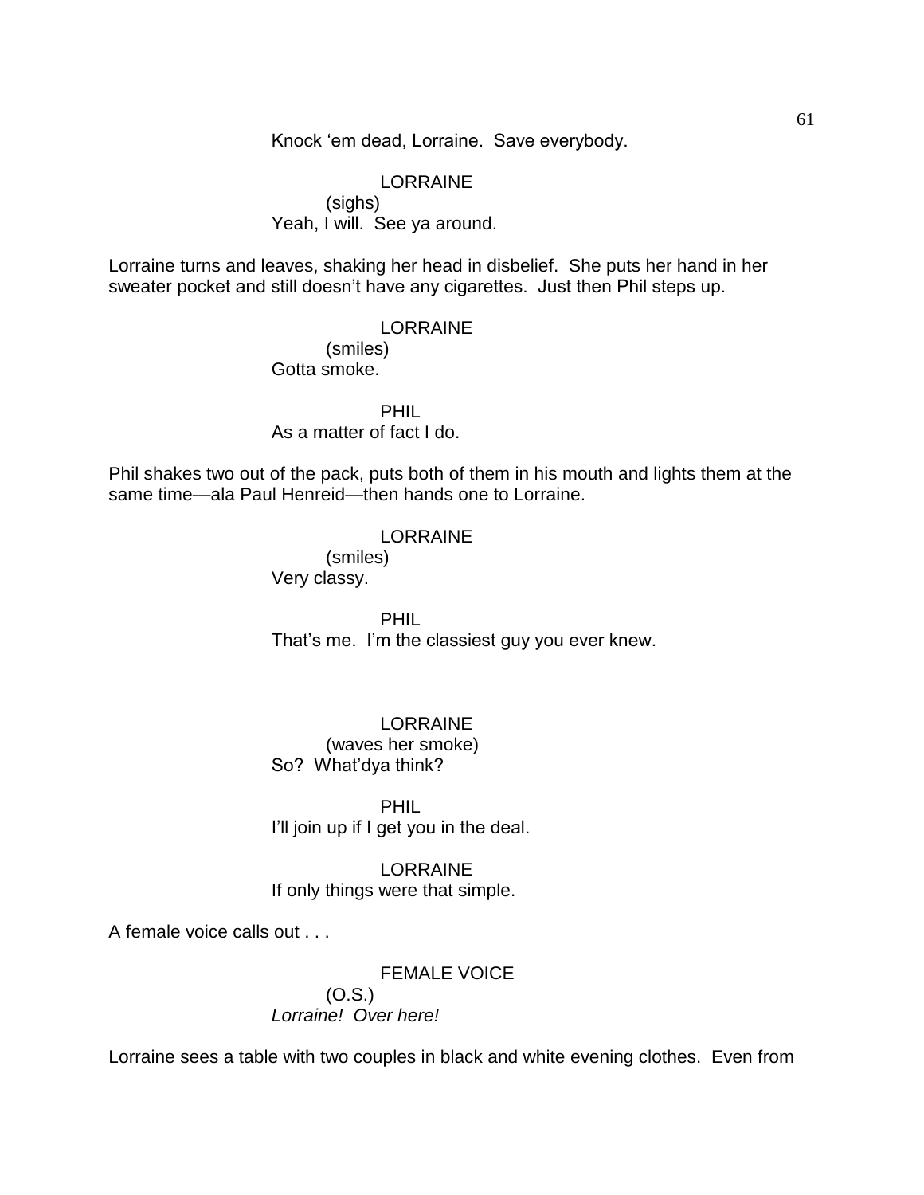Knock 'em dead, Lorraine. Save everybody.

LORRAINE
(sighs)
Yeah, I will. See ya around.

Lorraine turns and leaves, shaking her head in disbelief. She puts her hand in her sweater pocket and still doesn't have any cigarettes. Just then Phil steps up.

LORRAINE
(smiles)
Gotta smoke.

PHIL
As a matter of fact I do.

Phil shakes two out of the pack, puts both of them in his mouth and lights them at the same time—ala Paul Henreid—then hands one to Lorraine.

LORRAINE
(smiles)
Very classy.

PHIL
That's me. I'm the classiest guy you ever knew.

LORRAINE
(waves her smoke)
So? What'dya think?

PHIL
I'll join up if I get you in the deal.

LORRAINE
If only things were that simple.

A female voice calls out . . .

FEMALE VOICE
(O.S.)
*Lorraine! Over here!*

Lorraine sees a table with two couples in black and white evening clothes. Even from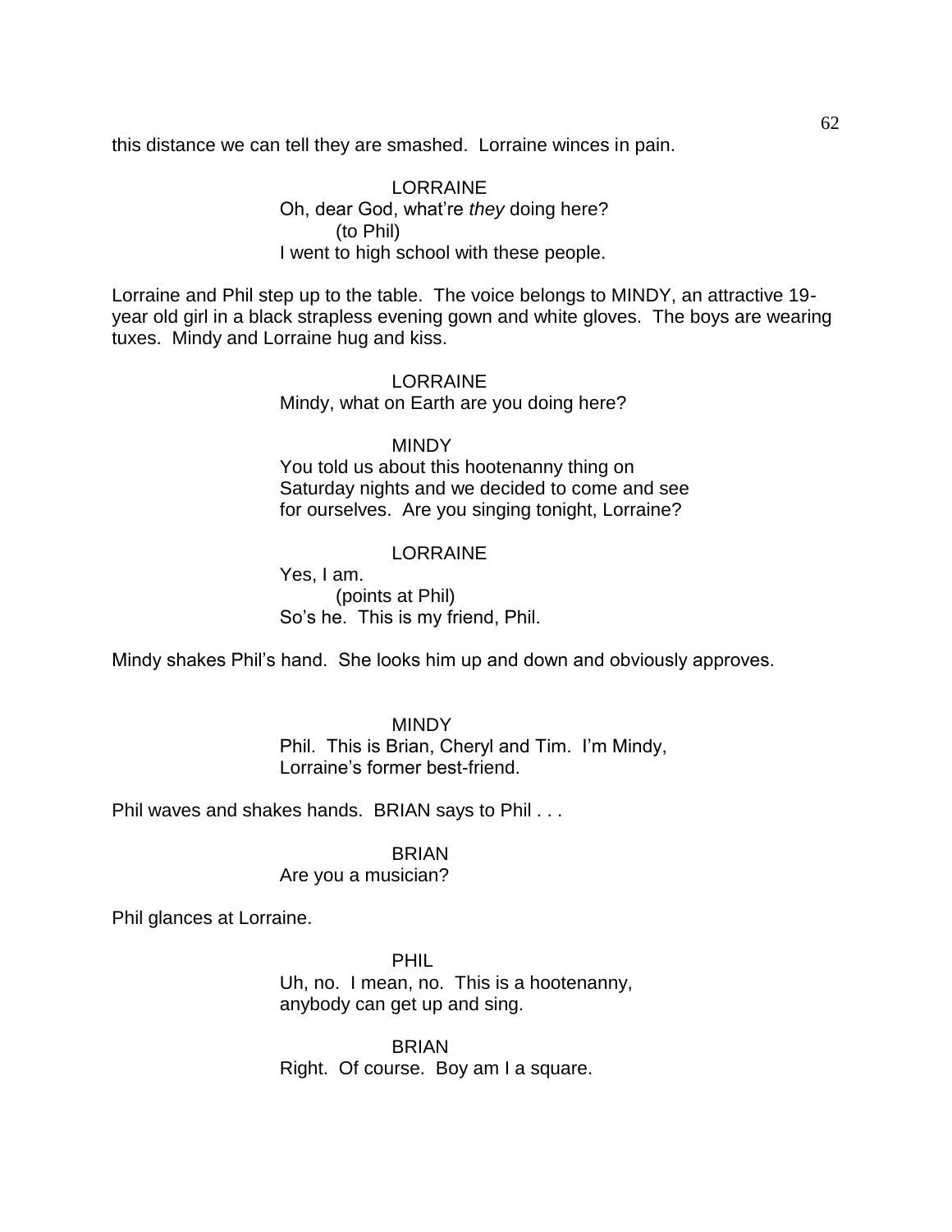this distance we can tell they are smashed. Lorraine winces in pain.

LORRAINE
Oh, dear God, what're *they* doing here?
(to Phil)
I went to high school with these people.

Lorraine and Phil step up to the table. The voice belongs to MINDY, an attractive 19-year old girl in a black strapless evening gown and white gloves. The boys are wearing tuxes. Mindy and Lorraine hug and kiss.

LORRAINE
Mindy, what on Earth are you doing here?

MINDY
You told us about this hootenanny thing on Saturday nights and we decided to come and see for ourselves. Are you singing tonight, Lorraine?

LORRAINE
Yes, I am.
(points at Phil)
So's he. This is my friend, Phil.

Mindy shakes Phil's hand. She looks him up and down and obviously approves.

MINDY
Phil. This is Brian, Cheryl and Tim. I'm Mindy, Lorraine's former best-friend.

Phil waves and shakes hands. BRIAN says to Phil . . .

BRIAN
Are you a musician?

Phil glances at Lorraine.

PHIL
Uh, no. I mean, no. This is a hootenanny, anybody can get up and sing.

BRIAN
Right. Of course. Boy am I a square.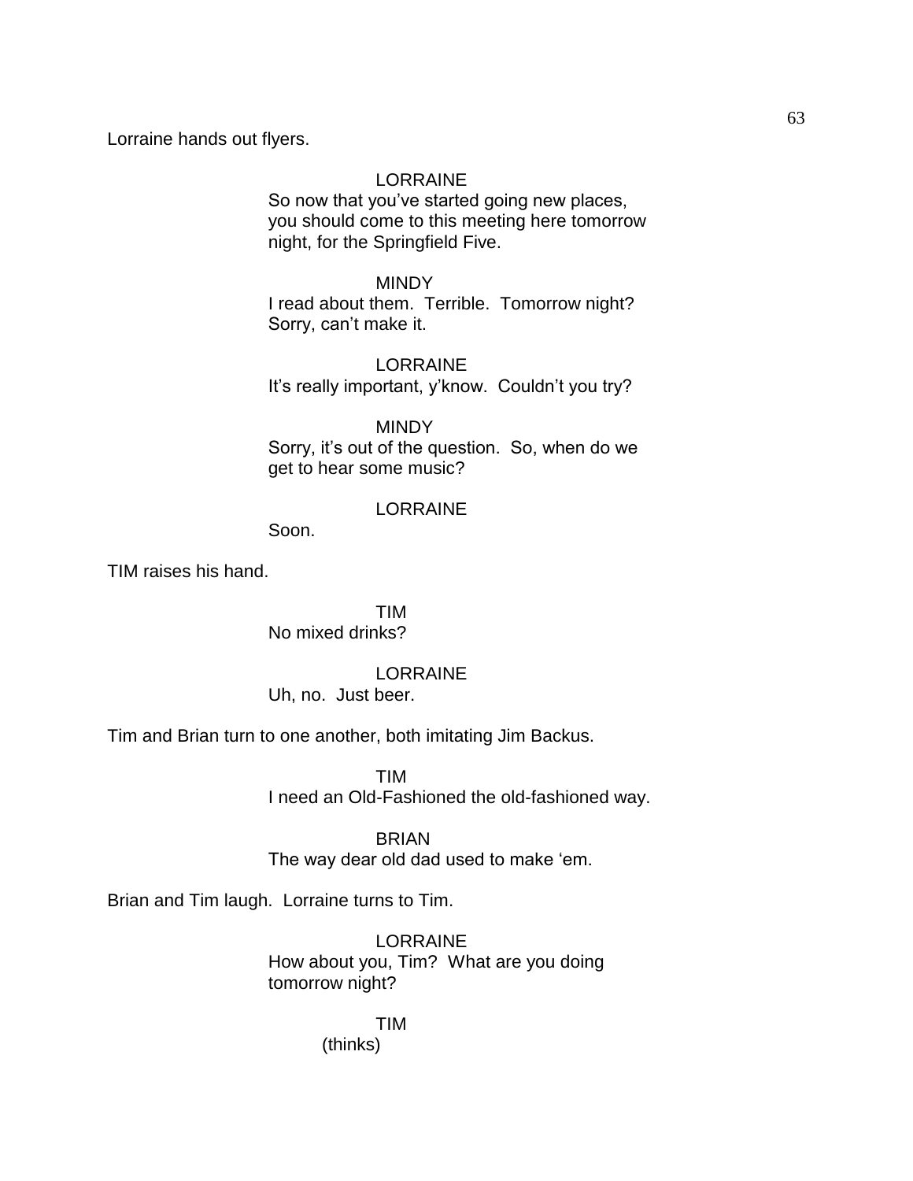Lorraine hands out flyers.

LORRAINE
So now that you've started going new places, you should come to this meeting here tomorrow night, for the Springfield Five.

MINDY
I read about them. Terrible. Tomorrow night? Sorry, can't make it.

LORRAINE
It's really important, y'know. Couldn't you try?

MINDY
Sorry, it's out of the question. So, when do we get to hear some music?

LORRAINE
Soon.

TIM raises his hand.

TIM
No mixed drinks?

LORRAINE
Uh, no. Just beer.

Tim and Brian turn to one another, both imitating Jim Backus.

TIM
I need an Old-Fashioned the old-fashioned way.

BRIAN
The way dear old dad used to make 'em.

Brian and Tim laugh. Lorraine turns to Tim.

LORRAINE
How about you, Tim? What are you doing tomorrow night?

TIM
(thinks)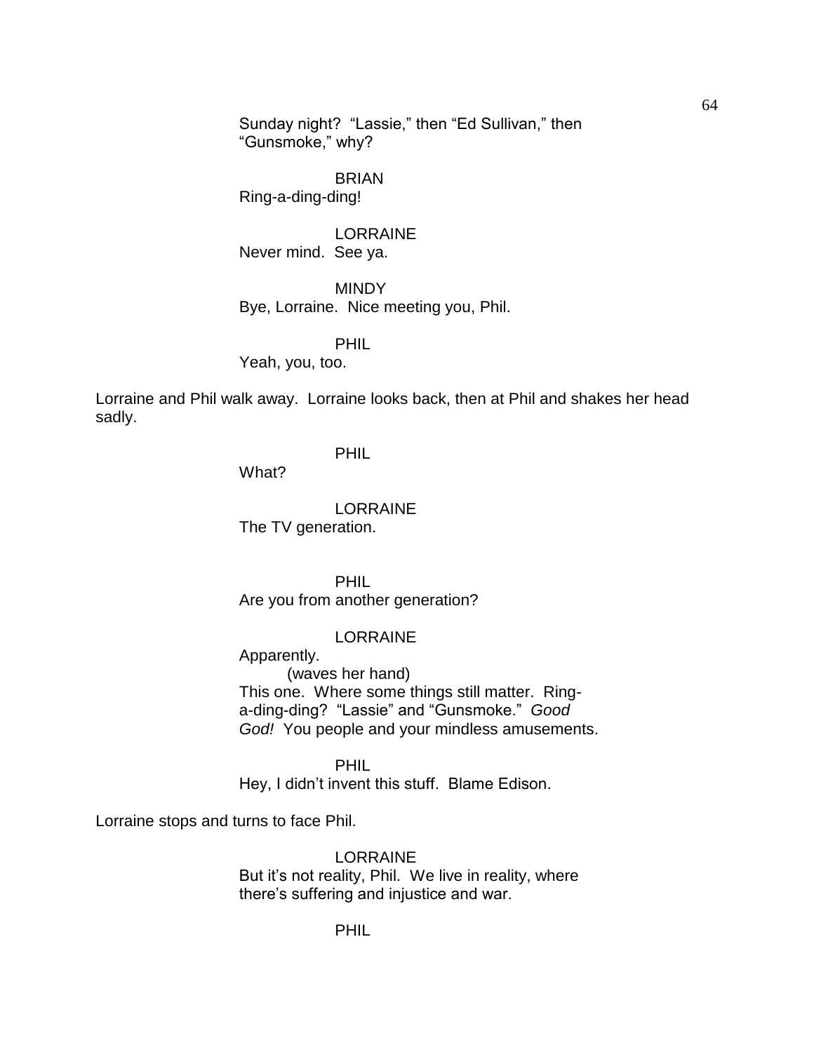Sunday night? "Lassie," then "Ed Sullivan," then "Gunsmoke," why?

BRIAN
Ring-a-ding-ding!

LORRAINE
Never mind. See ya.

MINDY
Bye, Lorraine. Nice meeting you, Phil.

PHIL
Yeah, you, too.

Lorraine and Phil walk away. Lorraine looks back, then at Phil and shakes her head sadly.

PHIL
What?

LORRAINE
The TV generation.

PHIL
Are you from another generation?

LORRAINE
Apparently.
(waves her hand)
This one. Where some things still matter. Ring-a-ding-ding? "Lassie" and "Gunsmoke." *Good God!* You people and your mindless amusements.

PHIL
Hey, I didn't invent this stuff. Blame Edison.

Lorraine stops and turns to face Phil.

LORRAINE
But it's not reality, Phil. We live in reality, where there's suffering and injustice and war.

PHIL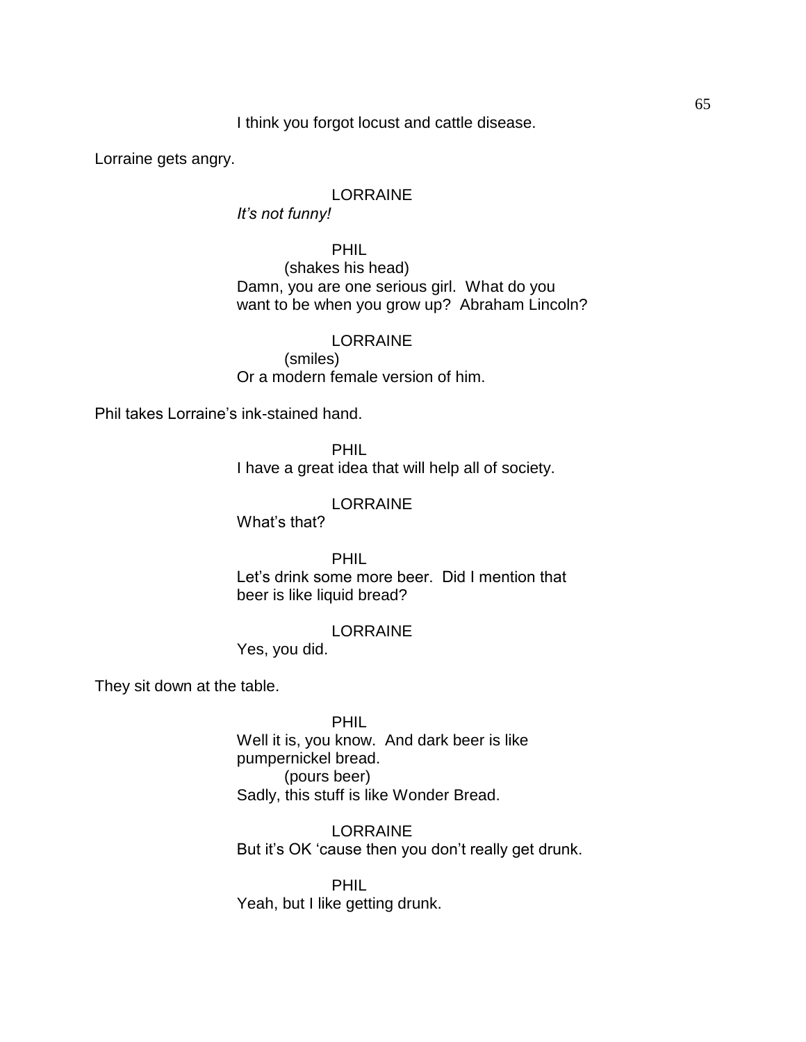I think you forgot locust and cattle disease.

Lorraine gets angry.

LORRAINE

*It's not funny!*

PHIL

(shakes his head)

Damn, you are one serious girl. What do you want to be when you grow up? Abraham Lincoln?

LORRAINE

(smiles)

Or a modern female version of him.

Phil takes Lorraine's ink-stained hand.

PHIL

I have a great idea that will help all of society.

LORRAINE

What's that?

PHIL

Let's drink some more beer. Did I mention that beer is like liquid bread?

LORRAINE

Yes, you did.

They sit down at the table.

PHIL

Well it is, you know. And dark beer is like pumpernickel bread.

(pours beer)

Sadly, this stuff is like Wonder Bread.

LORRAINE

But it's OK 'cause then you don't really get drunk.

PHIL

Yeah, but I like getting drunk.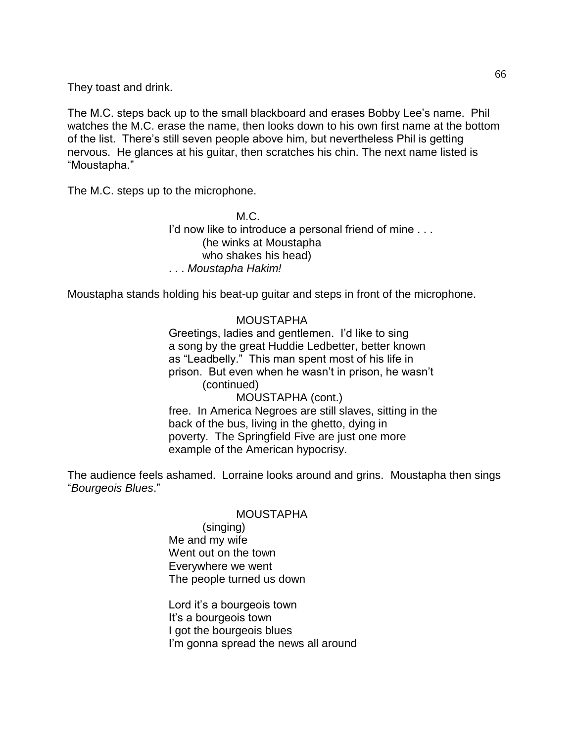They toast and drink.

The M.C. steps back up to the small blackboard and erases Bobby Lee's name. Phil watches the M.C. erase the name, then looks down to his own first name at the bottom of the list. There's still seven people above him, but nevertheless Phil is getting nervous. He glances at his guitar, then scratches his chin. The next name listed is "Moustapha."

The M.C. steps up to the microphone.

M.C.
I'd now like to introduce a personal friend of mine . . .
(he winks at Moustapha
who shakes his head)
. . . *Moustapha Hakim!*

Moustapha stands holding his beat-up guitar and steps in front of the microphone.

MOUSTAPHA
Greetings, ladies and gentlemen. I'd like to sing
a song by the great Huddie Ledbetter, better known
as "Leadbelly." This man spent most of his life in
prison. But even when he wasn't in prison, he wasn't
(continued)
MOUSTAPHA (cont.)
free. In America Negroes are still slaves, sitting in the
back of the bus, living in the ghetto, dying in
poverty. The Springfield Five are just one more
example of the American hypocrisy.

The audience feels ashamed. Lorraine looks around and grins. Moustapha then sings "*Bourgeois Blues*."

MOUSTAPHA
(singing)
Me and my wife
Went out on the town
Everywhere we went
The people turned us down

Lord it's a bourgeois town
It's a bourgeois town
I got the bourgeois blues
I'm gonna spread the news all around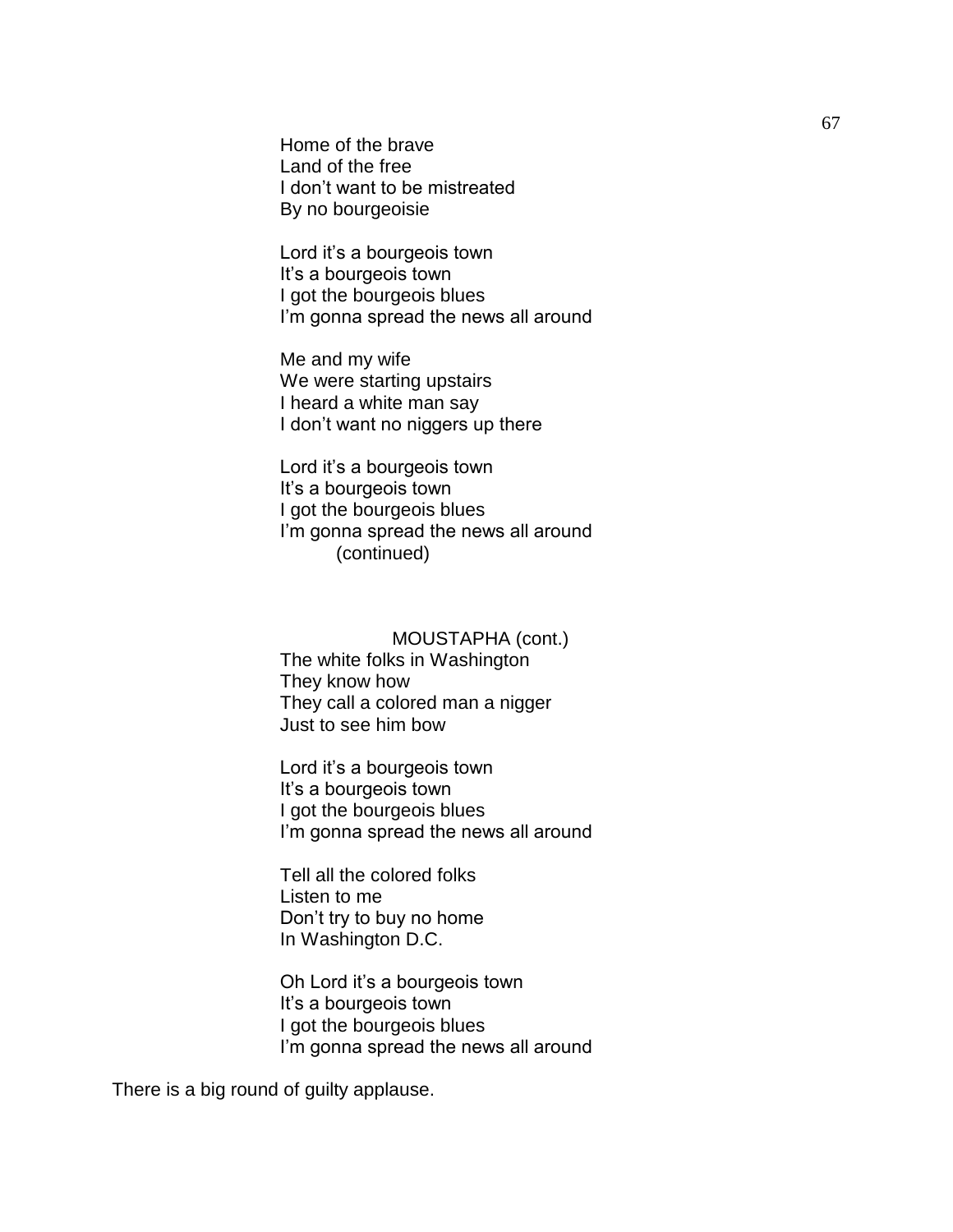Home of the brave
Land of the free
I don't want to be mistreated
By no bourgeoisie

Lord it's a bourgeois town
It's a bourgeois town
I got the bourgeois blues
I'm gonna spread the news all around

Me and my wife
We were starting upstairs
I heard a white man say
I don't want no niggers up there

Lord it's a bourgeois town
It's a bourgeois town
I got the bourgeois blues
I'm gonna spread the news all around
(continued)

MOUSTAPHA (cont.)

The white folks in Washington
They know how
They call a colored man a nigger
Just to see him bow

Lord it's a bourgeois town
It's a bourgeois town
I got the bourgeois blues
I'm gonna spread the news all around

Tell all the colored folks
Listen to me
Don't try to buy no home
In Washington D.C.

Oh Lord it's a bourgeois town
It's a bourgeois town
I got the bourgeois blues
I'm gonna spread the news all around

There is a big round of guilty applause.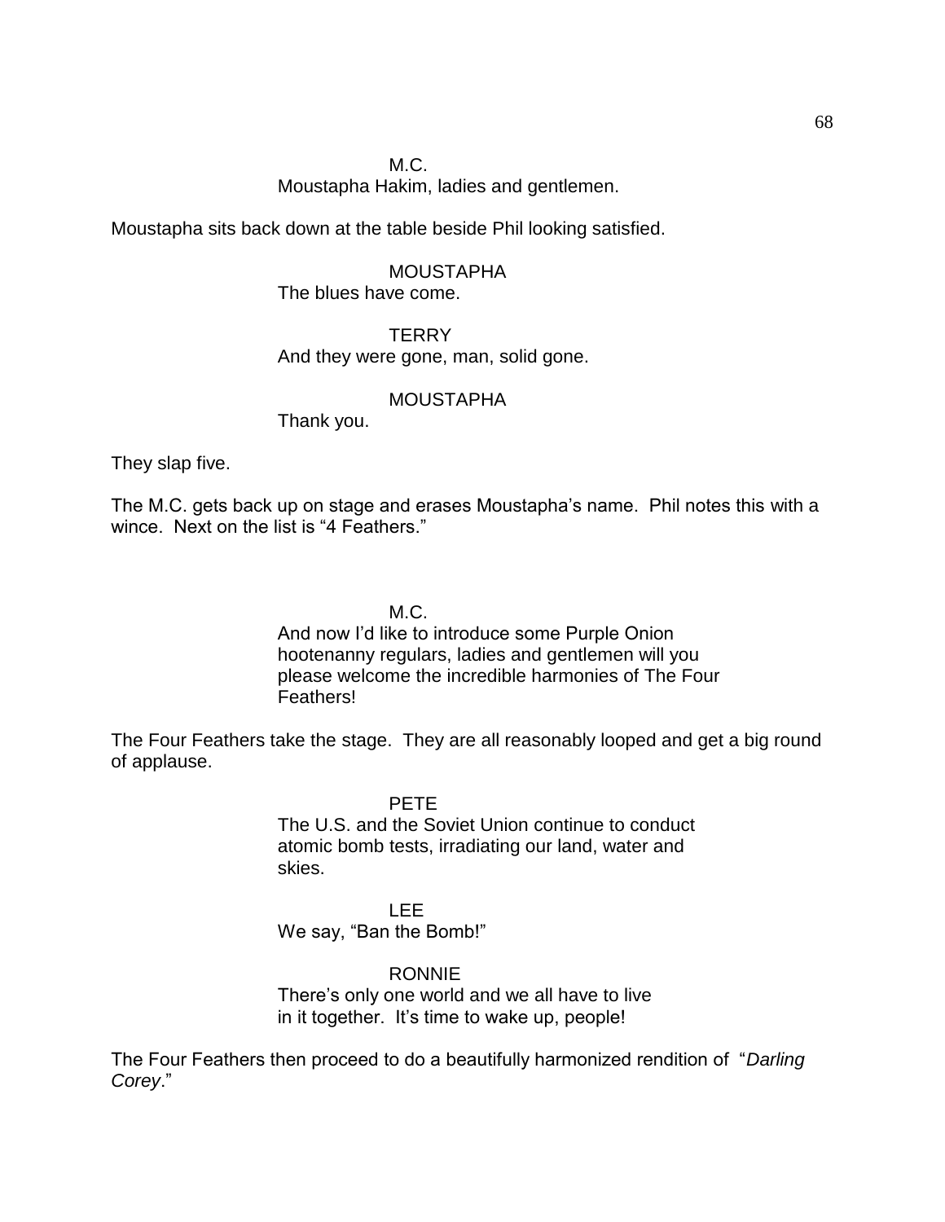M.C.

Moustapha Hakim, ladies and gentlemen.

Moustapha sits back down at the table beside Phil looking satisfied.

MOUSTAPHA

The blues have come.

TERRY

And they were gone, man, solid gone.

MOUSTAPHA

Thank you.

They slap five.

The M.C. gets back up on stage and erases Moustapha's name. Phil notes this with a wince. Next on the list is "4 Feathers."

M.C.

And now I'd like to introduce some Purple Onion hootenanny regulars, ladies and gentlemen will you please welcome the incredible harmonies of The Four Feathers!

The Four Feathers take the stage. They are all reasonably looped and get a big round of applause.

PETE

The U.S. and the Soviet Union continue to conduct atomic bomb tests, irradiating our land, water and skies.

LEE

We say, "Ban the Bomb!"

RONNIE

There's only one world and we all have to live in it together. It's time to wake up, people!

The Four Feathers then proceed to do a beautifully harmonized rendition of "*Darling Corey*."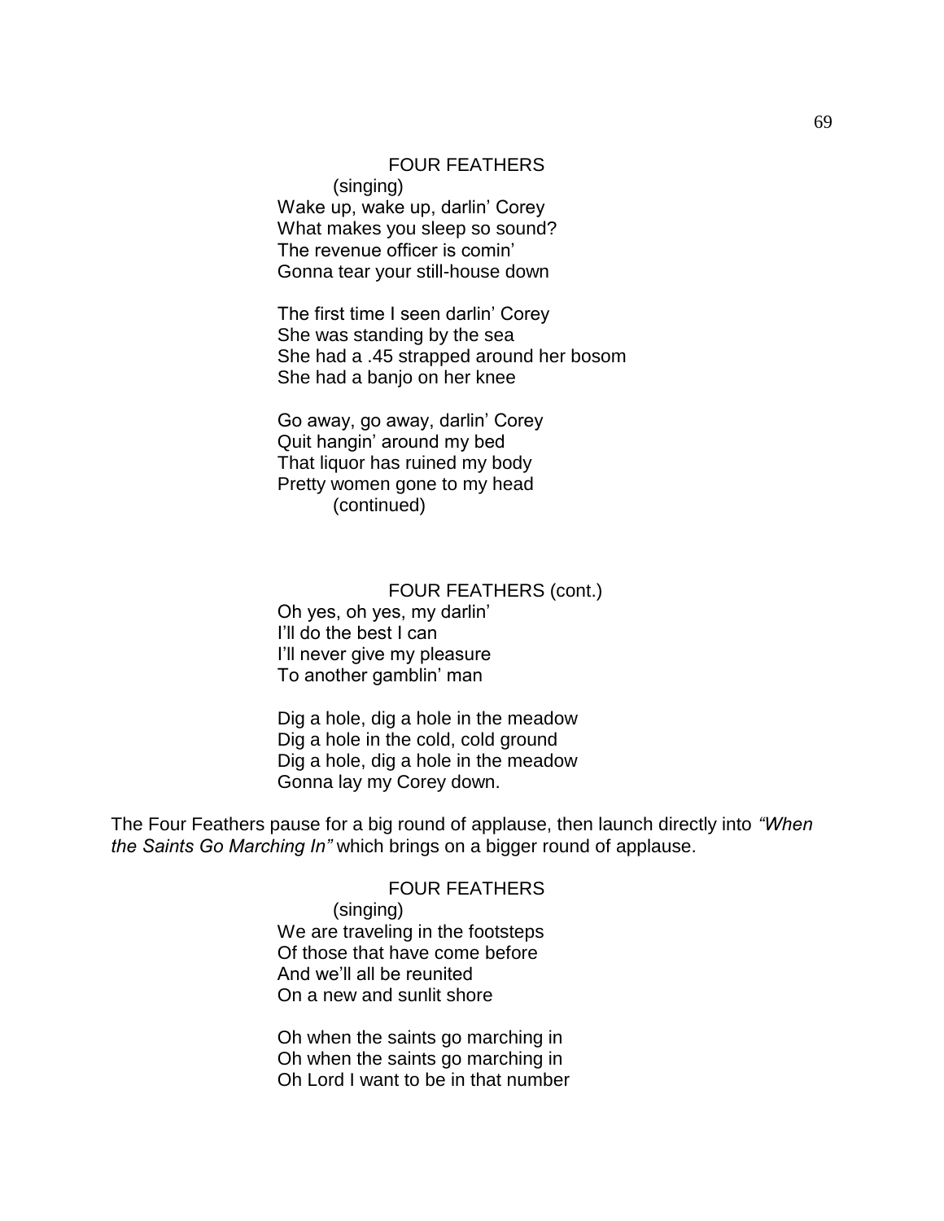FOUR FEATHERS

(singing)

Wake up, wake up, darlin' Corey
What makes you sleep so sound?
The revenue officer is comin'
Gonna tear your still-house down

The first time I seen darlin' Corey
She was standing by the sea
She had a .45 strapped around her bosom
She had a banjo on her knee

Go away, go away, darlin' Corey
Quit hangin' around my bed
That liquor has ruined my body
Pretty women gone to my head

(continued)

FOUR FEATHERS (cont.)

Oh yes, oh yes, my darlin'
I'll do the best I can
I'll never give my pleasure
To another gamblin' man

Dig a hole, dig a hole in the meadow
Dig a hole in the cold, cold ground
Dig a hole, dig a hole in the meadow
Gonna lay my Corey down.

The Four Feathers pause for a big round of applause, then launch directly into *"When the Saints Go Marching In"* which brings on a bigger round of applause.

FOUR FEATHERS

(singing)

We are traveling in the footsteps
Of those that have come before
And we'll all be reunited
On a new and sunlit shore

Oh when the saints go marching in
Oh when the saints go marching in
Oh Lord I want to be in that number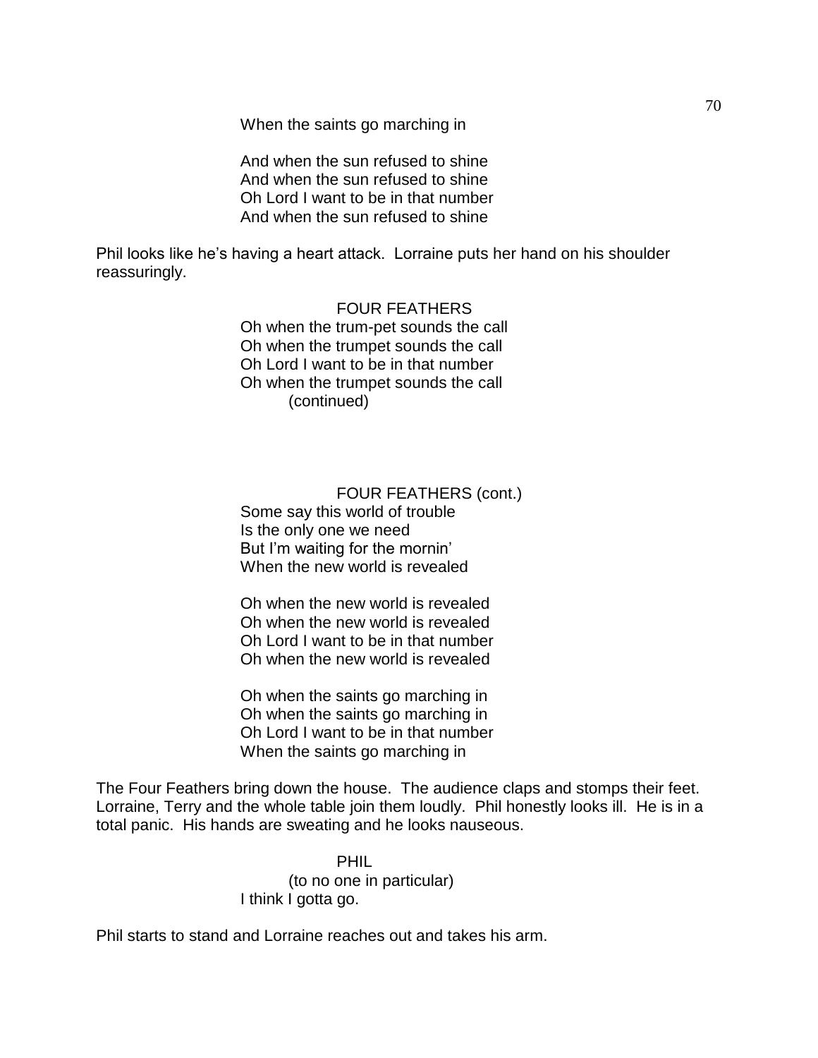When the saints go marching in

And when the sun refused to shine
And when the sun refused to shine
Oh Lord I want to be in that number
And when the sun refused to shine

Phil looks like he's having a heart attack. Lorraine puts her hand on his shoulder reassuringly.

FOUR FEATHERS
Oh when the trum-pet sounds the call
Oh when the trumpet sounds the call
Oh Lord I want to be in that number
Oh when the trumpet sounds the call
(continued)

FOUR FEATHERS (cont.)
Some say this world of trouble
Is the only one we need
But I'm waiting for the mornin'
When the new world is revealed

Oh when the new world is revealed
Oh when the new world is revealed
Oh Lord I want to be in that number
Oh when the new world is revealed

Oh when the saints go marching in
Oh when the saints go marching in
Oh Lord I want to be in that number
When the saints go marching in

The Four Feathers bring down the house. The audience claps and stomps their feet. Lorraine, Terry and the whole table join them loudly. Phil honestly looks ill. He is in a total panic. His hands are sweating and he looks nauseous.

PHIL
(to no one in particular)
I think I gotta go.

Phil starts to stand and Lorraine reaches out and takes his arm.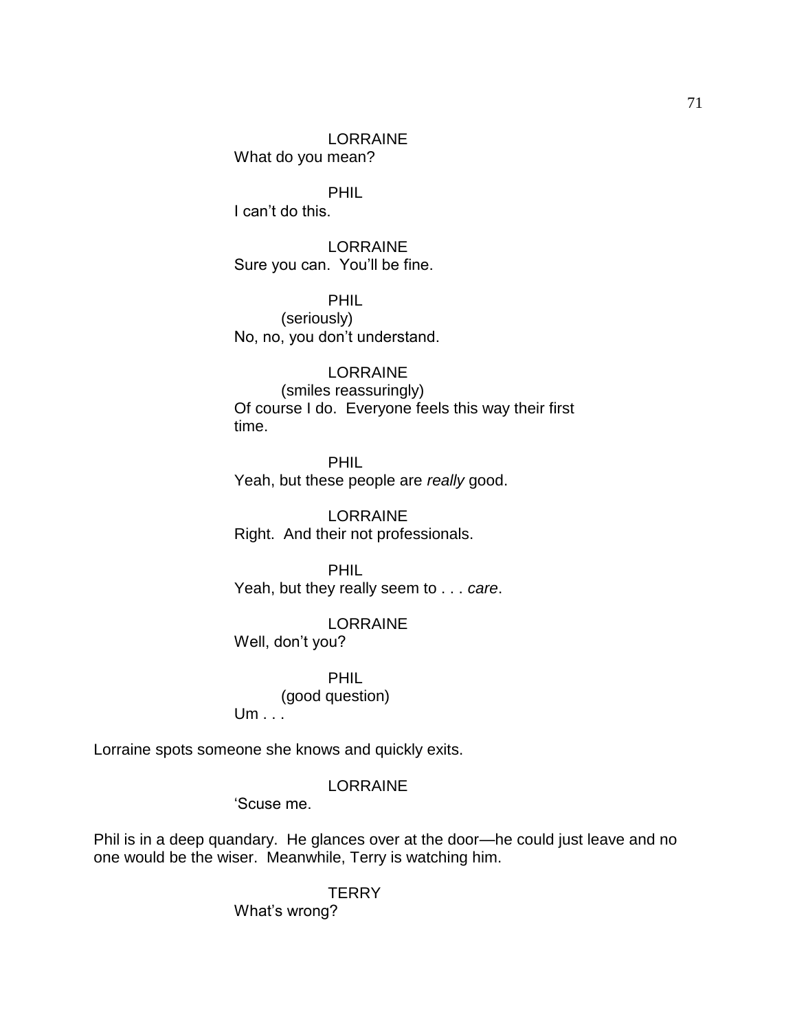LORRAINE
What do you mean?

PHIL
I can't do this.

LORRAINE
Sure you can. You'll be fine.

PHIL
(seriously)
No, no, you don't understand.

LORRAINE
(smiles reassuringly)
Of course I do. Everyone feels this way their first time.

PHIL
Yeah, but these people are *really* good.

LORRAINE
Right. And their not professionals.

PHIL
Yeah, but they really seem to . . . *care*.

LORRAINE
Well, don't you?

PHIL
(good question)
Um . . .

Lorraine spots someone she knows and quickly exits.

LORRAINE
'Scuse me.

Phil is in a deep quandary. He glances over at the door—he could just leave and no one would be the wiser. Meanwhile, Terry is watching him.

TERRY
What's wrong?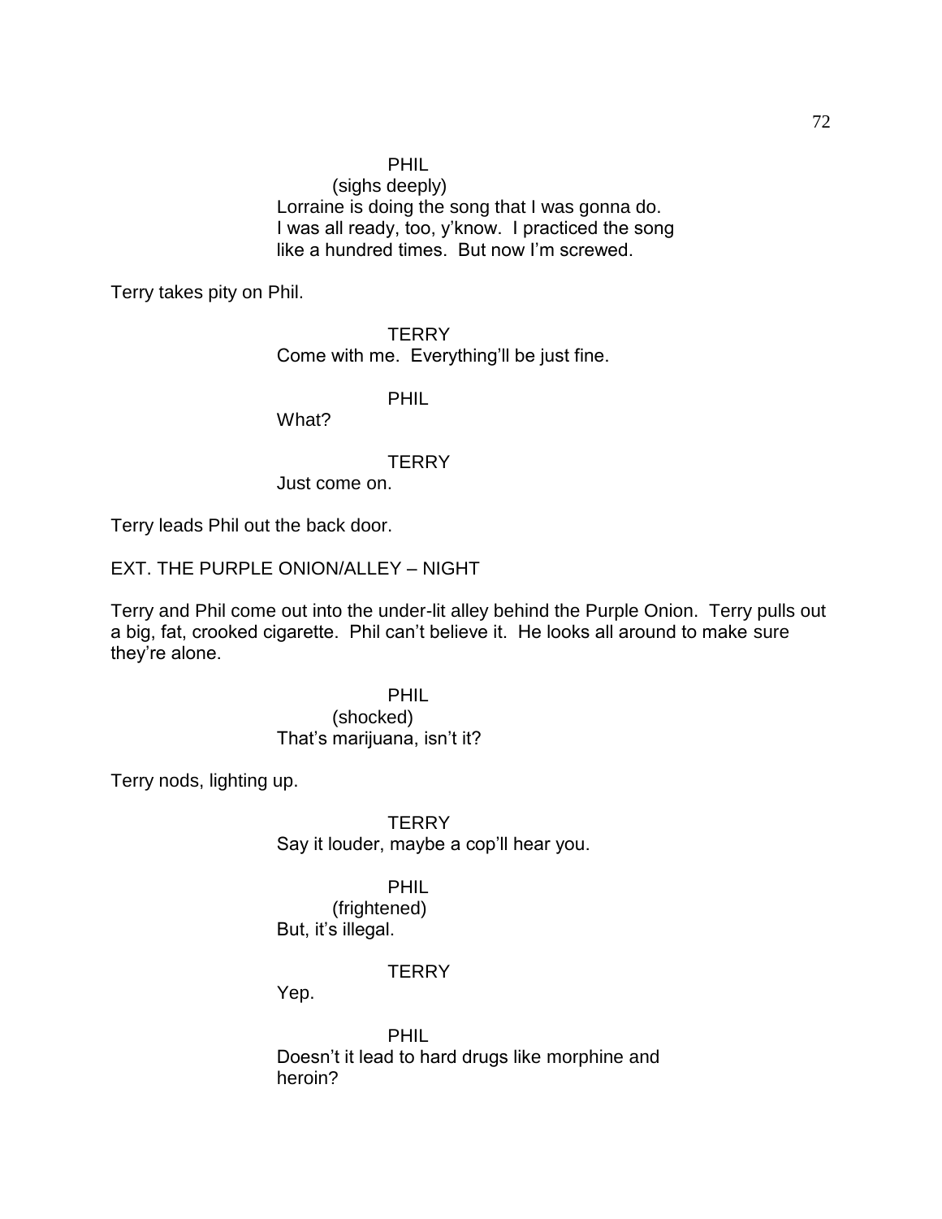PHIL

(sighs deeply)

Lorraine is doing the song that I was gonna do. I was all ready, too, y'know. I practiced the song like a hundred times. But now I'm screwed.

Terry takes pity on Phil.

TERRY

Come with me. Everything'll be just fine.

PHIL

What?

TERRY

Just come on.

Terry leads Phil out the back door.

EXT. THE PURPLE ONION/ALLEY – NIGHT

Terry and Phil come out into the under-lit alley behind the Purple Onion. Terry pulls out a big, fat, crooked cigarette. Phil can't believe it. He looks all around to make sure they're alone.

PHIL

(shocked)

That's marijuana, isn't it?

Terry nods, lighting up.

TERRY

Say it louder, maybe a cop'll hear you.

PHIL

(frightened)

But, it's illegal.

TERRY

Yep.

PHIL

Doesn't it lead to hard drugs like morphine and heroin?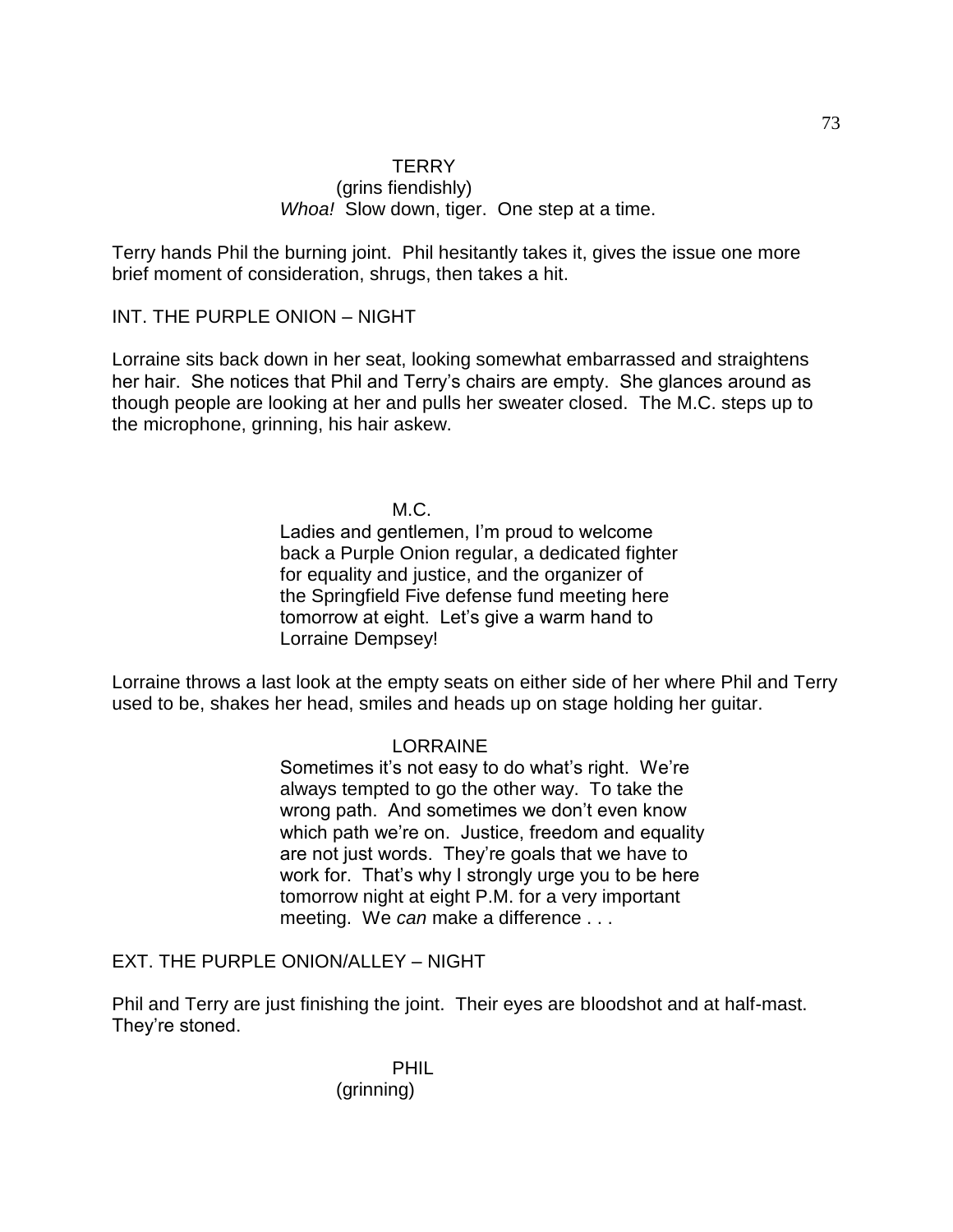TERRY
(grins fiendishly)
*Whoa!* Slow down, tiger. One step at a time.

Terry hands Phil the burning joint. Phil hesitantly takes it, gives the issue one more brief moment of consideration, shrugs, then takes a hit.

INT. THE PURPLE ONION – NIGHT

Lorraine sits back down in her seat, looking somewhat embarrassed and straightens her hair. She notices that Phil and Terry's chairs are empty. She glances around as though people are looking at her and pulls her sweater closed. The M.C. steps up to the microphone, grinning, his hair askew.

M.C.
Ladies and gentlemen, I'm proud to welcome back a Purple Onion regular, a dedicated fighter for equality and justice, and the organizer of the Springfield Five defense fund meeting here tomorrow at eight. Let's give a warm hand to Lorraine Dempsey!

Lorraine throws a last look at the empty seats on either side of her where Phil and Terry used to be, shakes her head, smiles and heads up on stage holding her guitar.

LORRAINE
Sometimes it's not easy to do what's right. We're always tempted to go the other way. To take the wrong path. And sometimes we don't even know which path we're on. Justice, freedom and equality are not just words. They're goals that we have to work for. That's why I strongly urge you to be here tomorrow night at eight P.M. for a very important meeting. We *can* make a difference . . .

EXT. THE PURPLE ONION/ALLEY – NIGHT

Phil and Terry are just finishing the joint. Their eyes are bloodshot and at half-mast. They're stoned.

PHIL
(grinning)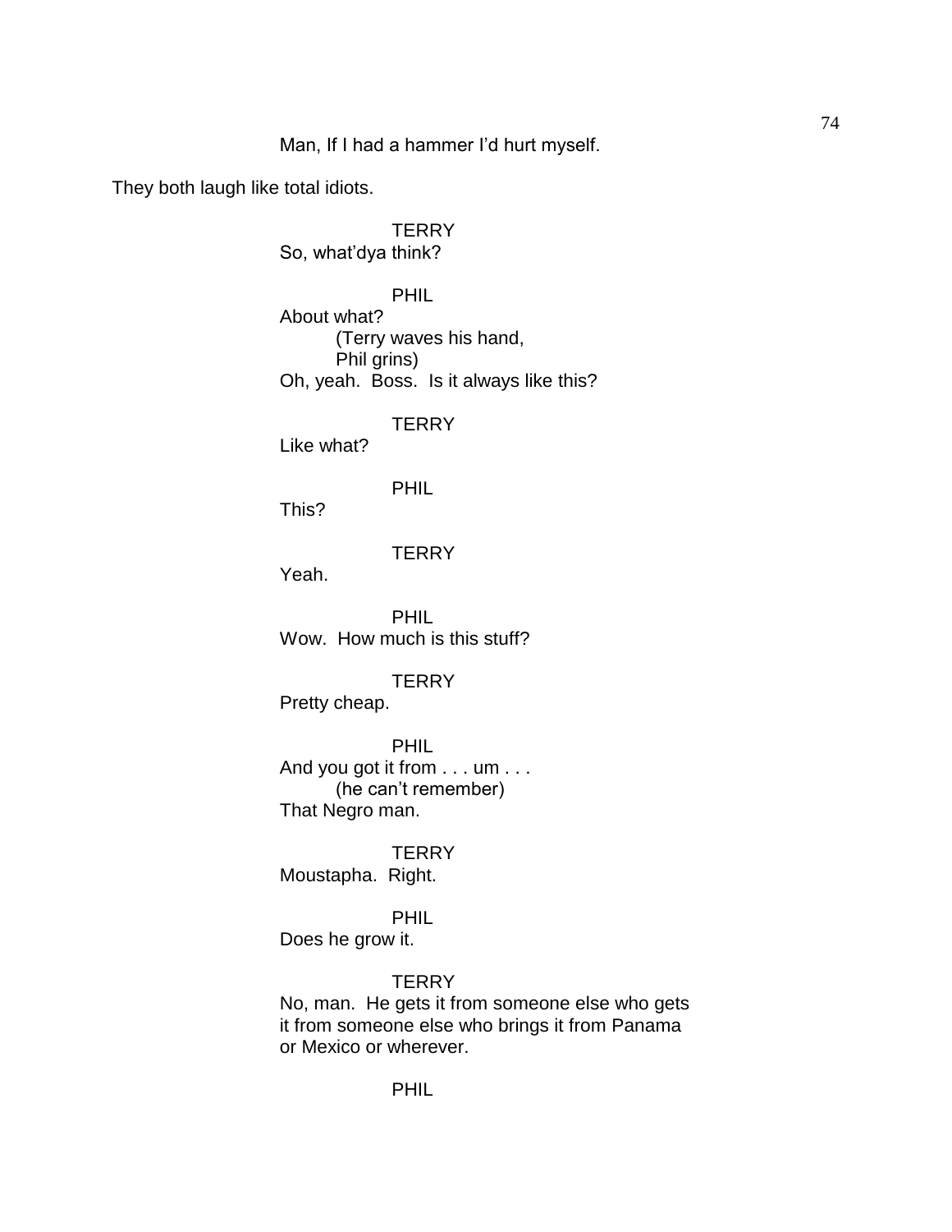Man, If I had a hammer I'd hurt myself.

They both laugh like total idiots.

TERRY
So, what'dya think?

PHIL
About what?
(Terry waves his hand,
Phil grins)
Oh, yeah. Boss. Is it always like this?

TERRY
Like what?

PHIL
This?

TERRY
Yeah.

PHIL
Wow. How much is this stuff?

TERRY
Pretty cheap.

PHIL
And you got it from . . . um . . .
(he can't remember)
That Negro man.

TERRY
Moustapha. Right.

PHIL
Does he grow it.

TERRY
No, man. He gets it from someone else who gets it from someone else who brings it from Panama or Mexico or wherever.

PHIL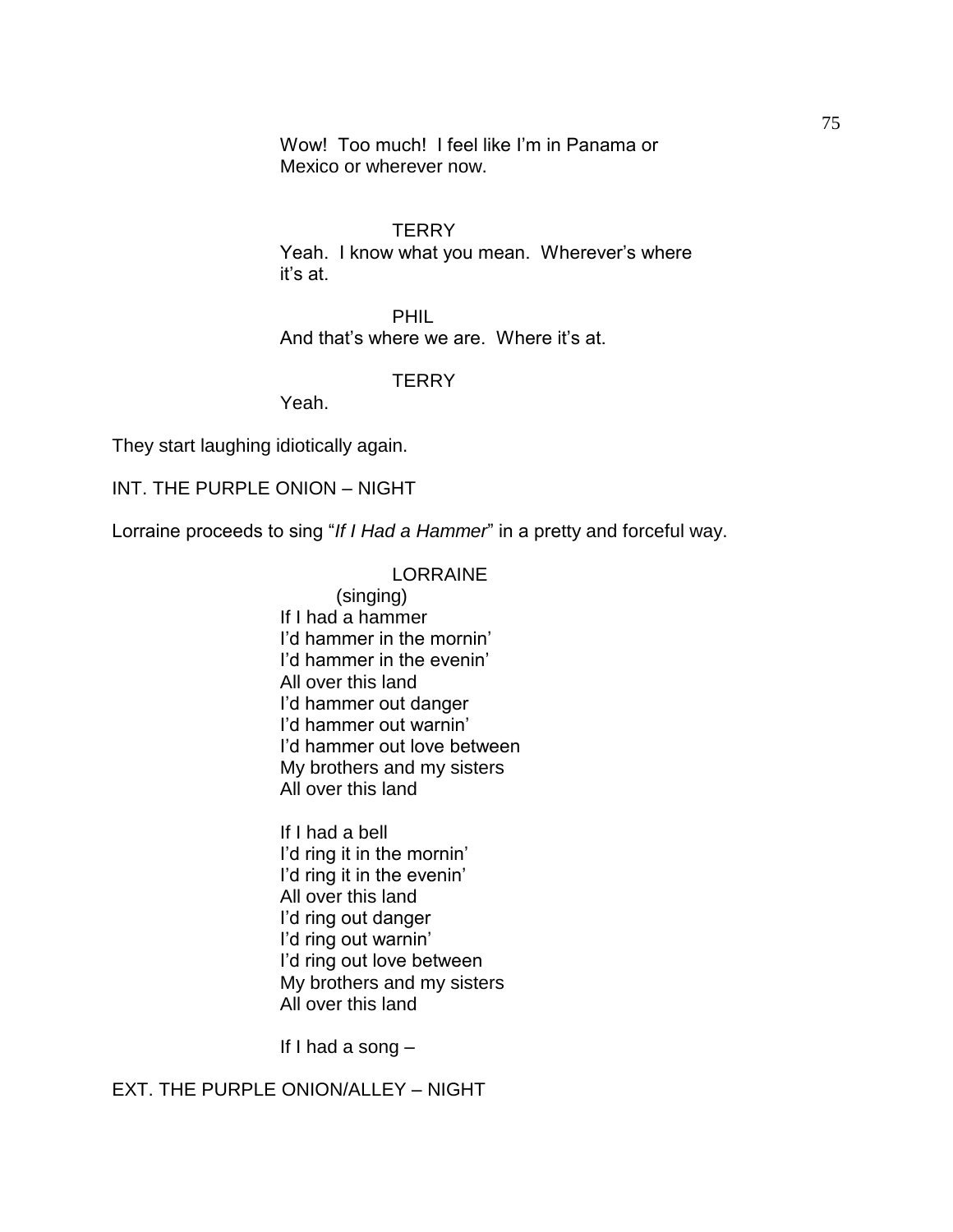Wow! Too much! I feel like I'm in Panama or Mexico or wherever now.

TERRY

Yeah. I know what you mean. Wherever's where it's at.

PHIL

And that's where we are. Where it's at.

TERRY

Yeah.

They start laughing idiotically again.

INT. THE PURPLE ONION – NIGHT

Lorraine proceeds to sing "*If I Had a Hammer*" in a pretty and forceful way.

LORRAINE

(singing)

If I had a hammer
I'd hammer in the mornin'
I'd hammer in the evenin'
All over this land
I'd hammer out danger
I'd hammer out warnin'
I'd hammer out love between
My brothers and my sisters
All over this land

If I had a bell
I'd ring it in the mornin'
I'd ring it in the evenin'
All over this land
I'd ring out danger
I'd ring out warnin'
I'd ring out love between
My brothers and my sisters
All over this land

If I had a song –

EXT. THE PURPLE ONION/ALLEY – NIGHT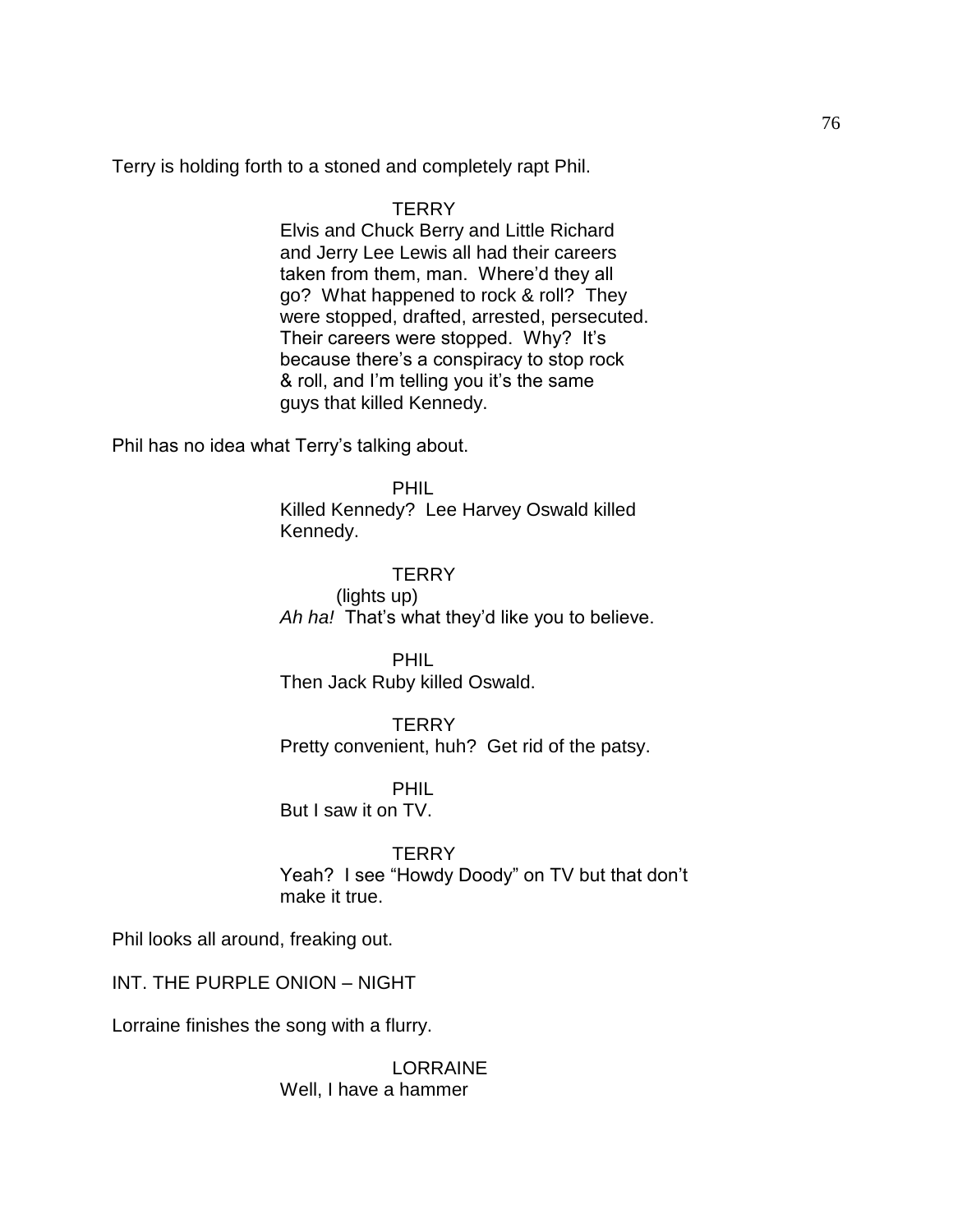Terry is holding forth to a stoned and completely rapt Phil.

TERRY

Elvis and Chuck Berry and Little Richard and Jerry Lee Lewis all had their careers taken from them, man. Where'd they all go? What happened to rock & roll? They were stopped, drafted, arrested, persecuted. Their careers were stopped. Why? It's because there's a conspiracy to stop rock & roll, and I'm telling you it's the same guys that killed Kennedy.

Phil has no idea what Terry's talking about.

PHIL

Killed Kennedy? Lee Harvey Oswald killed Kennedy.

TERRY

(lights up)

*Ah ha!* That's what they'd like you to believe.

PHIL

Then Jack Ruby killed Oswald.

TERRY

Pretty convenient, huh? Get rid of the patsy.

PHIL

But I saw it on TV.

TERRY

Yeah? I see "Howdy Doody" on TV but that don't make it true.

Phil looks all around, freaking out.

INT. THE PURPLE ONION – NIGHT

Lorraine finishes the song with a flurry.

LORRAINE

Well, I have a hammer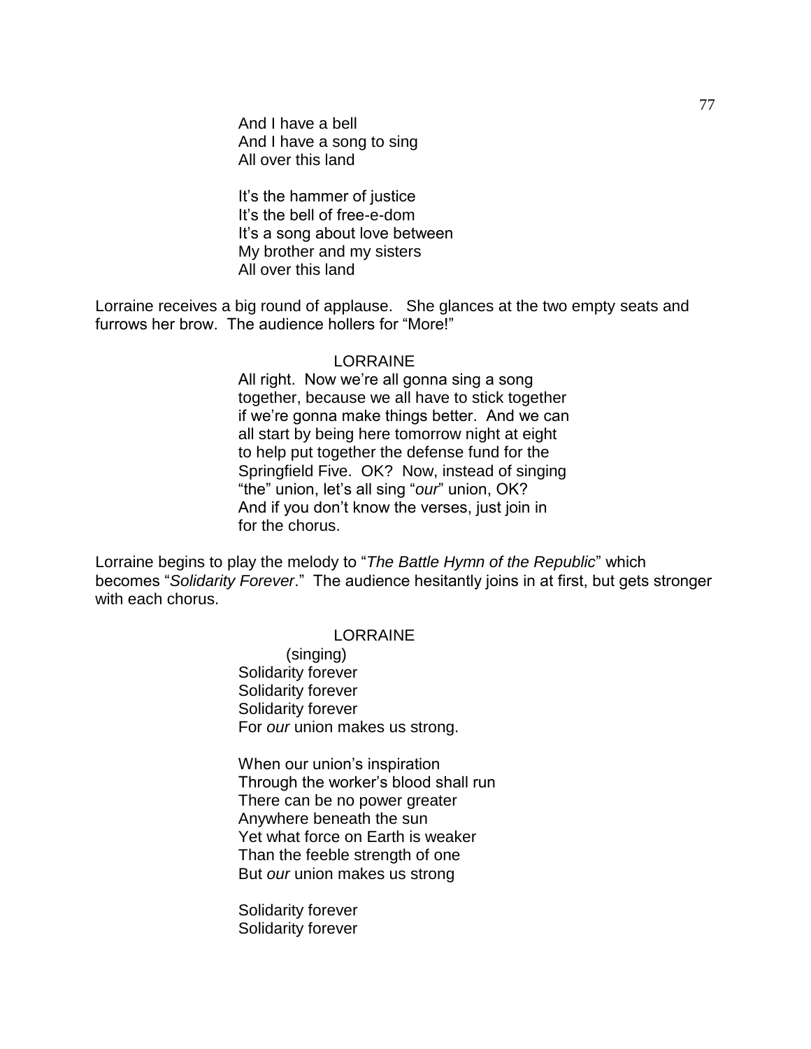And I have a bell  
And I have a song to sing  
All over this land

It's the hammer of justice  
It's the bell of free-e-dom  
It's a song about love between  
My brother and my sisters  
All over this land

Lorraine receives a big round of applause. She glances at the two empty seats and furrows her brow. The audience hollers for "More!"

LORRAINE

All right. Now we're all gonna sing a song together, because we all have to stick together if we're gonna make things better. And we can all start by being here tomorrow night at eight to help put together the defense fund for the Springfield Five. OK? Now, instead of singing "the" union, let's all sing "*our*" union, OK? And if you don't know the verses, just join in for the chorus.

Lorraine begins to play the melody to "*The Battle Hymn of the Republic*" which becomes "*Solidarity Forever*." The audience hesitantly joins in at first, but gets stronger with each chorus.

LORRAINE

(singing)

Solidarity forever  
Solidarity forever  
Solidarity forever  
For *our* union makes us strong.

When our union's inspiration  
Through the worker's blood shall run  
There can be no power greater  
Anywhere beneath the sun  
Yet what force on Earth is weaker  
Than the feeble strength of one  
But *our* union makes us strong

Solidarity forever  
Solidarity forever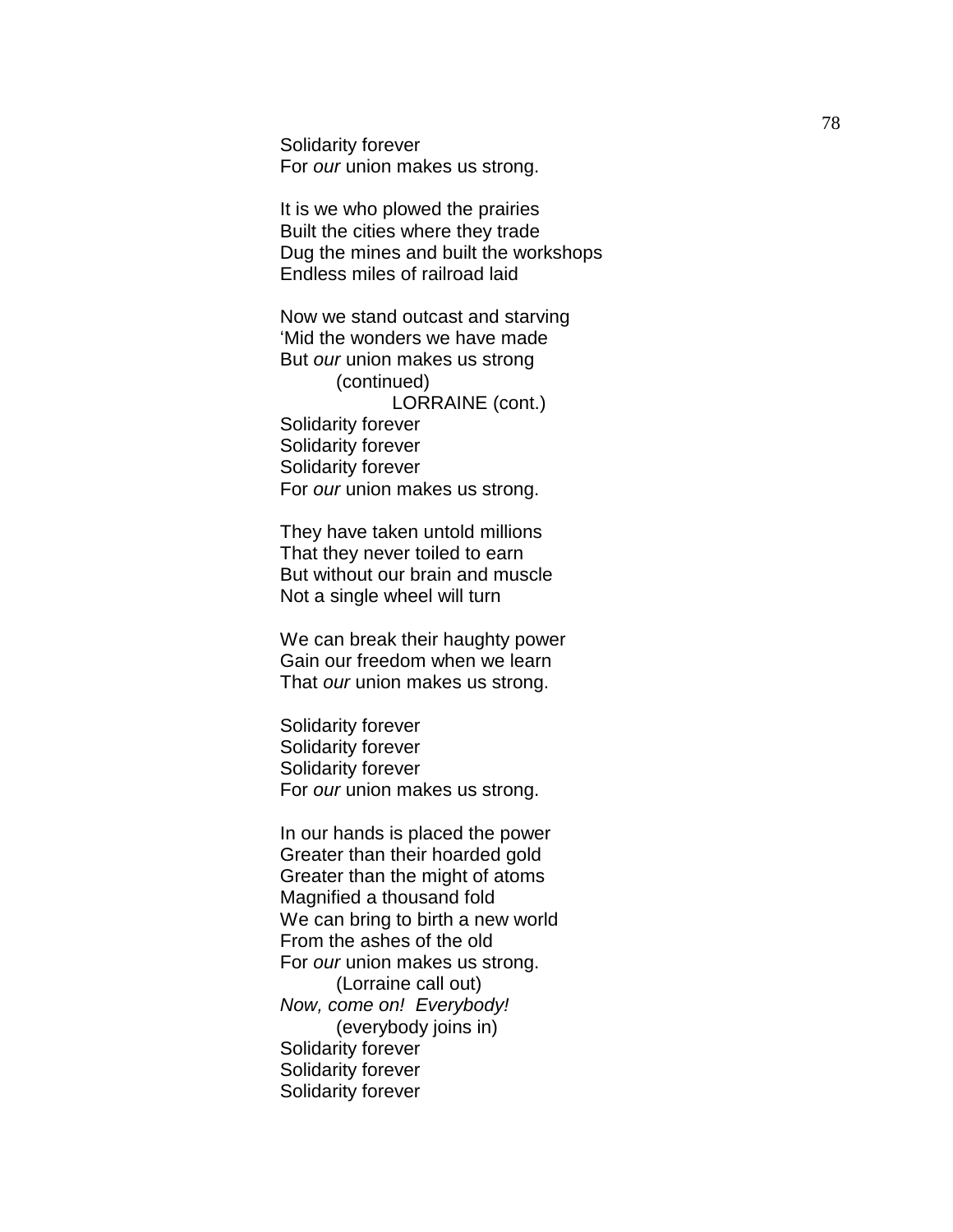Solidarity forever
For *our* union makes us strong.

It is we who plowed the prairies
Built the cities where they trade
Dug the mines and built the workshops
Endless miles of railroad laid

Now we stand outcast and starving
'Mid the wonders we have made
But *our* union makes us strong
(continued)
LORRAINE (cont.)
Solidarity forever
Solidarity forever
Solidarity forever
For *our* union makes us strong.

They have taken untold millions
That they never toiled to earn
But without our brain and muscle
Not a single wheel will turn

We can break their haughty power
Gain our freedom when we learn
That *our* union makes us strong.

Solidarity forever
Solidarity forever
Solidarity forever
For *our* union makes us strong.

In our hands is placed the power
Greater than their hoarded gold
Greater than the might of atoms
Magnified a thousand fold
We can bring to birth a new world
From the ashes of the old
For *our* union makes us strong.
(Lorraine call out)
*Now, come on! Everybody!*
(everybody joins in)
Solidarity forever
Solidarity forever
Solidarity forever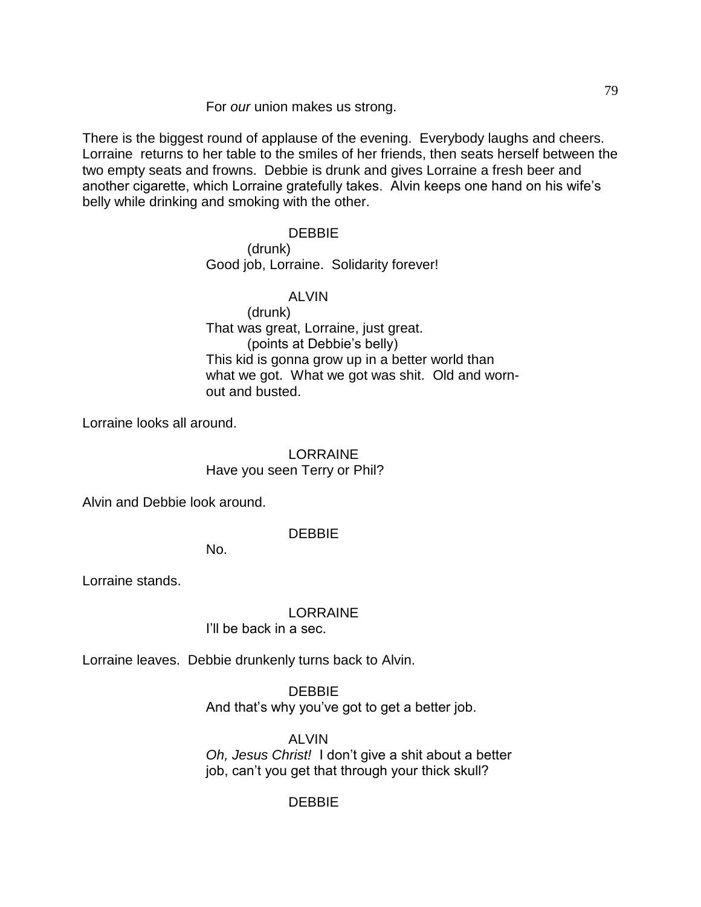For *our* union makes us strong.

There is the biggest round of applause of the evening. Everybody laughs and cheers. Lorraine returns to her table to the smiles of her friends, then seats herself between the two empty seats and frowns. Debbie is drunk and gives Lorraine a fresh beer and another cigarette, which Lorraine gratefully takes. Alvin keeps one hand on his wife's belly while drinking and smoking with the other.

DEBBIE
(drunk)
Good job, Lorraine. Solidarity forever!

ALVIN
(drunk)
That was great, Lorraine, just great.
(points at Debbie's belly)
This kid is gonna grow up in a better world than what we got. What we got was shit. Old and worn-out and busted.

Lorraine looks all around.

LORRAINE
Have you seen Terry or Phil?

Alvin and Debbie look around.

DEBBIE
No.

Lorraine stands.

LORRAINE
I'll be back in a sec.

Lorraine leaves. Debbie drunkenly turns back to Alvin.

DEBBIE
And that's why you've got to get a better job.

ALVIN
*Oh, Jesus Christ!* I don't give a shit about a better job, can't you get that through your thick skull?

DEBBIE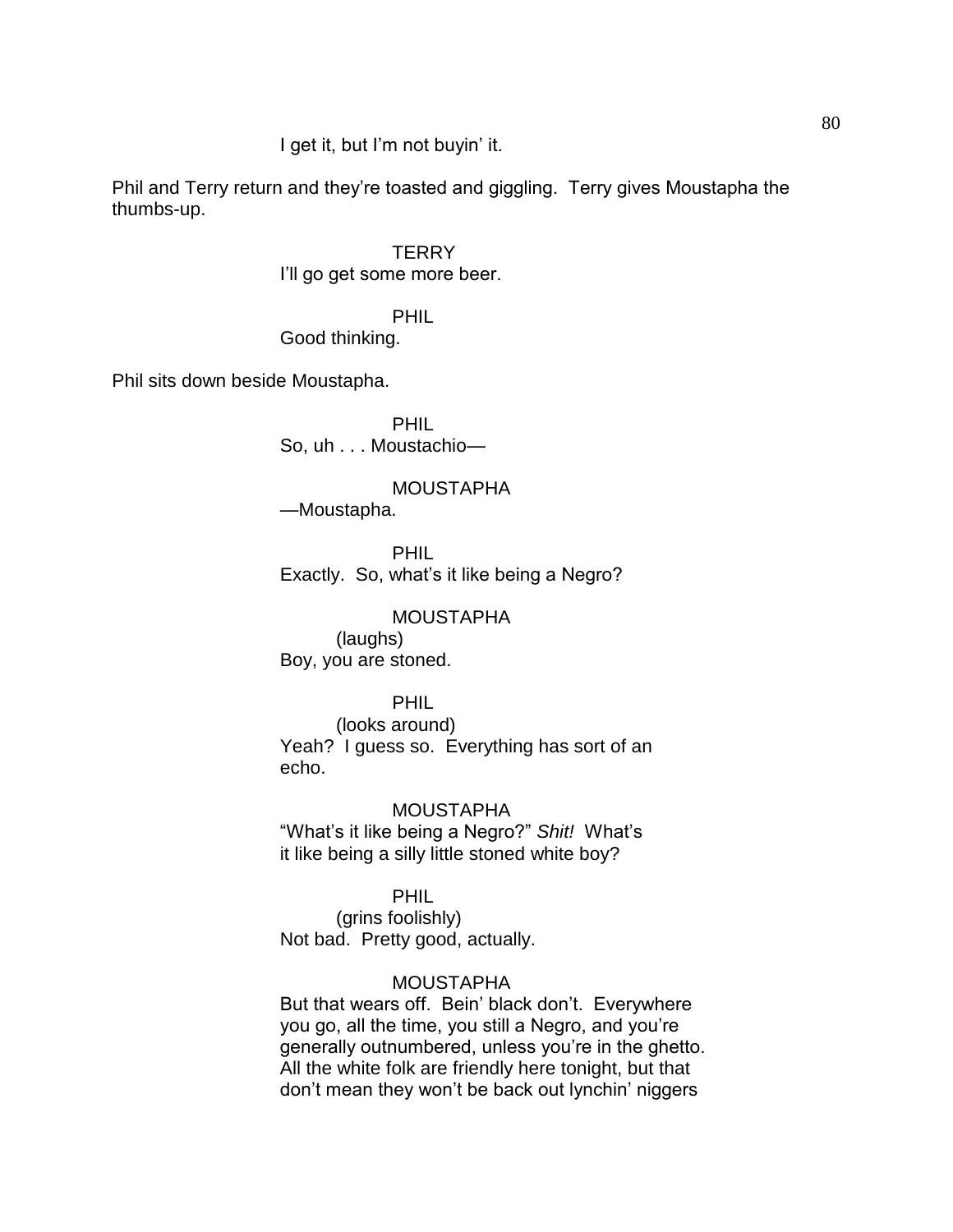I get it, but I'm not buyin' it.

Phil and Terry return and they're toasted and giggling. Terry gives Moustapha the thumbs-up.

TERRY
I'll go get some more beer.

PHIL
Good thinking.

Phil sits down beside Moustapha.

PHIL
So, uh . . . Moustachio—

MOUSTAPHA
—Moustapha.

PHIL
Exactly. So, what's it like being a Negro?

MOUSTAPHA
(laughs)
Boy, you are stoned.

PHIL
(looks around)
Yeah? I guess so. Everything has sort of an echo.

MOUSTAPHA
"What's it like being a Negro?" *Shit!* What's it like being a silly little stoned white boy?

PHIL
(grins foolishly)
Not bad. Pretty good, actually.

MOUSTAPHA
But that wears off. Bein' black don't. Everywhere you go, all the time, you still a Negro, and you're generally outnumbered, unless you're in the ghetto. All the white folk are friendly here tonight, but that don't mean they won't be back out lynchin' niggers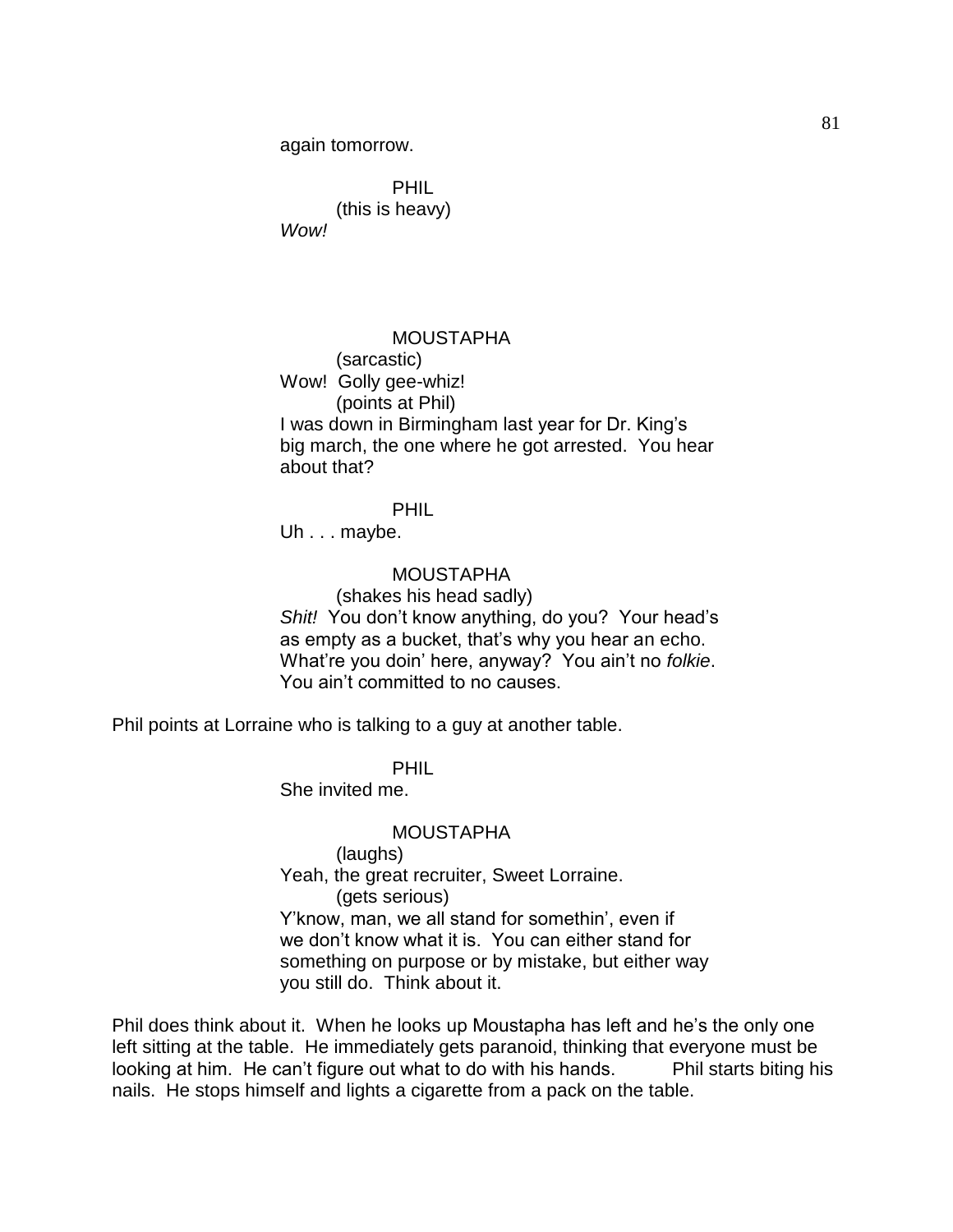again tomorrow.

PHIL
(this is heavy)
*Wow!*

MOUSTAPHA
(sarcastic)
Wow! Golly gee-whiz!
(points at Phil)
I was down in Birmingham last year for Dr. King's big march, the one where he got arrested. You hear about that?

PHIL
Uh . . . maybe.

MOUSTAPHA
(shakes his head sadly)
*Shit!* You don't know anything, do you? Your head's as empty as a bucket, that's why you hear an echo. What're you doin' here, anyway? You ain't no *folkie*. You ain't committed to no causes.

Phil points at Lorraine who is talking to a guy at another table.

PHIL
She invited me.

MOUSTAPHA
(laughs)
Yeah, the great recruiter, Sweet Lorraine.
(gets serious)
Y'know, man, we all stand for somethin', even if we don't know what it is. You can either stand for something on purpose or by mistake, but either way you still do. Think about it.

Phil does think about it. When he looks up Moustapha has left and he's the only one left sitting at the table. He immediately gets paranoid, thinking that everyone must be looking at him. He can't figure out what to do with his hands. Phil starts biting his nails. He stops himself and lights a cigarette from a pack on the table.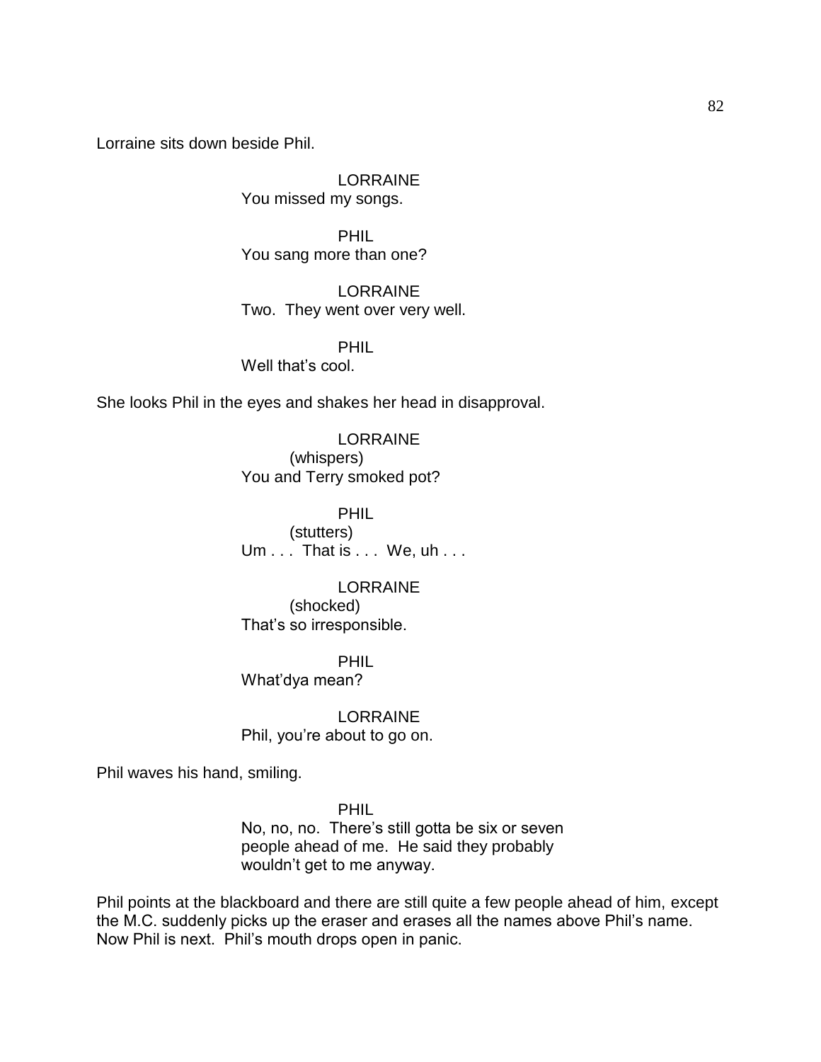Lorraine sits down beside Phil.

LORRAINE
You missed my songs.

PHIL
You sang more than one?

LORRAINE
Two. They went over very well.

PHIL
Well that's cool.

She looks Phil in the eyes and shakes her head in disapproval.

LORRAINE
(whispers)
You and Terry smoked pot?

PHIL
(stutters)
Um . . . That is . . . We, uh . . .

LORRAINE
(shocked)
That's so irresponsible.

PHIL
What'dya mean?

LORRAINE
Phil, you're about to go on.

Phil waves his hand, smiling.

PHIL
No, no, no. There's still gotta be six or seven people ahead of me. He said they probably wouldn't get to me anyway.

Phil points at the blackboard and there are still quite a few people ahead of him, except the M.C. suddenly picks up the eraser and erases all the names above Phil's name. Now Phil is next. Phil's mouth drops open in panic.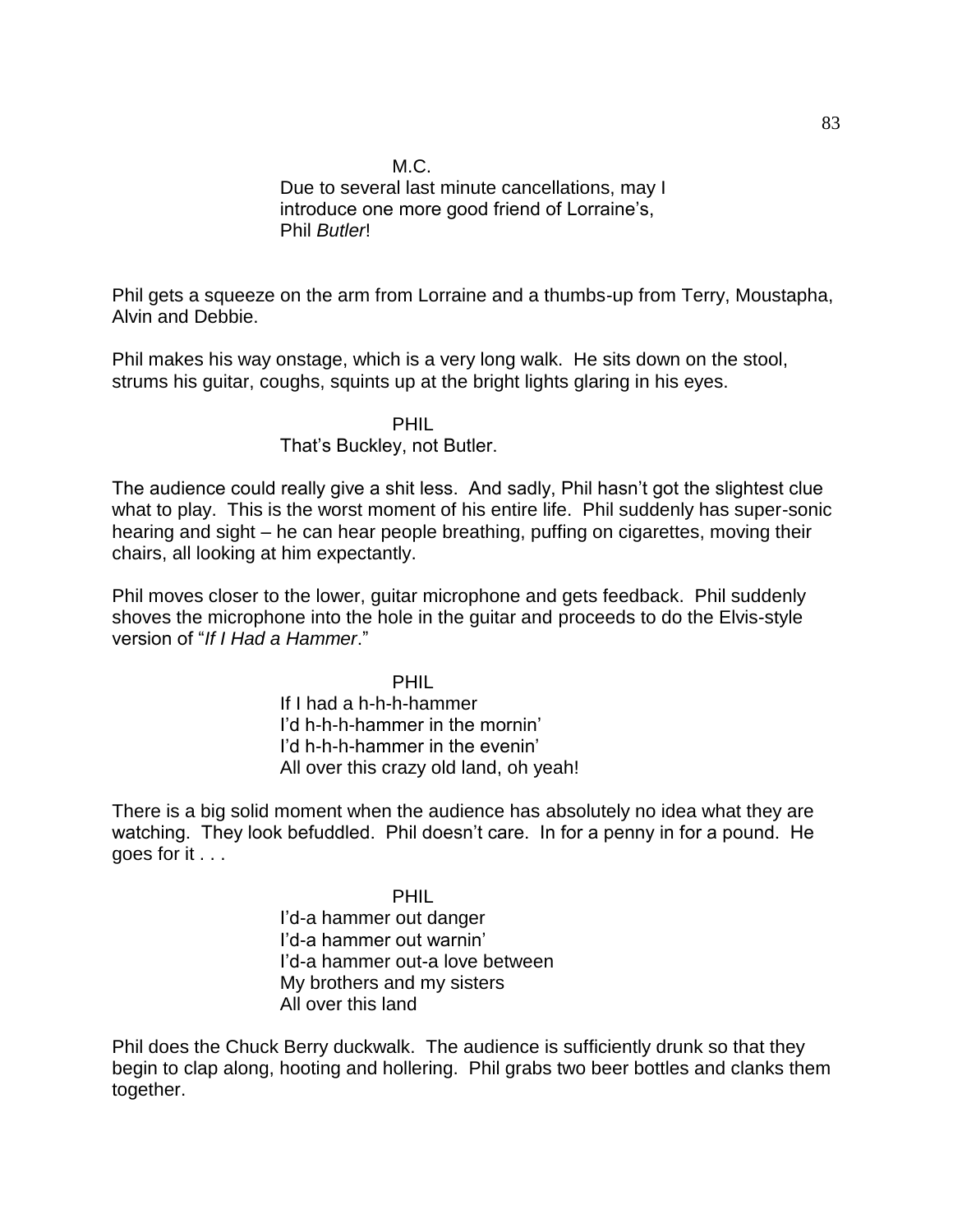M.C.

Due to several last minute cancellations, may I introduce one more good friend of Lorraine's, Phil *Butler*!

Phil gets a squeeze on the arm from Lorraine and a thumbs-up from Terry, Moustapha, Alvin and Debbie.

Phil makes his way onstage, which is a very long walk. He sits down on the stool, strums his guitar, coughs, squints up at the bright lights glaring in his eyes.

PHIL

That's Buckley, not Butler.

The audience could really give a shit less. And sadly, Phil hasn't got the slightest clue what to play. This is the worst moment of his entire life. Phil suddenly has super-sonic hearing and sight – he can hear people breathing, puffing on cigarettes, moving their chairs, all looking at him expectantly.

Phil moves closer to the lower, guitar microphone and gets feedback. Phil suddenly shoves the microphone into the hole in the guitar and proceeds to do the Elvis-style version of "*If I Had a Hammer*."

PHIL

If I had a h-h-h-hammer
I'd h-h-h-hammer in the mornin'
I'd h-h-h-hammer in the evenin'
All over this crazy old land, oh yeah!

There is a big solid moment when the audience has absolutely no idea what they are watching. They look befuddled. Phil doesn't care. In for a penny in for a pound. He goes for it . . .

PHIL

I'd-a hammer out danger
I'd-a hammer out warnin'
I'd-a hammer out-a love between
My brothers and my sisters
All over this land

Phil does the Chuck Berry duckwalk. The audience is sufficiently drunk so that they begin to clap along, hooting and hollering. Phil grabs two beer bottles and clanks them together.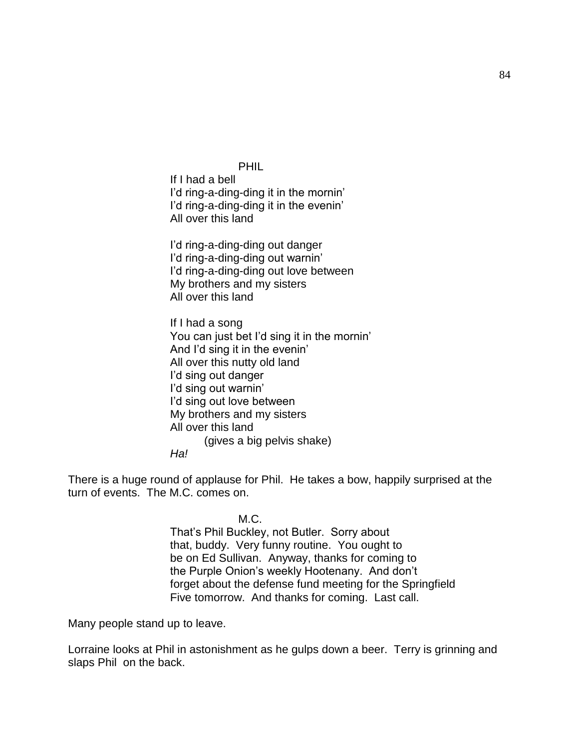PHIL

If I had a bell
I'd ring-a-ding-ding it in the mornin'
I'd ring-a-ding-ding it in the evenin'
All over this land

I'd ring-a-ding-ding out danger
I'd ring-a-ding-ding out warnin'
I'd ring-a-ding-ding out love between
My brothers and my sisters
All over this land

If I had a song
You can just bet I'd sing it in the mornin'
And I'd sing it in the evenin'
All over this nutty old land
I'd sing out danger
I'd sing out warnin'
I'd sing out love between
My brothers and my sisters
All over this land

(gives a big pelvis shake)

*Ha!*

There is a huge round of applause for Phil. He takes a bow, happily surprised at the turn of events. The M.C. comes on.

M.C.

That's Phil Buckley, not Butler. Sorry about that, buddy. Very funny routine. You ought to be on Ed Sullivan. Anyway, thanks for coming to the Purple Onion's weekly Hootenany. And don't forget about the defense fund meeting for the Springfield Five tomorrow. And thanks for coming. Last call.

Many people stand up to leave.

Lorraine looks at Phil in astonishment as he gulps down a beer. Terry is grinning and slaps Phil on the back.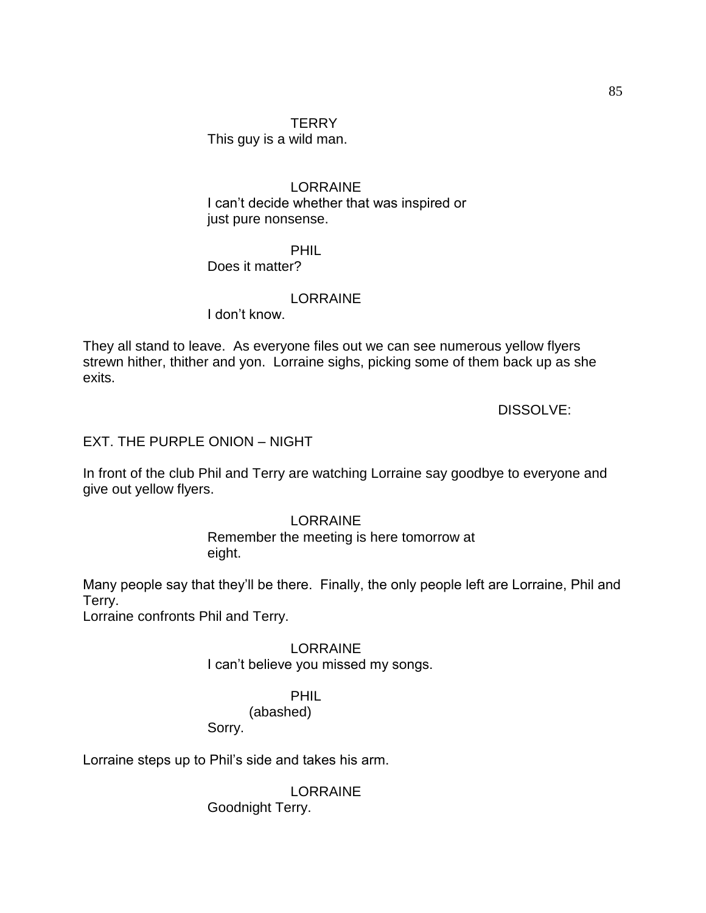TERRY
This guy is a wild man.

LORRAINE
I can't decide whether that was inspired or just pure nonsense.

PHIL
Does it matter?

LORRAINE
I don't know.

They all stand to leave. As everyone files out we can see numerous yellow flyers strewn hither, thither and yon. Lorraine sighs, picking some of them back up as she exits.

DISSOLVE:

EXT. THE PURPLE ONION – NIGHT

In front of the club Phil and Terry are watching Lorraine say goodbye to everyone and give out yellow flyers.

LORRAINE
Remember the meeting is here tomorrow at eight.

Many people say that they'll be there. Finally, the only people left are Lorraine, Phil and Terry.
Lorraine confronts Phil and Terry.

LORRAINE
I can't believe you missed my songs.

PHIL
(abashed)
Sorry.

Lorraine steps up to Phil's side and takes his arm.

LORRAINE
Goodnight Terry.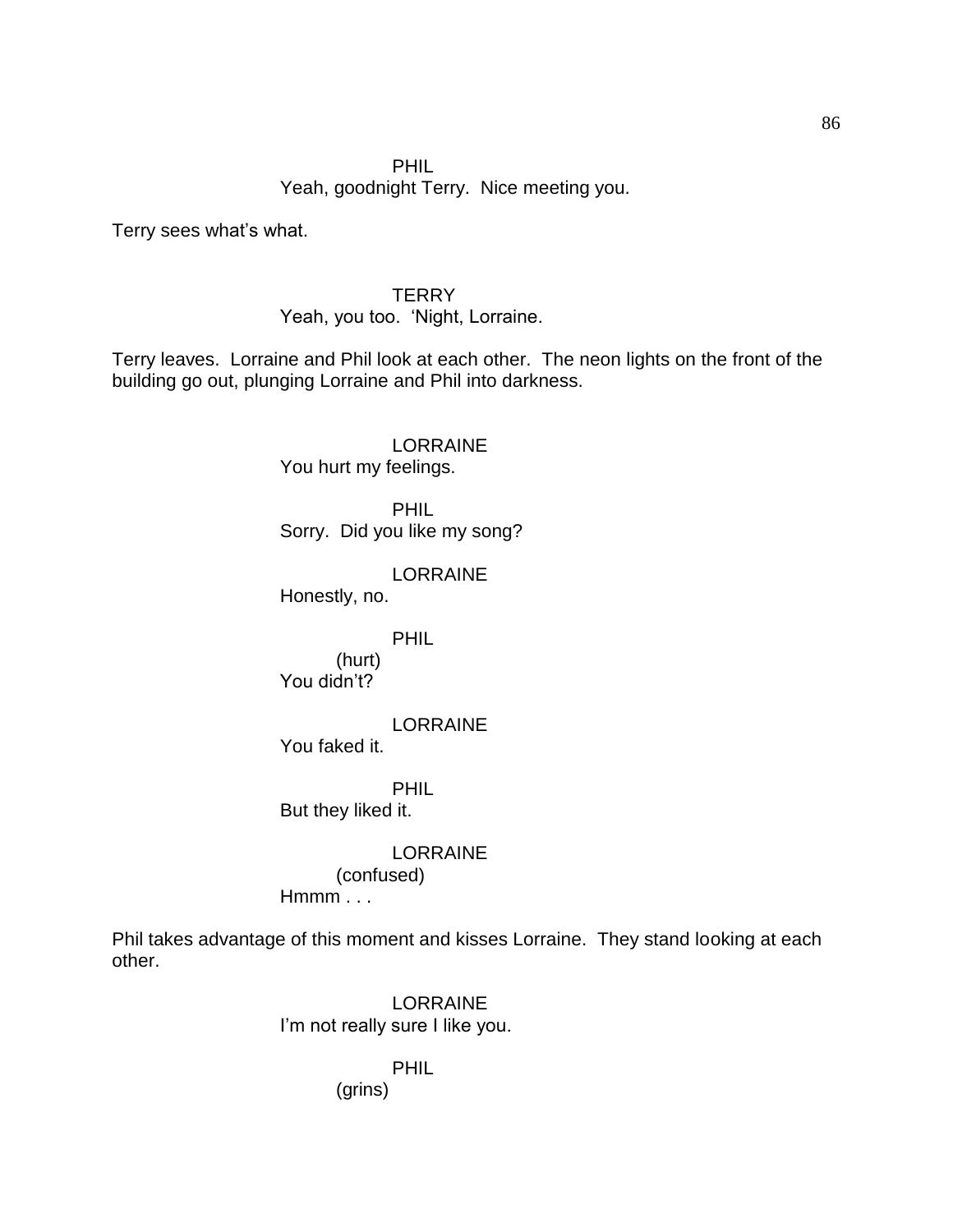PHIL
Yeah, goodnight Terry. Nice meeting you.

Terry sees what's what.

TERRY
Yeah, you too. 'Night, Lorraine.

Terry leaves. Lorraine and Phil look at each other. The neon lights on the front of the building go out, plunging Lorraine and Phil into darkness.

LORRAINE
You hurt my feelings.

PHIL
Sorry. Did you like my song?

LORRAINE
Honestly, no.

PHIL
(hurt)
You didn't?

LORRAINE
You faked it.

PHIL
But they liked it.

LORRAINE
(confused)
Hmmm . . .

Phil takes advantage of this moment and kisses Lorraine. They stand looking at each other.

LORRAINE
I'm not really sure I like you.

PHIL
(grins)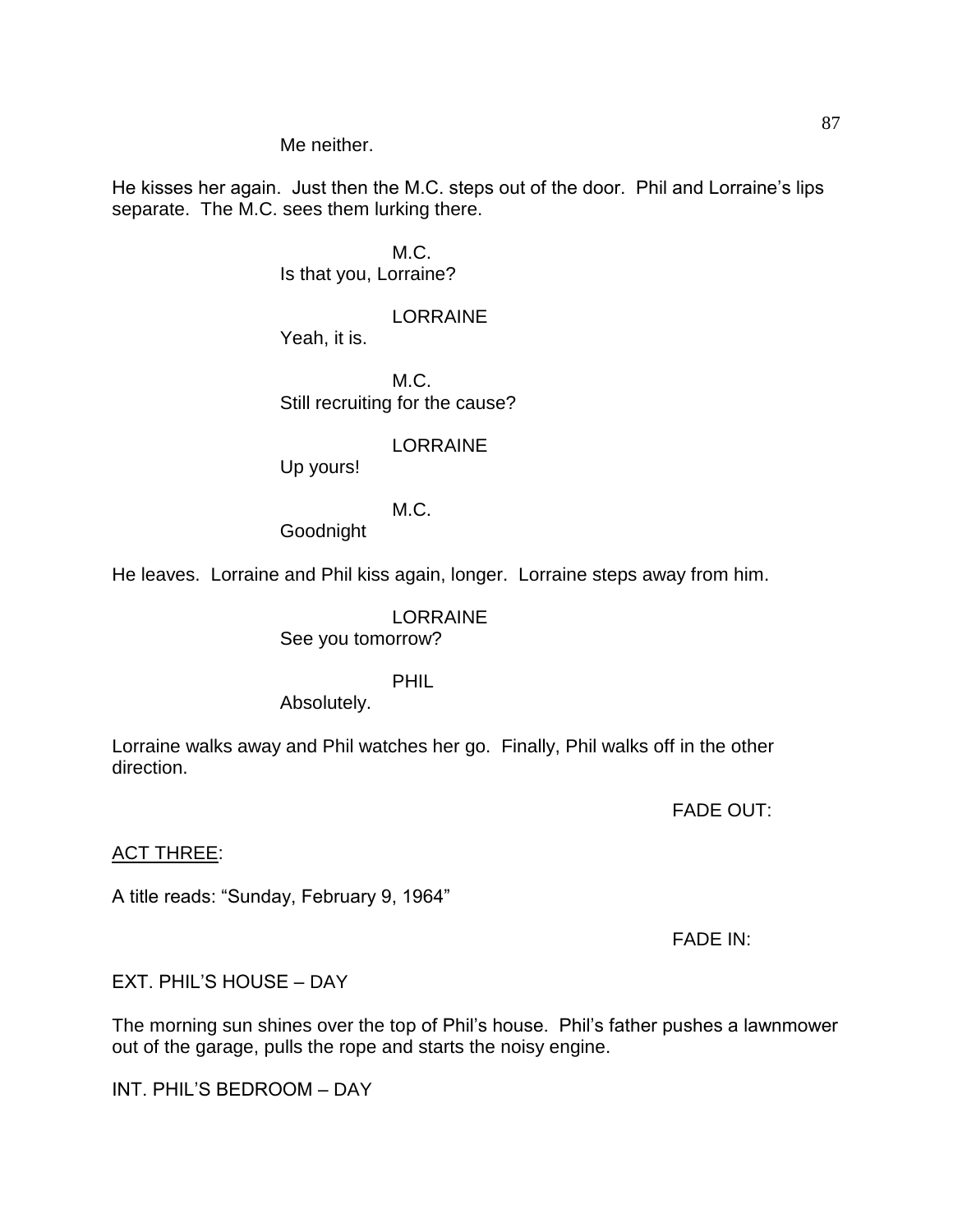Me neither.

He kisses her again. Just then the M.C. steps out of the door. Phil and Lorraine's lips separate. The M.C. sees them lurking there.

M.C.
Is that you, Lorraine?

LORRAINE
Yeah, it is.

M.C.
Still recruiting for the cause?

LORRAINE
Up yours!

M.C.
Goodnight

He leaves. Lorraine and Phil kiss again, longer. Lorraine steps away from him.

LORRAINE
See you tomorrow?

PHIL
Absolutely.

Lorraine walks away and Phil watches her go. Finally, Phil walks off in the other direction.

FADE OUT:

ACT THREE:

A title reads: "Sunday, February 9, 1964"

FADE IN:

EXT. PHIL'S HOUSE – DAY

The morning sun shines over the top of Phil's house. Phil's father pushes a lawnmower out of the garage, pulls the rope and starts the noisy engine.

INT. PHIL'S BEDROOM – DAY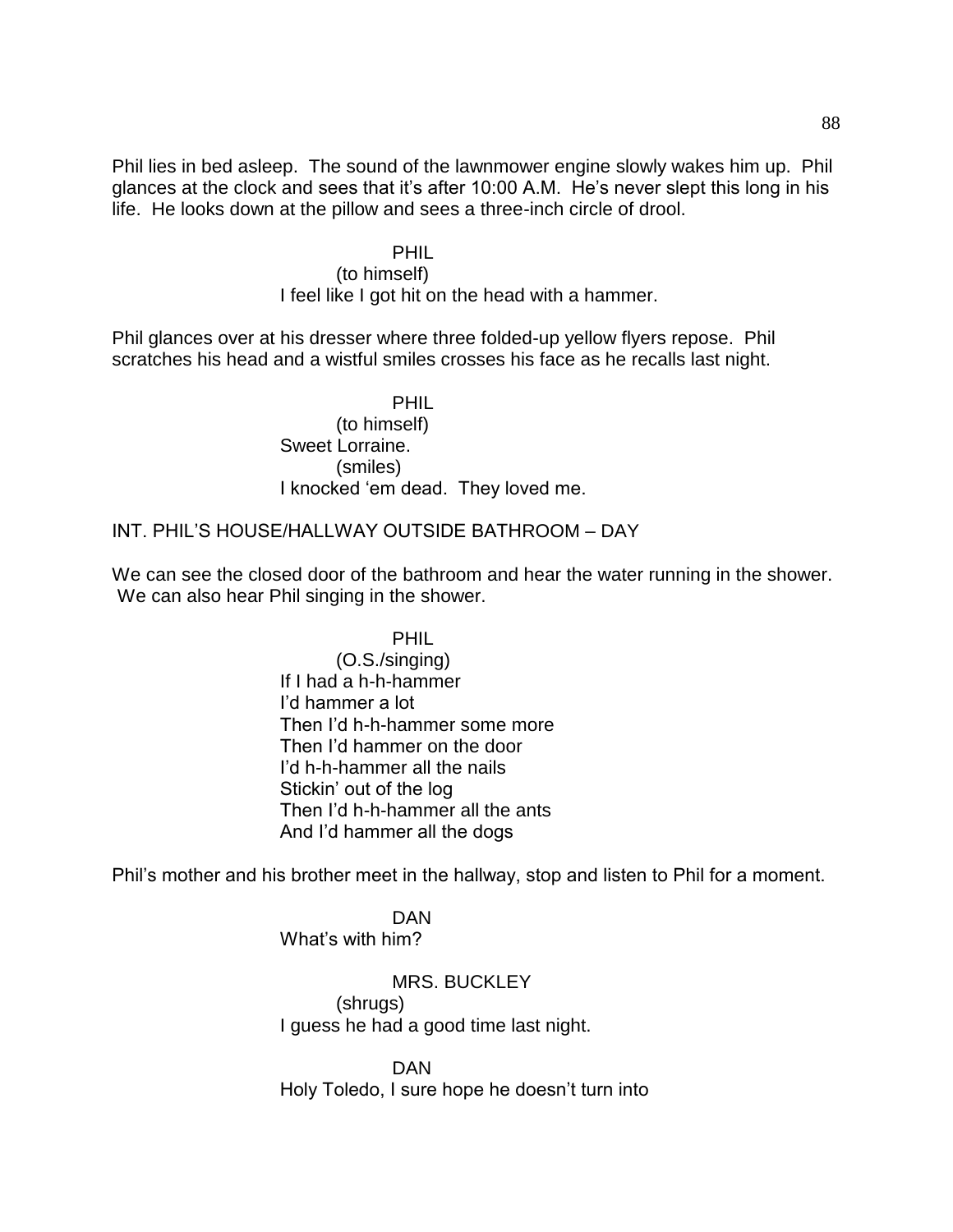Phil lies in bed asleep. The sound of the lawnmower engine slowly wakes him up. Phil glances at the clock and sees that it's after 10:00 A.M. He's never slept this long in his life. He looks down at the pillow and sees a three-inch circle of drool.

PHIL
(to himself)
I feel like I got hit on the head with a hammer.

Phil glances over at his dresser where three folded-up yellow flyers repose. Phil scratches his head and a wistful smiles crosses his face as he recalls last night.

PHIL
(to himself)
Sweet Lorraine.
(smiles)
I knocked 'em dead. They loved me.

INT. PHIL'S HOUSE/HALLWAY OUTSIDE BATHROOM – DAY

We can see the closed door of the bathroom and hear the water running in the shower. We can also hear Phil singing in the shower.

PHIL
(O.S./singing)
If I had a h-h-hammer
I'd hammer a lot
Then I'd h-h-hammer some more
Then I'd hammer on the door
I'd h-h-hammer all the nails
Stickin' out of the log
Then I'd h-h-hammer all the ants
And I'd hammer all the dogs

Phil's mother and his brother meet in the hallway, stop and listen to Phil for a moment.

DAN
What's with him?

MRS. BUCKLEY
(shrugs)
I guess he had a good time last night.

DAN
Holy Toledo, I sure hope he doesn't turn into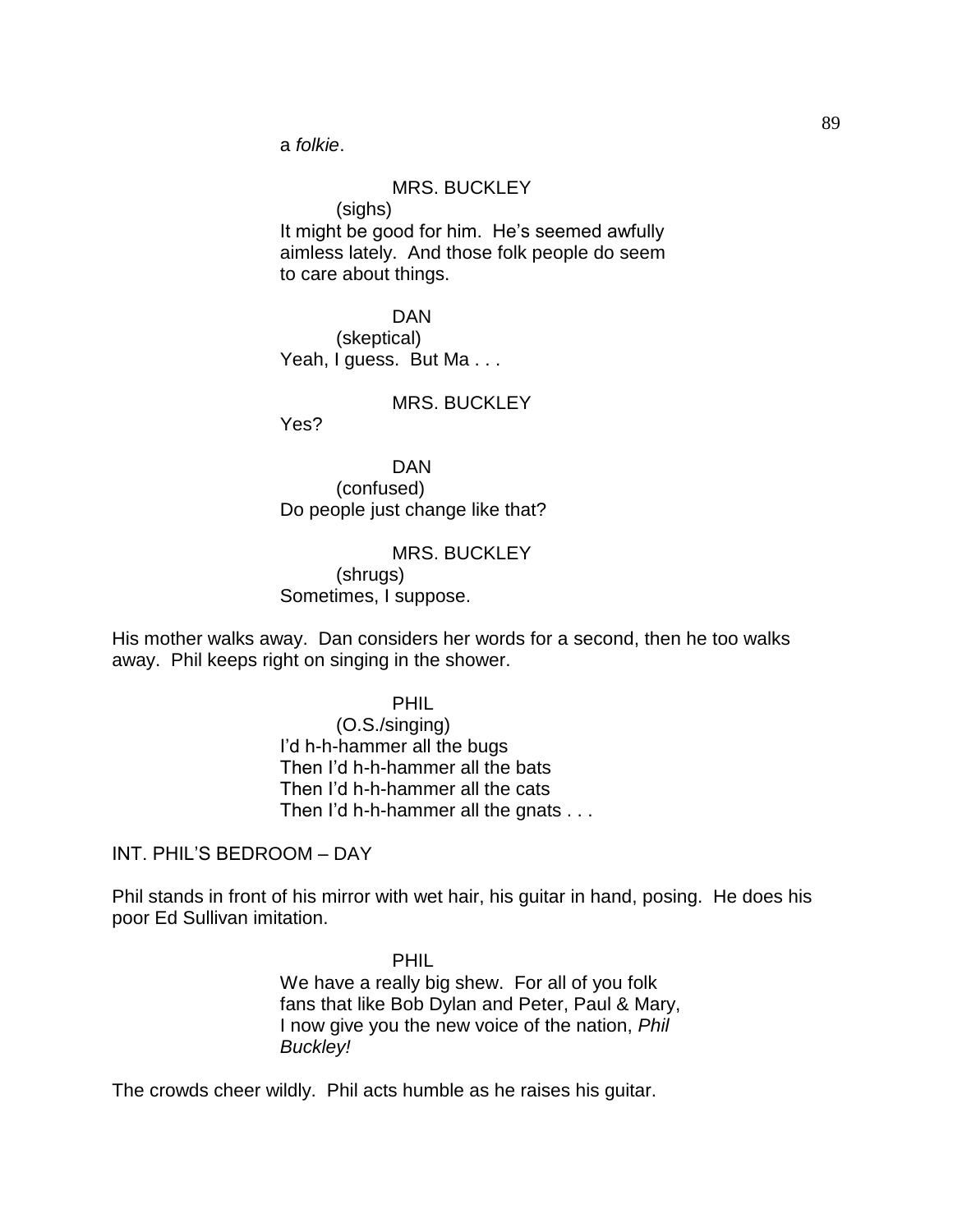a *folkie*.

MRS. BUCKLEY
(sighs)
It might be good for him. He's seemed awfully aimless lately. And those folk people do seem to care about things.

DAN
(skeptical)
Yeah, I guess. But Ma . . .

MRS. BUCKLEY
Yes?

DAN
(confused)
Do people just change like that?

MRS. BUCKLEY
(shrugs)
Sometimes, I suppose.

His mother walks away. Dan considers her words for a second, then he too walks away. Phil keeps right on singing in the shower.

PHIL
(O.S./singing)
I'd h-h-hammer all the bugs
Then I'd h-h-hammer all the bats
Then I'd h-h-hammer all the cats
Then I'd h-h-hammer all the gnats . . .

INT. PHIL'S BEDROOM – DAY

Phil stands in front of his mirror with wet hair, his guitar in hand, posing. He does his poor Ed Sullivan imitation.

PHIL
We have a really big shew. For all of you folk fans that like Bob Dylan and Peter, Paul & Mary, I now give you the new voice of the nation, *Phil Buckley!*

The crowds cheer wildly. Phil acts humble as he raises his guitar.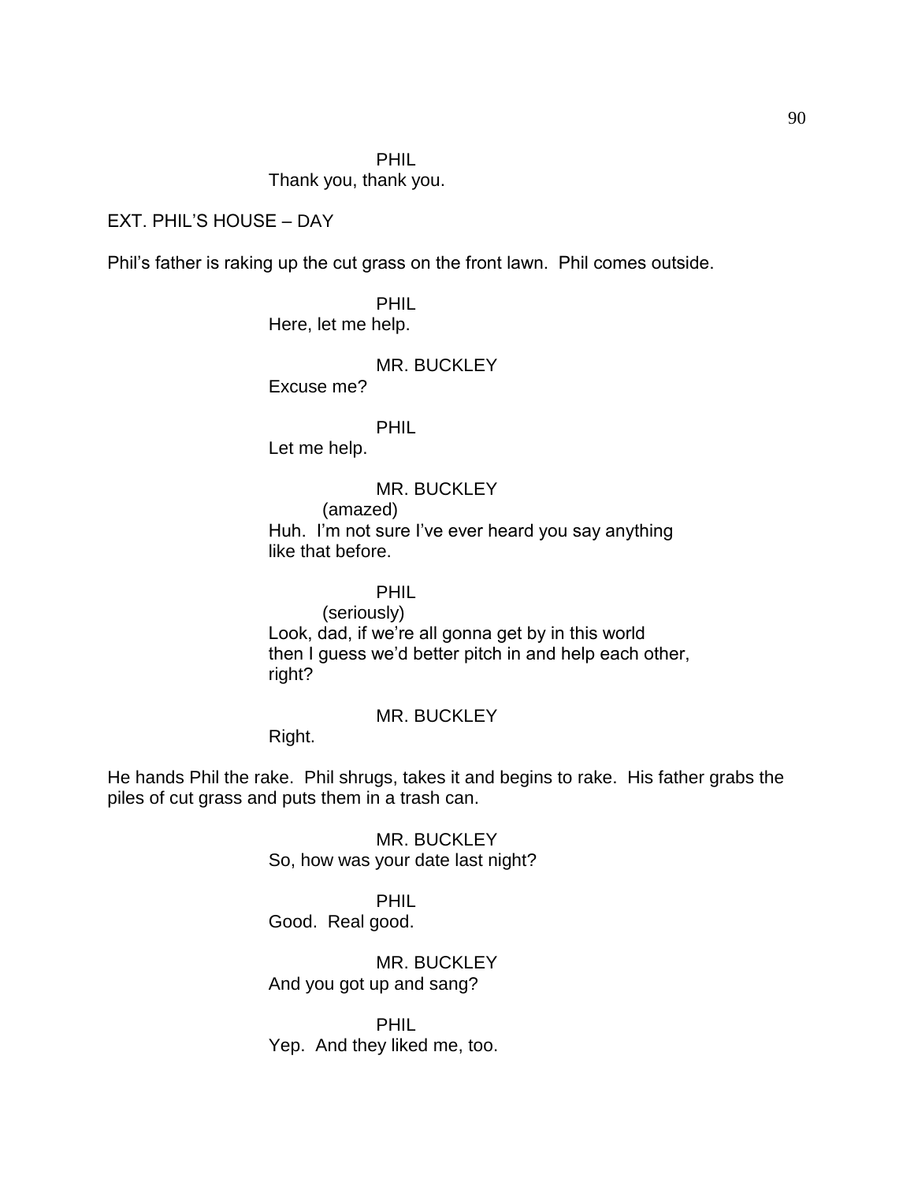PHIL
Thank you, thank you.

EXT. PHIL'S HOUSE – DAY

Phil's father is raking up the cut grass on the front lawn. Phil comes outside.

PHIL
Here, let me help.

MR. BUCKLEY
Excuse me?

PHIL
Let me help.

MR. BUCKLEY
(amazed)
Huh. I'm not sure I've ever heard you say anything like that before.

PHIL
(seriously)
Look, dad, if we're all gonna get by in this world then I guess we'd better pitch in and help each other, right?

MR. BUCKLEY
Right.

He hands Phil the rake. Phil shrugs, takes it and begins to rake. His father grabs the piles of cut grass and puts them in a trash can.

MR. BUCKLEY
So, how was your date last night?

PHIL
Good. Real good.

MR. BUCKLEY
And you got up and sang?

PHIL
Yep. And they liked me, too.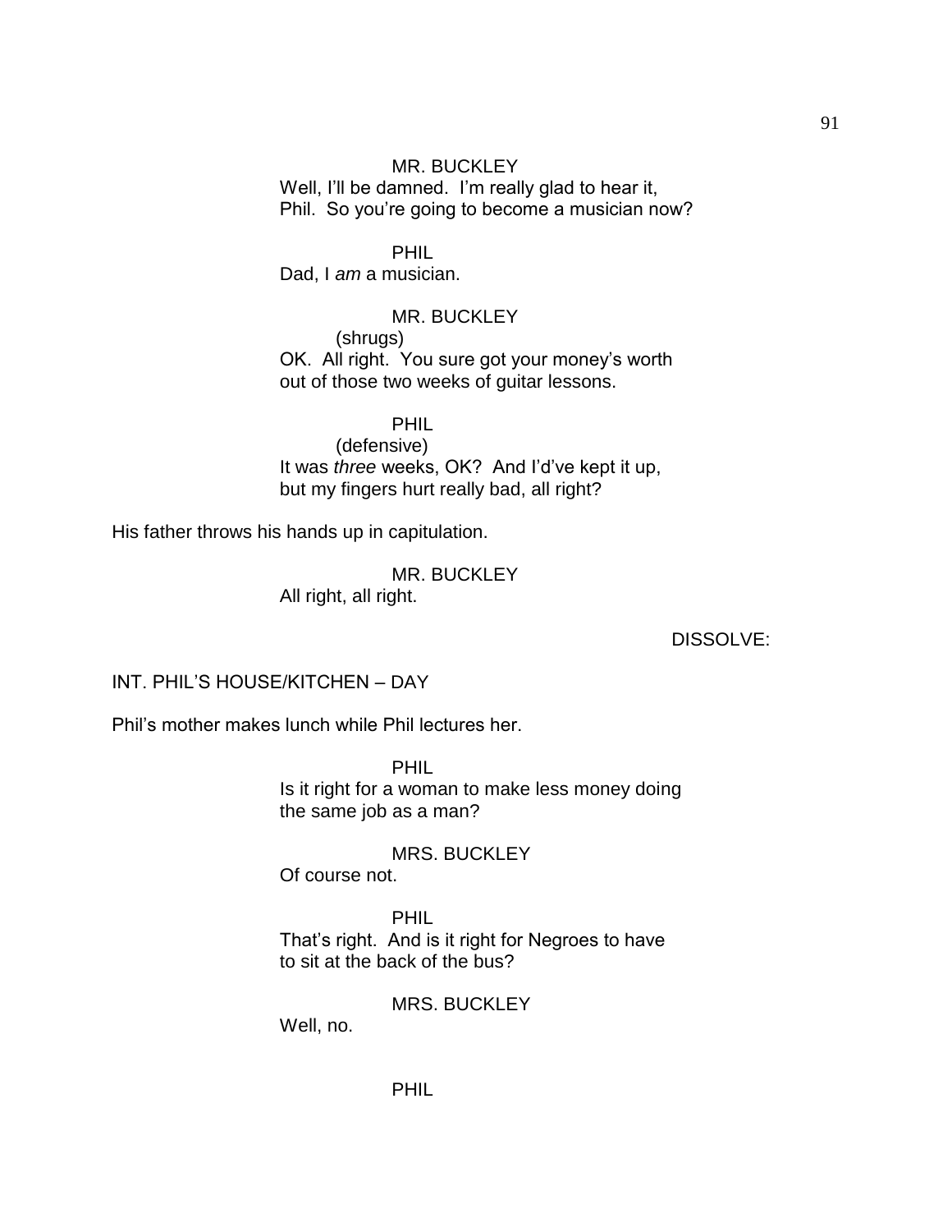MR. BUCKLEY

Well, I'll be damned. I'm really glad to hear it, Phil. So you're going to become a musician now?

PHIL

Dad, I *am* a musician.

MR. BUCKLEY

(shrugs)

OK. All right. You sure got your money's worth out of those two weeks of guitar lessons.

PHIL

(defensive)

It was *three* weeks, OK? And I'd've kept it up, but my fingers hurt really bad, all right?

His father throws his hands up in capitulation.

MR. BUCKLEY

All right, all right.

DISSOLVE:

INT. PHIL'S HOUSE/KITCHEN – DAY

Phil's mother makes lunch while Phil lectures her.

PHIL

Is it right for a woman to make less money doing the same job as a man?

MRS. BUCKLEY

Of course not.

PHIL

That's right. And is it right for Negroes to have to sit at the back of the bus?

MRS. BUCKLEY

Well, no.

PHIL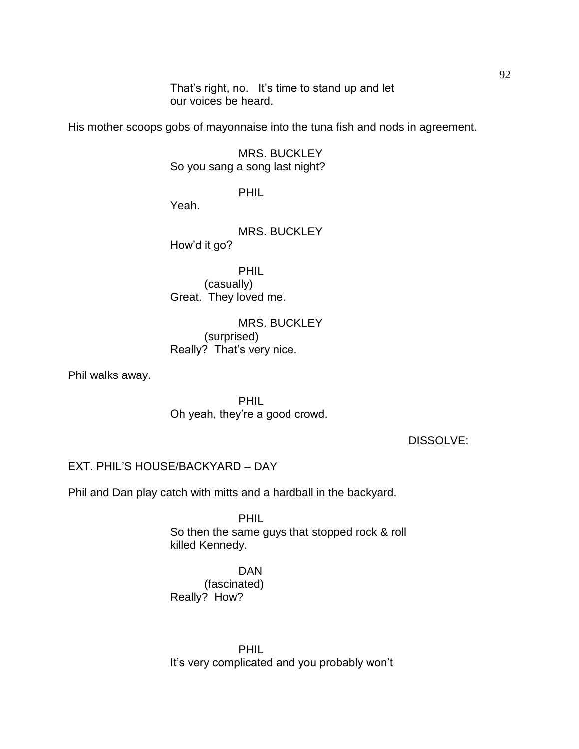That's right, no.   It's time to stand up and let our voices be heard.

His mother scoops gobs of mayonnaise into the tuna fish and nods in agreement.

MRS. BUCKLEY
So you sang a song last night?

PHIL
Yeah.

MRS. BUCKLEY
How'd it go?

PHIL
(casually)
Great.  They loved me.

MRS. BUCKLEY
(surprised)
Really?  That's very nice.

Phil walks away.

PHIL
Oh yeah, they're a good crowd.

DISSOLVE:

EXT. PHIL'S HOUSE/BACKYARD – DAY

Phil and Dan play catch with mitts and a hardball in the backyard.

PHIL
So then the same guys that stopped rock & roll killed Kennedy.

DAN
(fascinated)
Really?  How?

PHIL
It's very complicated and you probably won't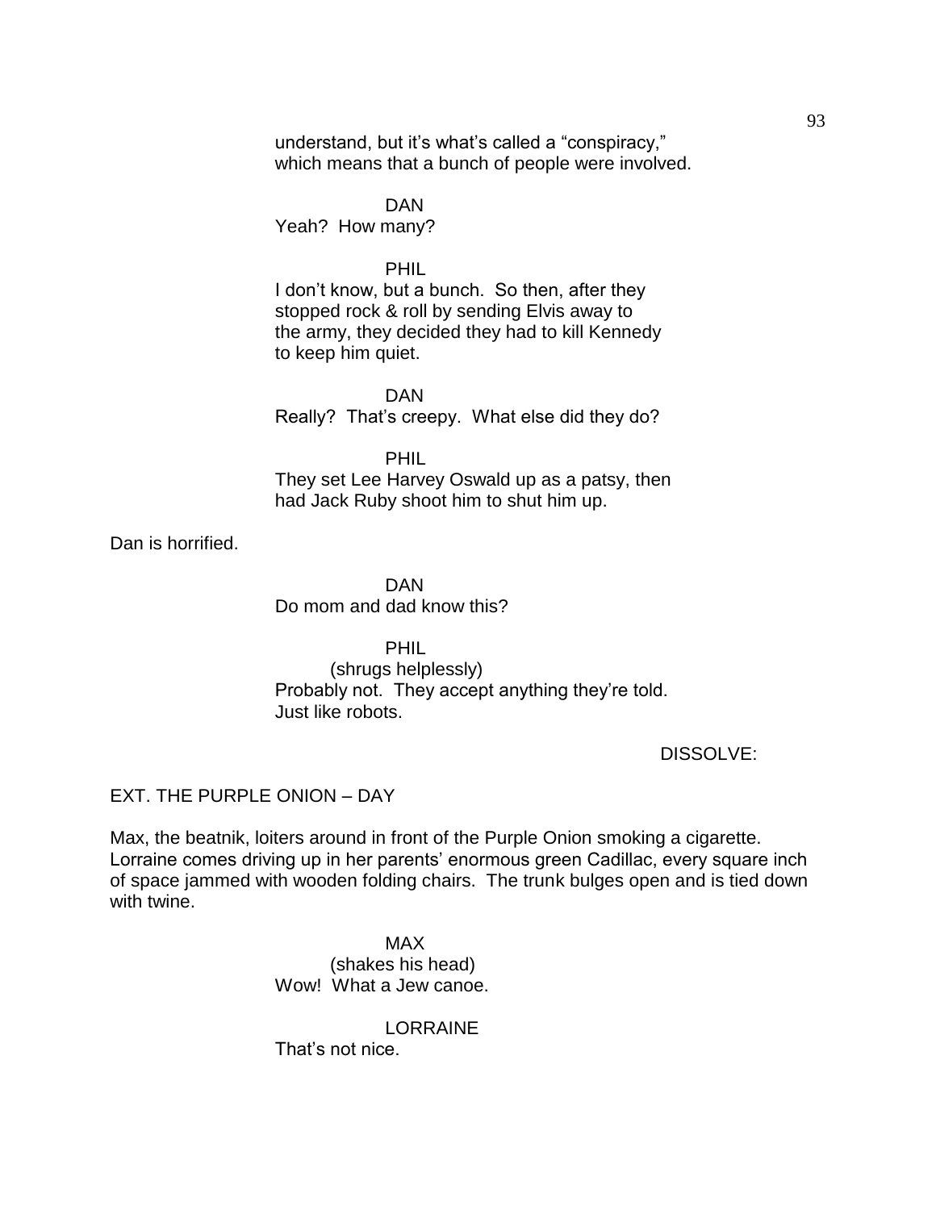understand, but it's what's called a "conspiracy," which means that a bunch of people were involved.

DAN
Yeah? How many?

PHIL
I don't know, but a bunch. So then, after they stopped rock & roll by sending Elvis away to the army, they decided they had to kill Kennedy to keep him quiet.

DAN
Really? That's creepy. What else did they do?

PHIL
They set Lee Harvey Oswald up as a patsy, then had Jack Ruby shoot him to shut him up.

Dan is horrified.

DAN
Do mom and dad know this?

PHIL
(shrugs helplessly)
Probably not. They accept anything they're told. Just like robots.

DISSOLVE:

EXT. THE PURPLE ONION – DAY

Max, the beatnik, loiters around in front of the Purple Onion smoking a cigarette. Lorraine comes driving up in her parents' enormous green Cadillac, every square inch of space jammed with wooden folding chairs. The trunk bulges open and is tied down with twine.

MAX
(shakes his head)
Wow! What a Jew canoe.

LORRAINE
That's not nice.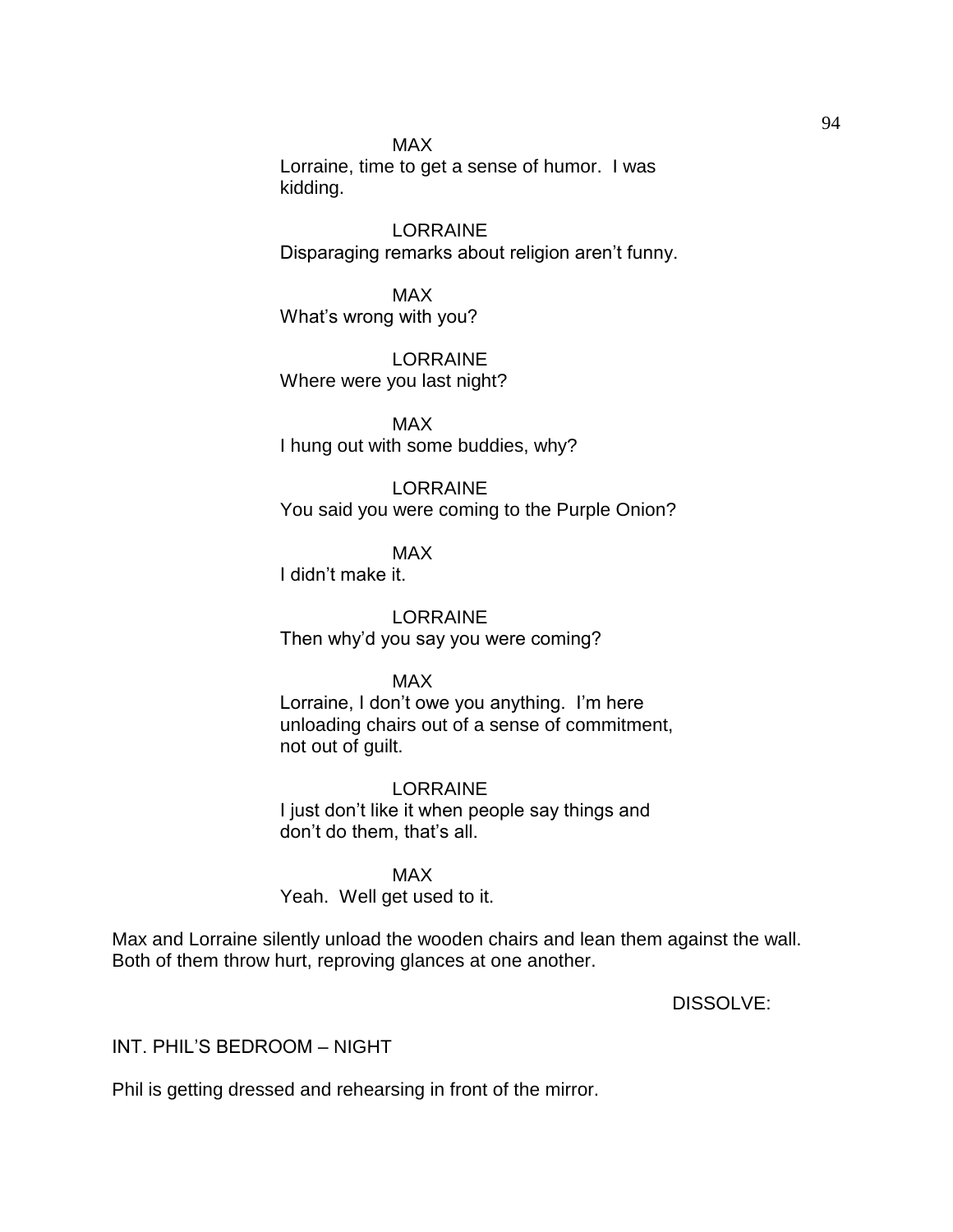MAX
Lorraine, time to get a sense of humor. I was kidding.

LORRAINE
Disparaging remarks about religion aren't funny.

MAX
What's wrong with you?

LORRAINE
Where were you last night?

MAX
I hung out with some buddies, why?

LORRAINE
You said you were coming to the Purple Onion?

MAX
I didn't make it.

LORRAINE
Then why'd you say you were coming?

MAX
Lorraine, I don't owe you anything. I'm here unloading chairs out of a sense of commitment, not out of guilt.

LORRAINE
I just don't like it when people say things and don't do them, that's all.

MAX
Yeah. Well get used to it.

Max and Lorraine silently unload the wooden chairs and lean them against the wall. Both of them throw hurt, reproving glances at one another.

DISSOLVE:

INT. PHIL'S BEDROOM – NIGHT

Phil is getting dressed and rehearsing in front of the mirror.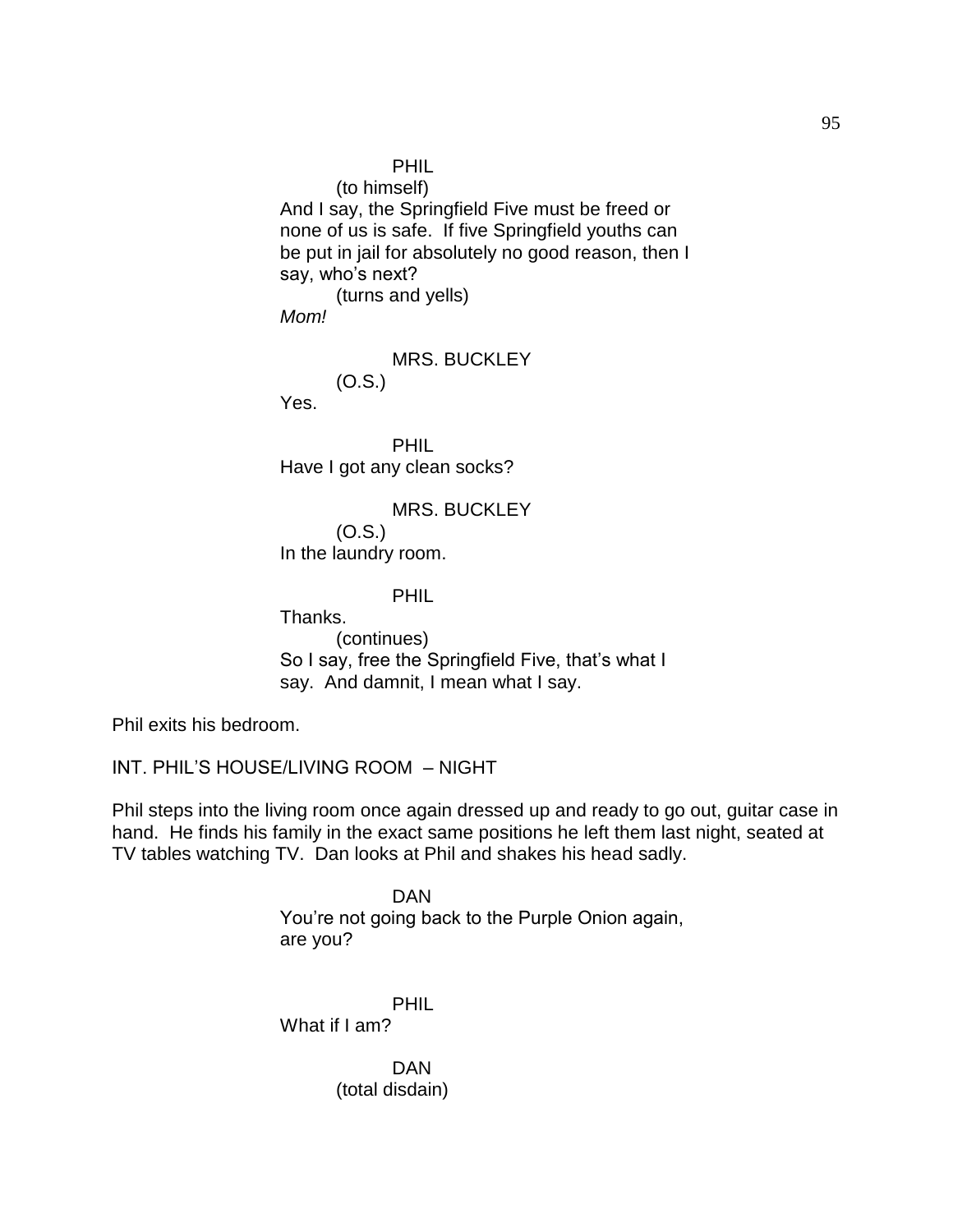PHIL

(to himself)

And I say, the Springfield Five must be freed or none of us is safe. If five Springfield youths can be put in jail for absolutely no good reason, then I say, who's next?

(turns and yells)

*Mom!*

MRS. BUCKLEY

(O.S.)

Yes.

PHIL

Have I got any clean socks?

MRS. BUCKLEY

(O.S.)

In the laundry room.

PHIL

Thanks.

(continues)

So I say, free the Springfield Five, that's what I say. And damnit, I mean what I say.

Phil exits his bedroom.

INT. PHIL'S HOUSE/LIVING ROOM – NIGHT

Phil steps into the living room once again dressed up and ready to go out, guitar case in hand. He finds his family in the exact same positions he left them last night, seated at TV tables watching TV. Dan looks at Phil and shakes his head sadly.

DAN

You're not going back to the Purple Onion again, are you?

PHIL

What if I am?

DAN

(total disdain)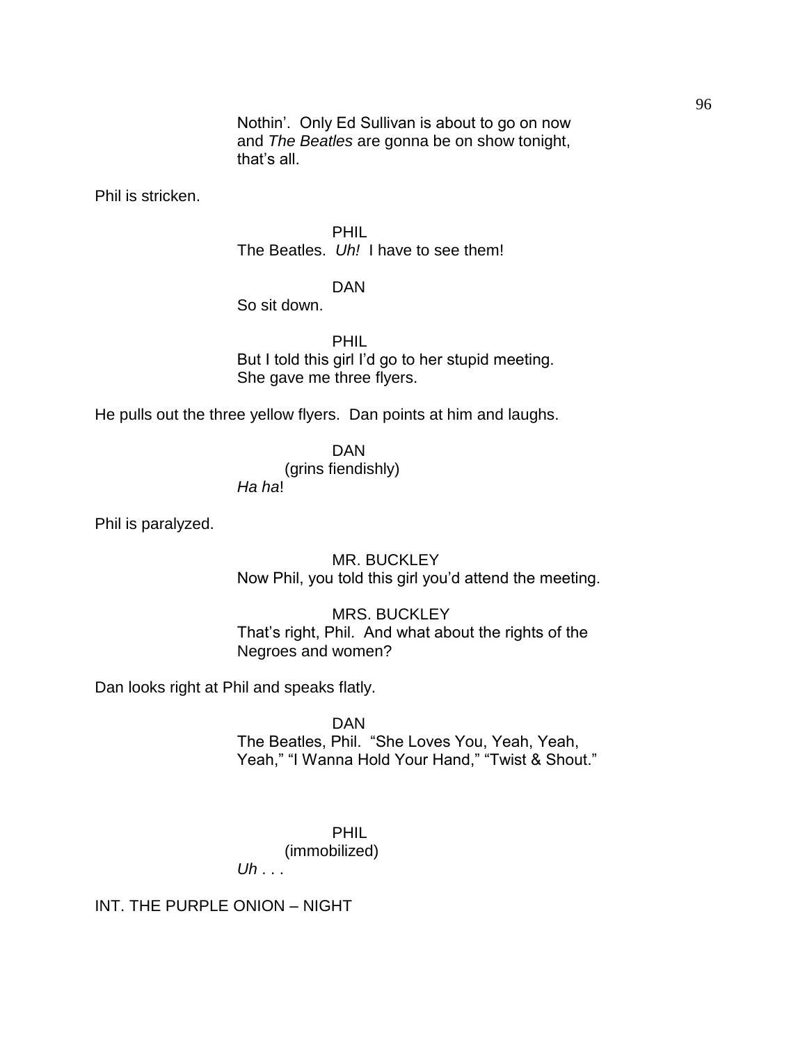Nothin'. Only Ed Sullivan is about to go on now and *The Beatles* are gonna be on show tonight, that's all.

Phil is stricken.

PHIL

The Beatles. *Uh!* I have to see them!

DAN

So sit down.

PHIL

But I told this girl I'd go to her stupid meeting. She gave me three flyers.

He pulls out the three yellow flyers. Dan points at him and laughs.

DAN

(grins fiendishly)

*Ha ha*!

Phil is paralyzed.

MR. BUCKLEY

Now Phil, you told this girl you'd attend the meeting.

MRS. BUCKLEY

That's right, Phil. And what about the rights of the Negroes and women?

Dan looks right at Phil and speaks flatly.

DAN

The Beatles, Phil. "She Loves You, Yeah, Yeah, Yeah," "I Wanna Hold Your Hand," "Twist & Shout."

PHIL

(immobilized)

*Uh* . . .

INT. THE PURPLE ONION – NIGHT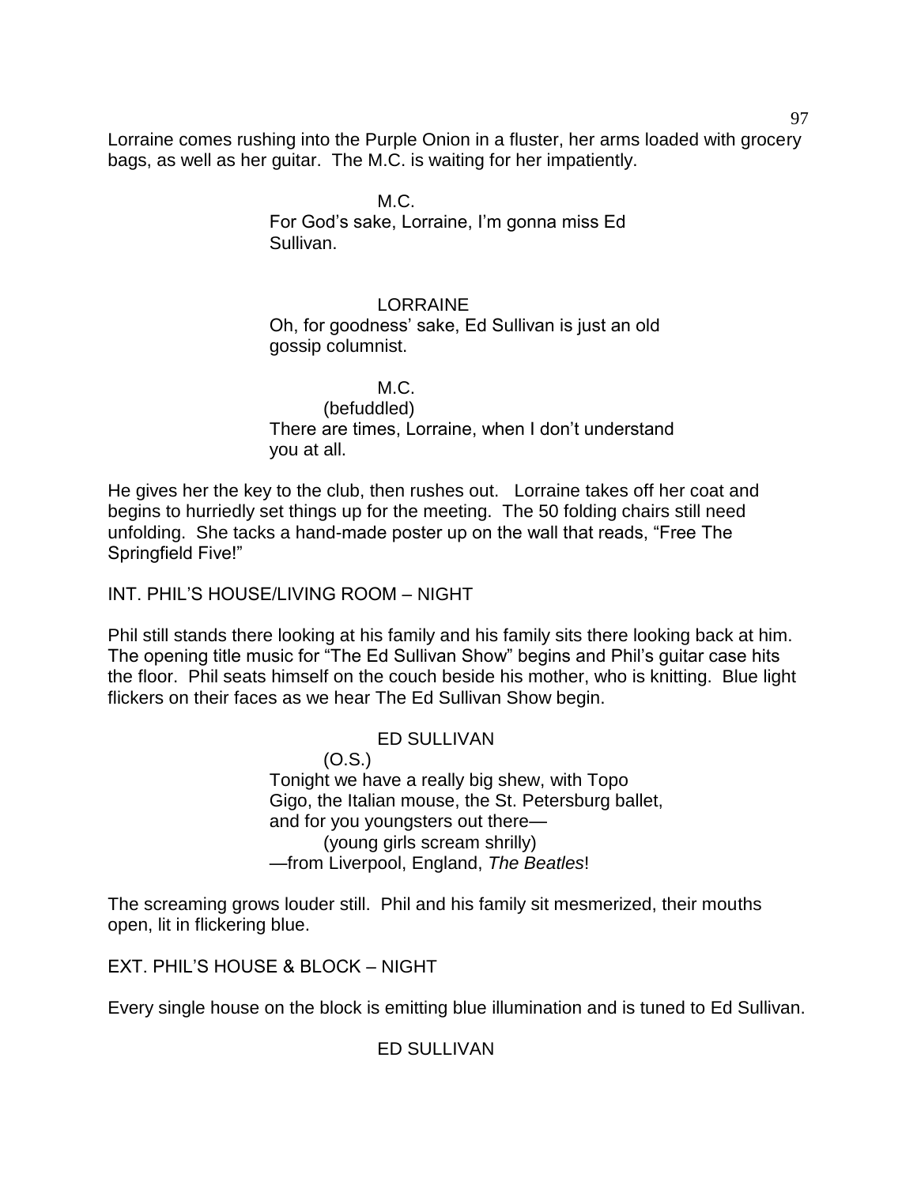Lorraine comes rushing into the Purple Onion in a fluster, her arms loaded with grocery bags, as well as her guitar. The M.C. is waiting for her impatiently.

M.C.
For God's sake, Lorraine, I'm gonna miss Ed Sullivan.

LORRAINE
Oh, for goodness' sake, Ed Sullivan is just an old gossip columnist.

M.C.
(befuddled)
There are times, Lorraine, when I don't understand you at all.

He gives her the key to the club, then rushes out. Lorraine takes off her coat and begins to hurriedly set things up for the meeting. The 50 folding chairs still need unfolding. She tacks a hand-made poster up on the wall that reads, "Free The Springfield Five!"

INT. PHIL'S HOUSE/LIVING ROOM – NIGHT

Phil still stands there looking at his family and his family sits there looking back at him. The opening title music for "The Ed Sullivan Show" begins and Phil's guitar case hits the floor. Phil seats himself on the couch beside his mother, who is knitting. Blue light flickers on their faces as we hear The Ed Sullivan Show begin.

ED SULLIVAN
(O.S.)
Tonight we have a really big shew, with Topo Gigo, the Italian mouse, the St. Petersburg ballet, and for you youngsters out there—
(young girls scream shrilly)
—from Liverpool, England, *The Beatles*!

The screaming grows louder still. Phil and his family sit mesmerized, their mouths open, lit in flickering blue.

EXT. PHIL'S HOUSE & BLOCK – NIGHT

Every single house on the block is emitting blue illumination and is tuned to Ed Sullivan.

ED SULLIVAN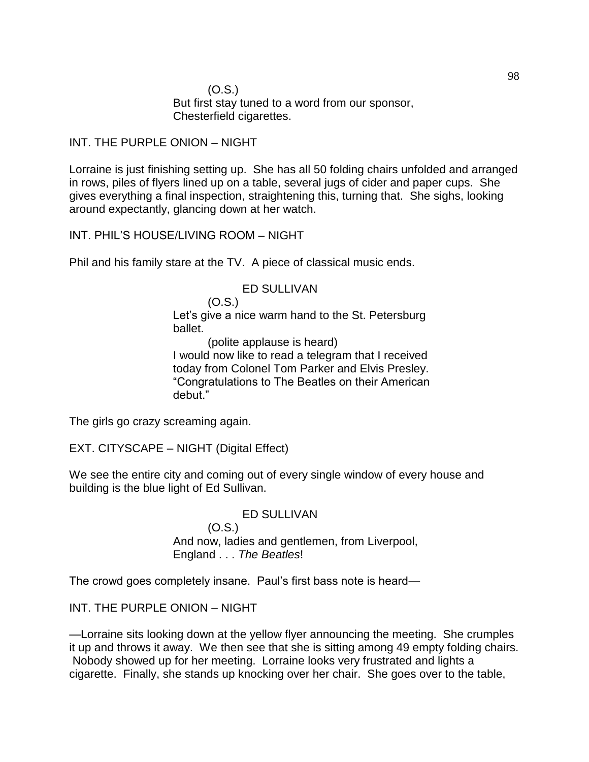(O.S.)
But first stay tuned to a word from our sponsor, Chesterfield cigarettes.

INT. THE PURPLE ONION – NIGHT

Lorraine is just finishing setting up. She has all 50 folding chairs unfolded and arranged in rows, piles of flyers lined up on a table, several jugs of cider and paper cups. She gives everything a final inspection, straightening this, turning that. She sighs, looking around expectantly, glancing down at her watch.

INT. PHIL'S HOUSE/LIVING ROOM – NIGHT

Phil and his family stare at the TV. A piece of classical music ends.

ED SULLIVAN
(O.S.)
Let's give a nice warm hand to the St. Petersburg ballet.
(polite applause is heard)
I would now like to read a telegram that I received today from Colonel Tom Parker and Elvis Presley. "Congratulations to The Beatles on their American debut."

The girls go crazy screaming again.

EXT. CITYSCAPE – NIGHT (Digital Effect)

We see the entire city and coming out of every single window of every house and building is the blue light of Ed Sullivan.

ED SULLIVAN
(O.S.)
And now, ladies and gentlemen, from Liverpool, England . . . *The Beatles*!

The crowd goes completely insane. Paul's first bass note is heard—

INT. THE PURPLE ONION – NIGHT

—Lorraine sits looking down at the yellow flyer announcing the meeting. She crumples it up and throws it away. We then see that she is sitting among 49 empty folding chairs. Nobody showed up for her meeting. Lorraine looks very frustrated and lights a cigarette. Finally, she stands up knocking over her chair. She goes over to the table,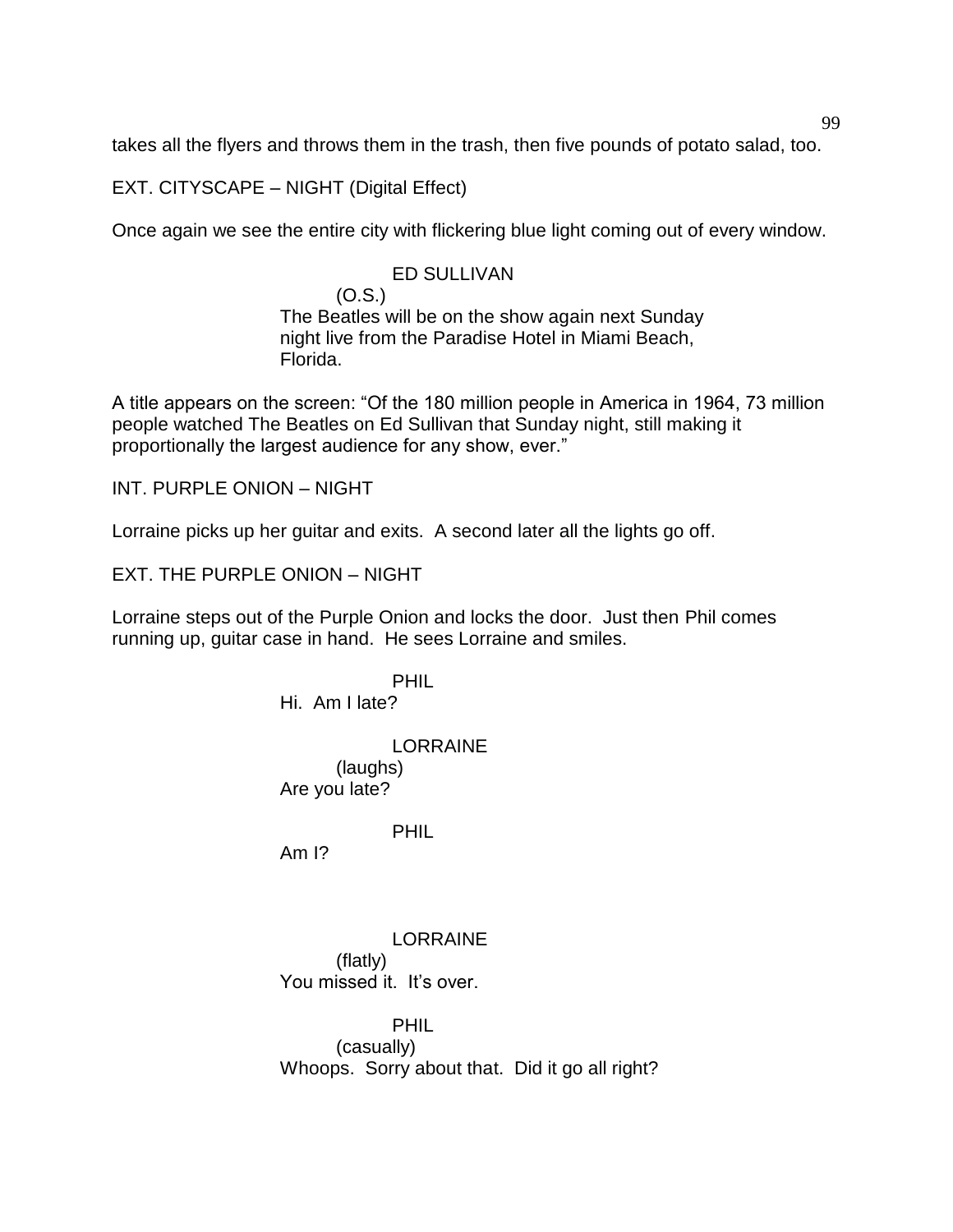takes all the flyers and throws them in the trash, then five pounds of potato salad, too.

EXT. CITYSCAPE – NIGHT (Digital Effect)

Once again we see the entire city with flickering blue light coming out of every window.

ED SULLIVAN
(O.S.)
The Beatles will be on the show again next Sunday night live from the Paradise Hotel in Miami Beach, Florida.

A title appears on the screen: "Of the 180 million people in America in 1964, 73 million people watched The Beatles on Ed Sullivan that Sunday night, still making it proportionally the largest audience for any show, ever."

INT. PURPLE ONION – NIGHT

Lorraine picks up her guitar and exits. A second later all the lights go off.

EXT. THE PURPLE ONION – NIGHT

Lorraine steps out of the Purple Onion and locks the door. Just then Phil comes running up, guitar case in hand. He sees Lorraine and smiles.

PHIL
Hi. Am I late?

LORRAINE
(laughs)
Are you late?

PHIL
Am I?

LORRAINE
(flatly)
You missed it. It's over.

PHIL
(casually)
Whoops. Sorry about that. Did it go all right?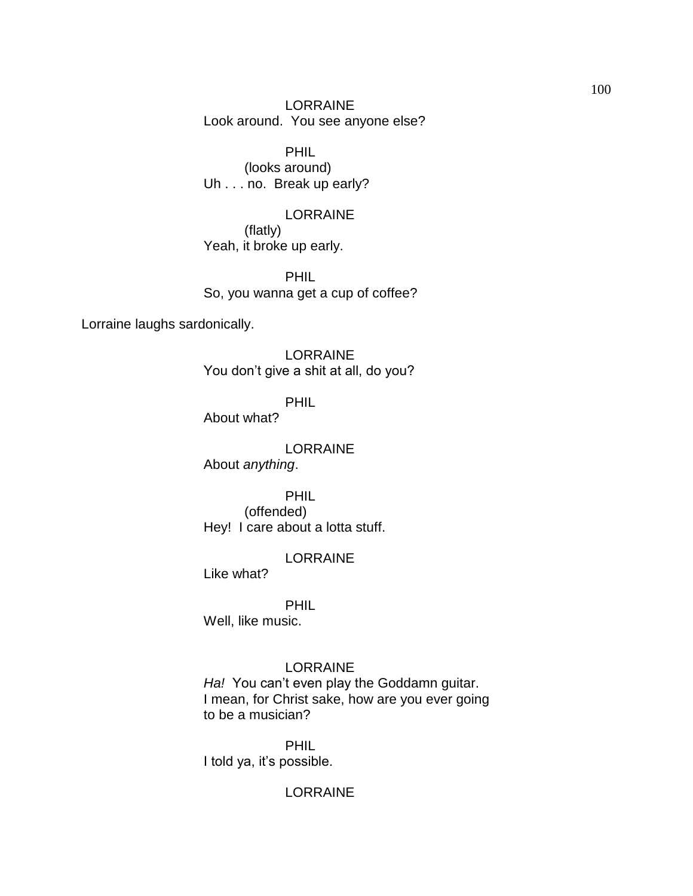LORRAINE
Look around.  You see anyone else?

PHIL
(looks around)
Uh . . . no.  Break up early?

LORRAINE
(flatly)
Yeah, it broke up early.

PHIL
So, you wanna get a cup of coffee?

Lorraine laughs sardonically.

LORRAINE
You don't give a shit at all, do you?

PHIL
About what?

LORRAINE
About *anything*.

PHIL
(offended)
Hey!  I care about a lotta stuff.

LORRAINE
Like what?

PHIL
Well, like music.

LORRAINE
*Ha!*  You can't even play the Goddamn guitar.
I mean, for Christ sake, how are you ever going
to be a musician?

PHIL
I told ya, it's possible.

LORRAINE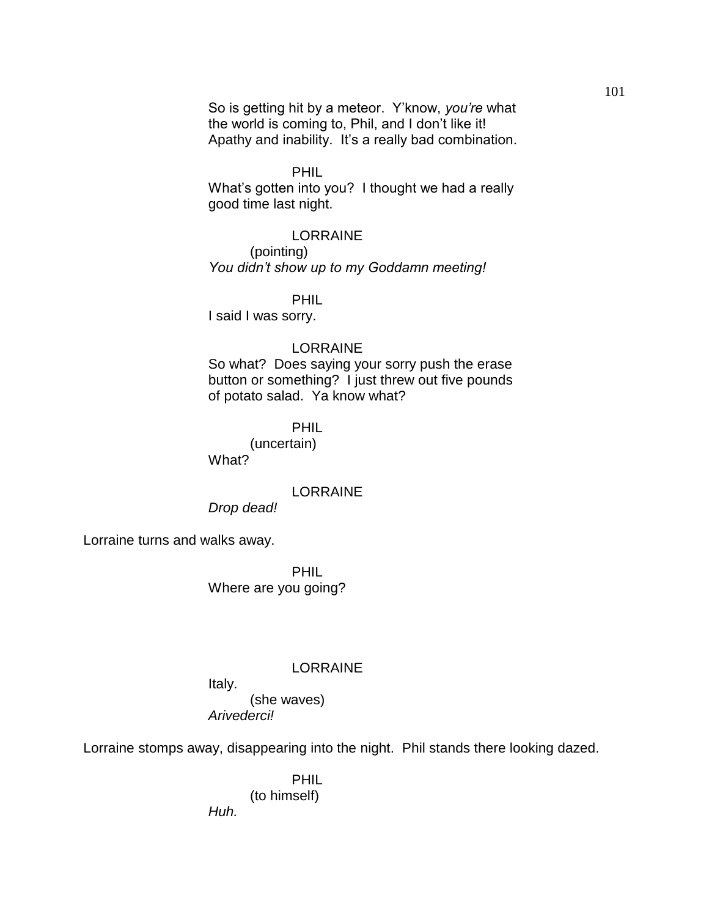So is getting hit by a meteor. Y'know, *you're* what the world is coming to, Phil, and I don't like it! Apathy and inability. It's a really bad combination.

PHIL

What's gotten into you? I thought we had a really good time last night.

LORRAINE

(pointing)

*You didn't show up to my Goddamn meeting!*

PHIL

I said I was sorry.

LORRAINE

So what? Does saying your sorry push the erase button or something? I just threw out five pounds of potato salad. Ya know what?

PHIL

(uncertain)

What?

LORRAINE

*Drop dead!*

Lorraine turns and walks away.

PHIL

Where are you going?

LORRAINE

Italy.

(she waves)

*Arivederci!*

Lorraine stomps away, disappearing into the night. Phil stands there looking dazed.

PHIL

(to himself)

*Huh.*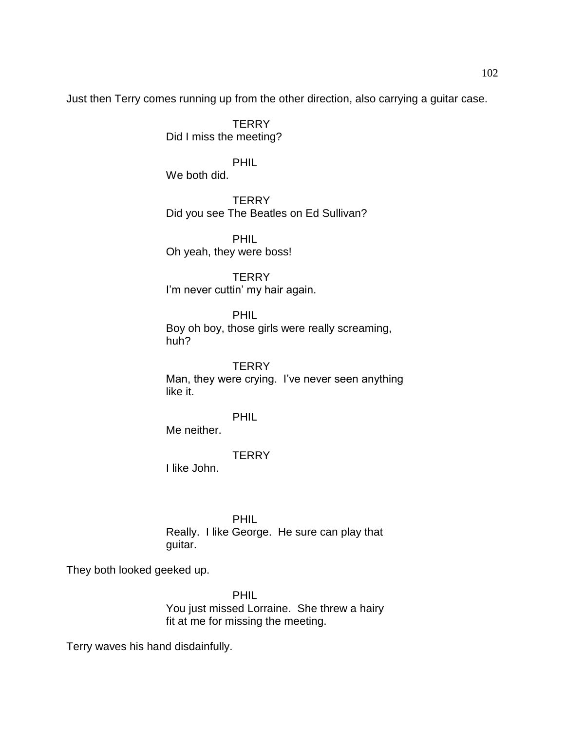Just then Terry comes running up from the other direction, also carrying a guitar case.

TERRY
Did I miss the meeting?

PHIL
We both did.

TERRY
Did you see The Beatles on Ed Sullivan?

PHIL
Oh yeah, they were boss!

TERRY
I'm never cuttin' my hair again.

PHIL
Boy oh boy, those girls were really screaming, huh?

TERRY
Man, they were crying. I've never seen anything like it.

PHIL
Me neither.

TERRY
I like John.

PHIL
Really. I like George. He sure can play that guitar.

They both looked geeked up.

PHIL
You just missed Lorraine. She threw a hairy fit at me for missing the meeting.

Terry waves his hand disdainfully.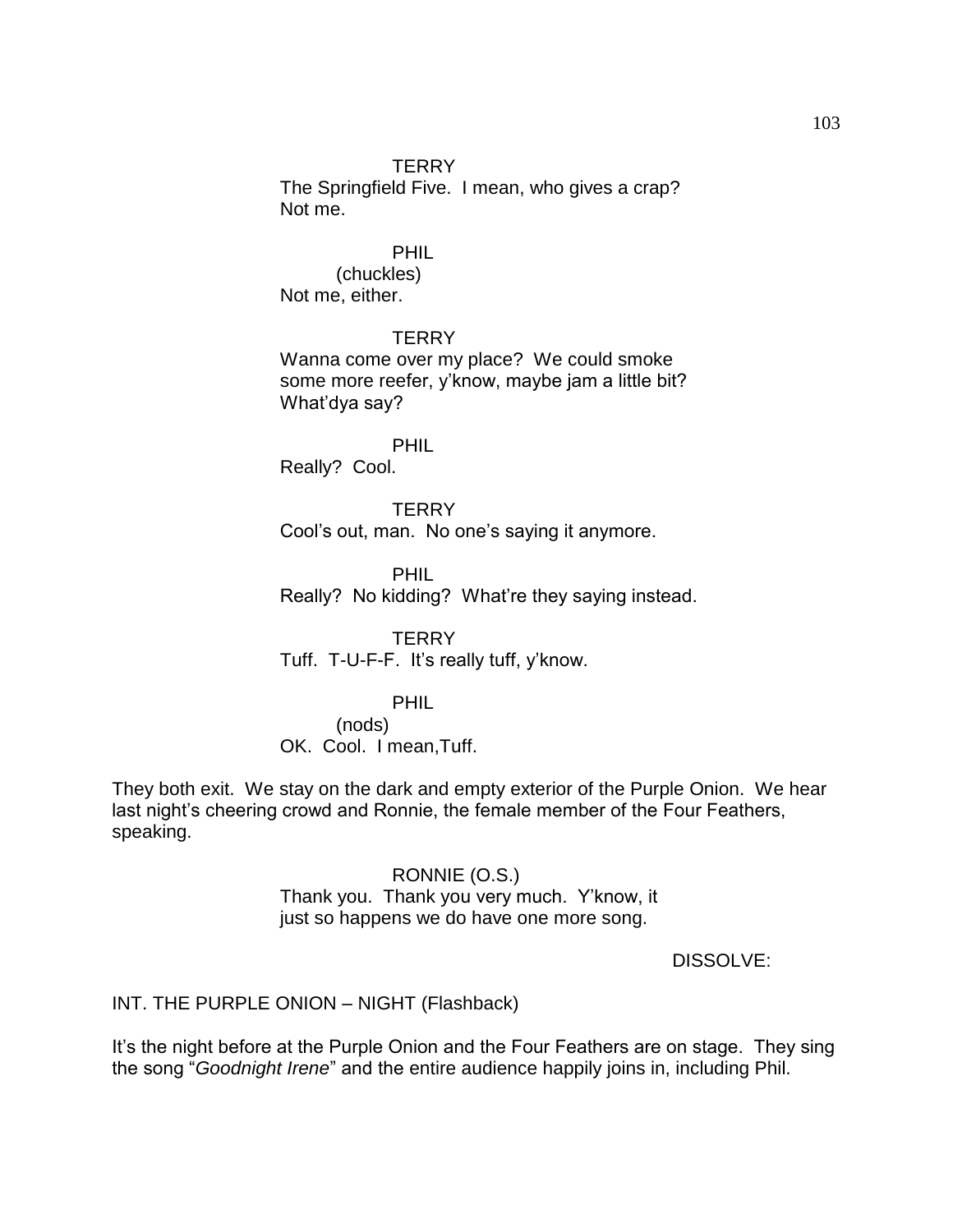TERRY
The Springfield Five. I mean, who gives a crap? Not me.

PHIL
(chuckles)
Not me, either.

TERRY
Wanna come over my place? We could smoke some more reefer, y'know, maybe jam a little bit? What'dya say?

PHIL
Really? Cool.

TERRY
Cool's out, man. No one's saying it anymore.

PHIL
Really? No kidding? What're they saying instead.

TERRY
Tuff. T-U-F-F. It's really tuff, y'know.

PHIL
(nods)
OK. Cool. I mean,Tuff.

They both exit. We stay on the dark and empty exterior of the Purple Onion. We hear last night's cheering crowd and Ronnie, the female member of the Four Feathers, speaking.

RONNIE (O.S.)
Thank you. Thank you very much. Y'know, it just so happens we do have one more song.

DISSOLVE:

INT. THE PURPLE ONION – NIGHT (Flashback)

It's the night before at the Purple Onion and the Four Feathers are on stage. They sing the song "*Goodnight Irene*" and the entire audience happily joins in, including Phil.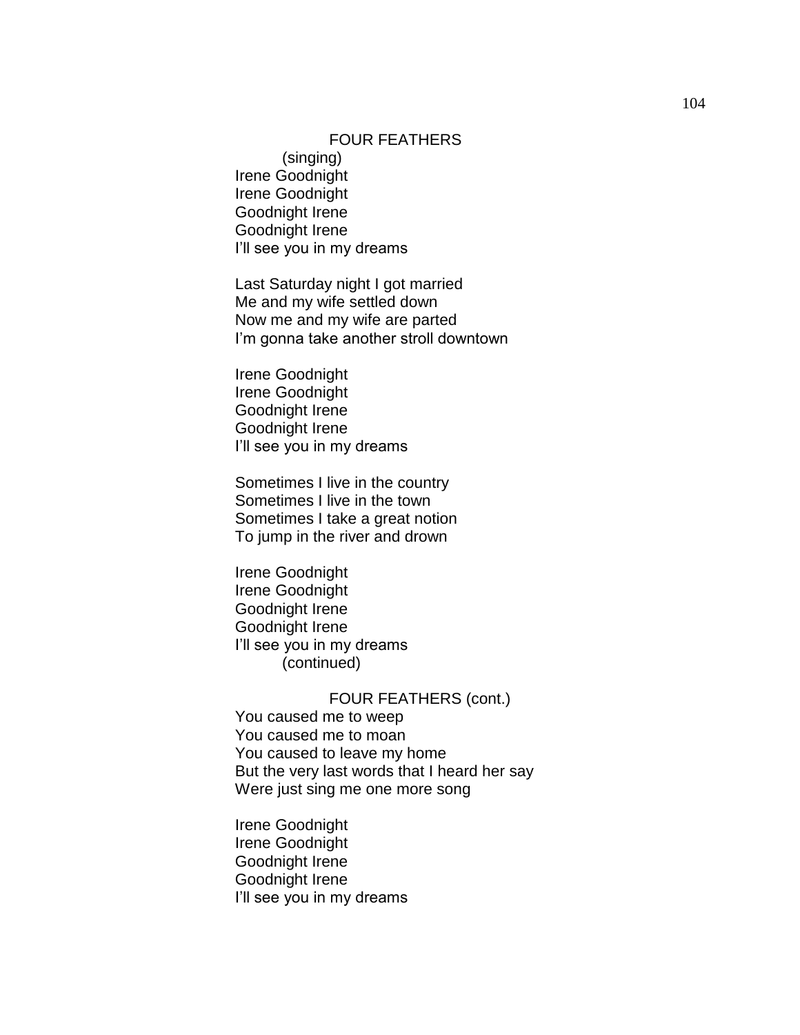FOUR FEATHERS
(singing)
Irene Goodnight
Irene Goodnight
Goodnight Irene
Goodnight Irene
I'll see you in my dreams

Last Saturday night I got married
Me and my wife settled down
Now me and my wife are parted
I'm gonna take another stroll downtown

Irene Goodnight
Irene Goodnight
Goodnight Irene
Goodnight Irene
I'll see you in my dreams

Sometimes I live in the country
Sometimes I live in the town
Sometimes I take a great notion
To jump in the river and drown

Irene Goodnight
Irene Goodnight
Goodnight Irene
Goodnight Irene
I'll see you in my dreams
(continued)

FOUR FEATHERS (cont.)
You caused me to weep
You caused me to moan
You caused to leave my home
But the very last words that I heard her say
Were just sing me one more song

Irene Goodnight
Irene Goodnight
Goodnight Irene
Goodnight Irene
I'll see you in my dreams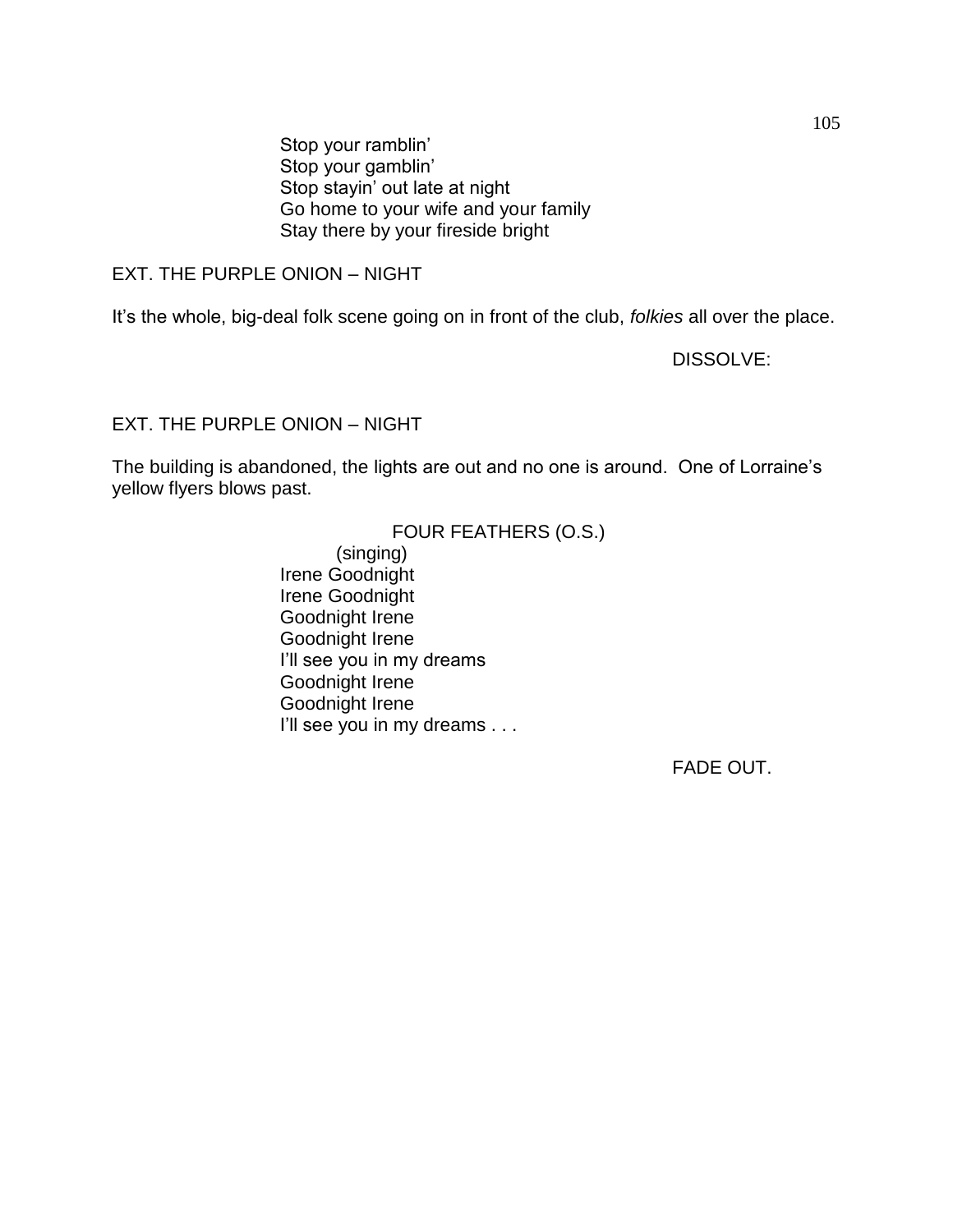Stop your ramblin'
Stop your gamblin'
Stop stayin' out late at night
Go home to your wife and your family
Stay there by your fireside bright

EXT. THE PURPLE ONION – NIGHT

It's the whole, big-deal folk scene going on in front of the club, *folkies* all over the place.

DISSOLVE:

EXT. THE PURPLE ONION – NIGHT

The building is abandoned, the lights are out and no one is around. One of Lorraine's yellow flyers blows past.

FOUR FEATHERS (O.S.)
(singing)
Irene Goodnight
Irene Goodnight
Goodnight Irene
Goodnight Irene
I'll see you in my dreams
Goodnight Irene
Goodnight Irene
I'll see you in my dreams . . .

FADE OUT.